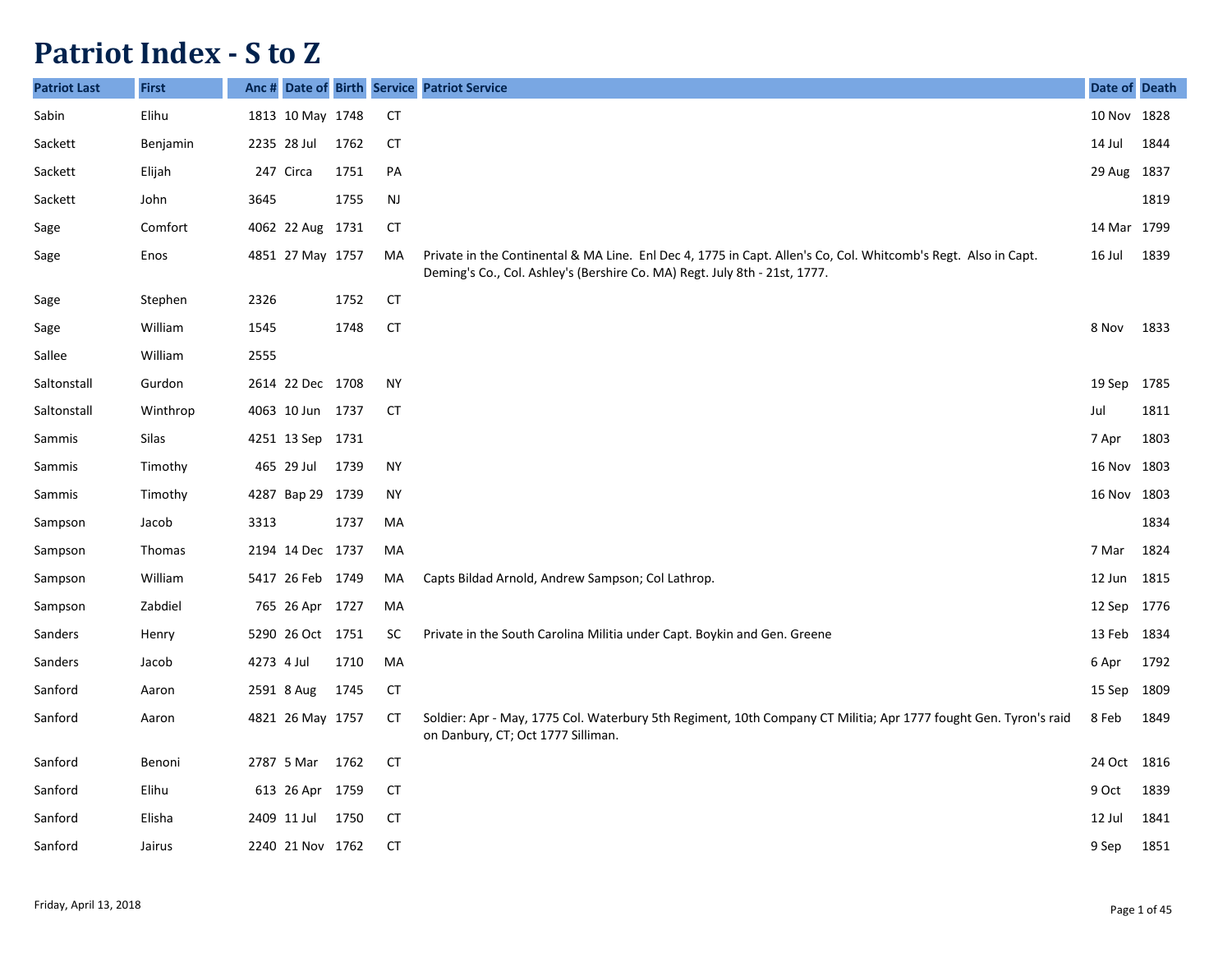# Patriot Index - S to Z

| Patriot Last | First | Anc # | Date of | Birth | Service | Patriot Service | Date of | Death |
|---|---|---|---|---|---|---|---|---|
| Sabin | Elihu | 1813 | 10 May | 1748 | CT | | 10 Nov | 1828 |
| Sackett | Benjamin | 2235 | 28 Jul | 1762 | CT | | 14 Jul | 1844 |
| Sackett | Elijah | 247 | Circa | 1751 | PA | | 29 Aug | 1837 |
| Sackett | John | 3645 | | 1755 | NJ | | | 1819 |
| Sage | Comfort | 4062 | 22 Aug | 1731 | CT | | 14 Mar | 1799 |
| Sage | Enos | 4851 | 27 May | 1757 | MA | Private in the Continental & MA Line. Enl Dec 4, 1775 in Capt. Allen's Co, Col. Whitcomb's Regt. Also in Capt. Deming's Co., Col. Ashley's (Bershire Co. MA) Regt. July 8th - 21st, 1777. | 16 Jul | 1839 |
| Sage | Stephen | 2326 | | 1752 | CT | | | |
| Sage | William | 1545 | | 1748 | CT | | 8 Nov | 1833 |
| Sallee | William | 2555 | | | | | | |
| Saltonstall | Gurdon | 2614 | 22 Dec | 1708 | NY | | 19 Sep | 1785 |
| Saltonstall | Winthrop | 4063 | 10 Jun | 1737 | CT | | Jul | 1811 |
| Sammis | Silas | 4251 | 13 Sep | 1731 | | | 7 Apr | 1803 |
| Sammis | Timothy | 465 | 29 Jul | 1739 | NY | | 16 Nov | 1803 |
| Sammis | Timothy | 4287 | Bap 29 | 1739 | NY | | 16 Nov | 1803 |
| Sampson | Jacob | 3313 | | 1737 | MA | | | 1834 |
| Sampson | Thomas | 2194 | 14 Dec | 1737 | MA | | 7 Mar | 1824 |
| Sampson | William | 5417 | 26 Feb | 1749 | MA | Capts Bildad Arnold, Andrew Sampson; Col Lathrop. | 12 Jun | 1815 |
| Sampson | Zabdiel | 765 | 26 Apr | 1727 | MA | | 12 Sep | 1776 |
| Sanders | Henry | 5290 | 26 Oct | 1751 | SC | Private in the South Carolina Militia under Capt. Boykin and Gen. Greene | 13 Feb | 1834 |
| Sanders | Jacob | 4273 | 4 Jul | 1710 | MA | | 6 Apr | 1792 |
| Sanford | Aaron | 2591 | 8 Aug | 1745 | CT | | 15 Sep | 1809 |
| Sanford | Aaron | 4821 | 26 May | 1757 | CT | Soldier: Apr - May, 1775 Col. Waterbury 5th Regiment, 10th Company CT Militia; Apr 1777 fought Gen. Tyron's raid on Danbury, CT; Oct 1777 Silliman. | 8 Feb | 1849 |
| Sanford | Benoni | 2787 | 5 Mar | 1762 | CT | | 24 Oct | 1816 |
| Sanford | Elihu | 613 | 26 Apr | 1759 | CT | | 9 Oct | 1839 |
| Sanford | Elisha | 2409 | 11 Jul | 1750 | CT | | 12 Jul | 1841 |
| Sanford | Jairus | 2240 | 21 Nov | 1762 | CT | | 9 Sep | 1851 |

Friday, April 13, 2018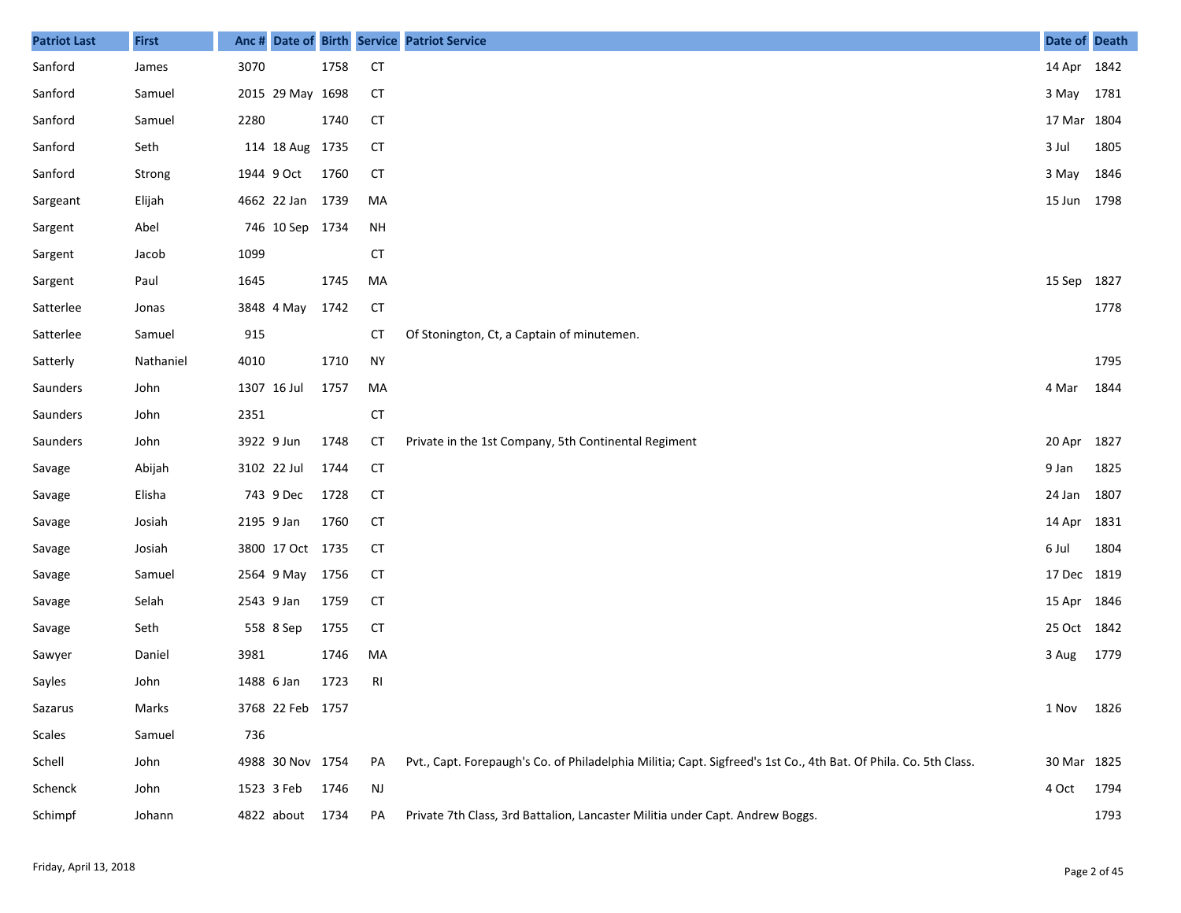| Patriot Last | First | Anc # | Date of | Birth | Service | Patriot Service | Date of | Death |
|---|---|---|---|---|---|---|---|---|
| Sanford | James | 3070 | | 1758 | CT | | 14 Apr | 1842 |
| Sanford | Samuel | 2015 | 29 May | 1698 | CT | | 3 May | 1781 |
| Sanford | Samuel | 2280 | | 1740 | CT | | 17 Mar | 1804 |
| Sanford | Seth | 114 | 18 Aug | 1735 | CT | | 3 Jul | 1805 |
| Sanford | Strong | 1944 | 9 Oct | 1760 | CT | | 3 May | 1846 |
| Sargeant | Elijah | 4662 | 22 Jan | 1739 | MA | | 15 Jun | 1798 |
| Sargent | Abel | 746 | 10 Sep | 1734 | NH | | | |
| Sargent | Jacob | 1099 | | | CT | | | |
| Sargent | Paul | 1645 | | 1745 | MA | | 15 Sep | 1827 |
| Satterlee | Jonas | 3848 | 4 May | 1742 | CT | | | 1778 |
| Satterlee | Samuel | 915 | | | CT | Of Stonington, Ct, a Captain of minutemen. | | |
| Satterly | Nathaniel | 4010 | | 1710 | NY | | | 1795 |
| Saunders | John | 1307 | 16 Jul | 1757 | MA | | 4 Mar | 1844 |
| Saunders | John | 2351 | | | CT | | | |
| Saunders | John | 3922 | 9 Jun | 1748 | CT | Private in the 1st Company, 5th Continental Regiment | 20 Apr | 1827 |
| Savage | Abijah | 3102 | 22 Jul | 1744 | CT | | 9 Jan | 1825 |
| Savage | Elisha | 743 | 9 Dec | 1728 | CT | | 24 Jan | 1807 |
| Savage | Josiah | 2195 | 9 Jan | 1760 | CT | | 14 Apr | 1831 |
| Savage | Josiah | 3800 | 17 Oct | 1735 | CT | | 6 Jul | 1804 |
| Savage | Samuel | 2564 | 9 May | 1756 | CT | | 17 Dec | 1819 |
| Savage | Selah | 2543 | 9 Jan | 1759 | CT | | 15 Apr | 1846 |
| Savage | Seth | 558 | 8 Sep | 1755 | CT | | 25 Oct | 1842 |
| Sawyer | Daniel | 3981 | | 1746 | MA | | 3 Aug | 1779 |
| Sayles | John | 1488 | 6 Jan | 1723 | RI | | | |
| Sazarus | Marks | 3768 | 22 Feb | 1757 | | | 1 Nov | 1826 |
| Scales | Samuel | 736 | | | | | | |
| Schell | John | 4988 | 30 Nov | 1754 | PA | Pvt., Capt. Forepaugh's Co. of Philadelphia Militia; Capt. Sigfreed's 1st Co., 4th Bat. Of Phila. Co. 5th Class. | 30 Mar | 1825 |
| Schenck | John | 1523 | 3 Feb | 1746 | NJ | | 4 Oct | 1794 |
| Schimpf | Johann | 4822 | about | 1734 | PA | Private 7th Class, 3rd Battalion, Lancaster Militia under Capt. Andrew Boggs. | | 1793 |

Friday, April 13, 2018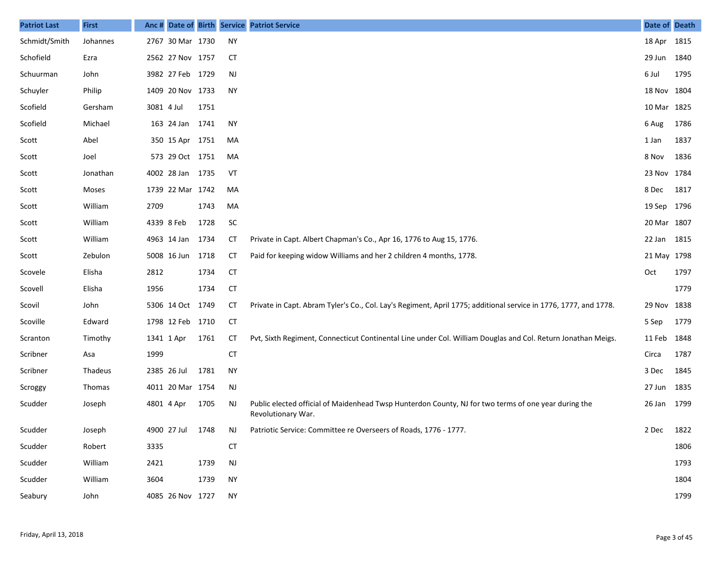| Patriot Last | First | Anc # | Date of | Birth | Service | Patriot Service | Date of | Death |
|---|---|---|---|---|---|---|---|---|
| Schmidt/Smith | Johannes | 2767 | 30 Mar | 1730 | NY | | 18 Apr | 1815 |
| Schofield | Ezra | 2562 | 27 Nov | 1757 | CT | | 29 Jun | 1840 |
| Schuurman | John | 3982 | 27 Feb | 1729 | NJ | | 6 Jul | 1795 |
| Schuyler | Philip | 1409 | 20 Nov | 1733 | NY | | 18 Nov | 1804 |
| Scofield | Gersham | 3081 | 4 Jul | 1751 | | | 10 Mar | 1825 |
| Scofield | Michael | 163 | 24 Jan | 1741 | NY | | 6 Aug | 1786 |
| Scott | Abel | 350 | 15 Apr | 1751 | MA | | 1 Jan | 1837 |
| Scott | Joel | 573 | 29 Oct | 1751 | MA | | 8 Nov | 1836 |
| Scott | Jonathan | 4002 | 28 Jan | 1735 | VT | | 23 Nov | 1784 |
| Scott | Moses | 1739 | 22 Mar | 1742 | MA | | 8 Dec | 1817 |
| Scott | William | 2709 | | 1743 | MA | | 19 Sep | 1796 |
| Scott | William | 4339 | 8 Feb | 1728 | SC | | 20 Mar | 1807 |
| Scott | William | 4963 | 14 Jan | 1734 | CT | Private in Capt. Albert Chapman's Co., Apr 16, 1776 to Aug 15, 1776. | 22 Jan | 1815 |
| Scott | Zebulon | 5008 | 16 Jun | 1718 | CT | Paid for keeping widow Williams and her 2 children 4 months, 1778. | 21 May | 1798 |
| Scovele | Elisha | 2812 | | 1734 | CT | | Oct | 1797 |
| Scovell | Elisha | 1956 | | 1734 | CT | | | 1779 |
| Scovil | John | 5306 | 14 Oct | 1749 | CT | Private in Capt. Abram Tyler's Co., Col. Lay's Regiment, April 1775; additional service in 1776, 1777, and 1778. | 29 Nov | 1838 |
| Scoville | Edward | 1798 | 12 Feb | 1710 | CT | | 5 Sep | 1779 |
| Scranton | Timothy | 1341 | 1 Apr | 1761 | CT | Pvt, Sixth Regiment, Connecticut Continental Line under Col. William Douglas and Col. Return Jonathan Meigs. | 11 Feb | 1848 |
| Scribner | Asa | 1999 | | | CT | | Circa | 1787 |
| Scribner | Thadeus | 2385 | 26 Jul | 1781 | NY | | 3 Dec | 1845 |
| Scroggy | Thomas | 4011 | 20 Mar | 1754 | NJ | | 27 Jun | 1835 |
| Scudder | Joseph | 4801 | 4 Apr | 1705 | NJ | Public elected official of Maidenhead Twsp Hunterdon County, NJ for two terms of one year during the Revolutionary War. | 26 Jan | 1799 |
| Scudder | Joseph | 4900 | 27 Jul | 1748 | NJ | Patriotic Service: Committee re Overseers of Roads, 1776 - 1777. | 2 Dec | 1822 |
| Scudder | Robert | 3335 | | | CT | | | 1806 |
| Scudder | William | 2421 | | 1739 | NJ | | | 1793 |
| Scudder | William | 3604 | | 1739 | NY | | | 1804 |
| Seabury | John | 4085 | 26 Nov | 1727 | NY | | | 1799 |

Friday, April 13, 2018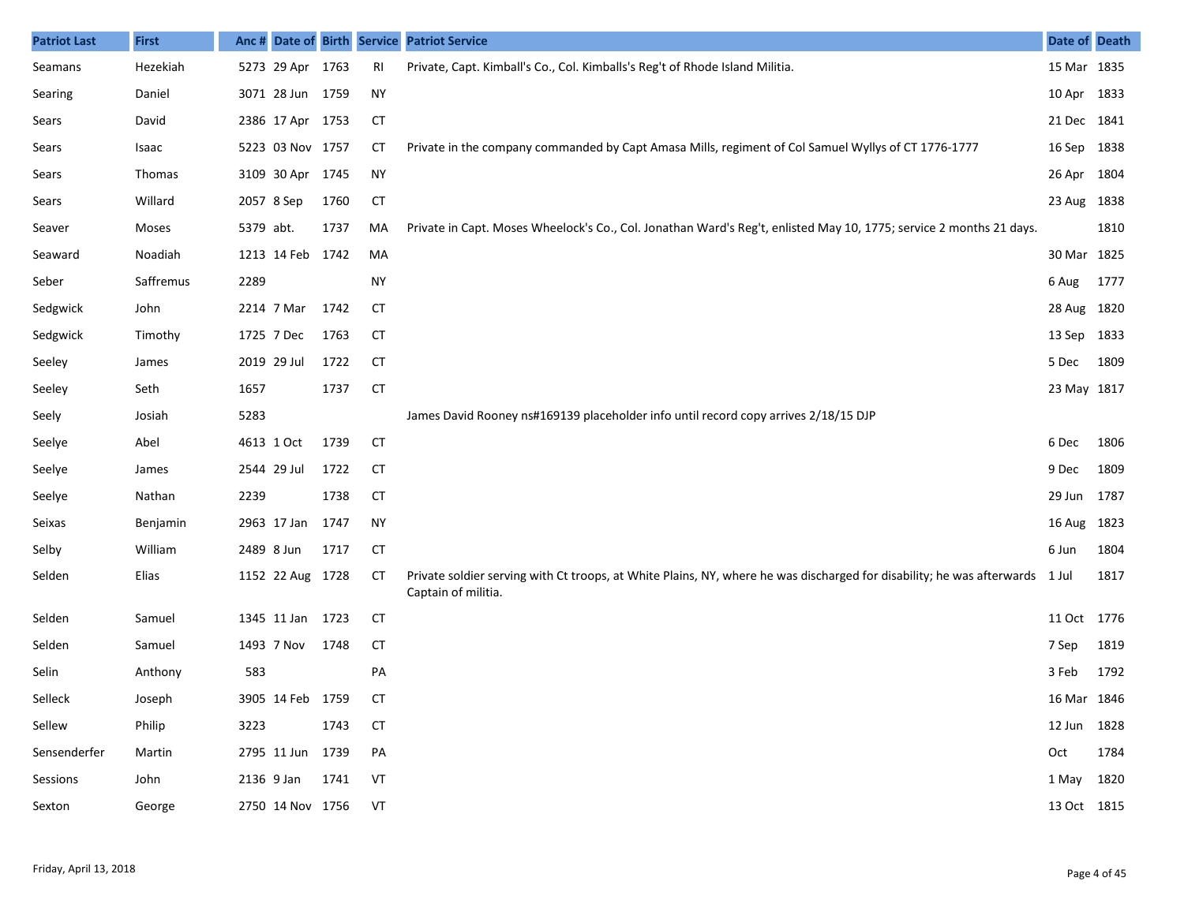| Patriot Last | First | Anc # | Date of | Birth | Service | Patriot Service | Date of | Death |
|---|---|---|---|---|---|---|---|---|
| Seamans | Hezekiah | 5273 | 29 Apr | 1763 | RI | Private, Capt. Kimball's Co., Col. Kimballs's Reg't of Rhode Island Militia. | 15 Mar | 1835 |
| Searing | Daniel | 3071 | 28 Jun | 1759 | NY | | 10 Apr | 1833 |
| Sears | David | 2386 | 17 Apr | 1753 | CT | | 21 Dec | 1841 |
| Sears | Isaac | 5223 | 03 Nov | 1757 | CT | Private in the company commanded by Capt Amasa Mills, regiment of Col Samuel Wyllys of CT 1776-1777 | 16 Sep | 1838 |
| Sears | Thomas | 3109 | 30 Apr | 1745 | NY | | 26 Apr | 1804 |
| Sears | Willard | 2057 | 8 Sep | 1760 | CT | | 23 Aug | 1838 |
| Seaver | Moses | 5379 | abt. | 1737 | MA | Private in Capt. Moses Wheelock's Co., Col. Jonathan Ward's Reg't, enlisted May 10, 1775; service 2 months 21 days. | | 1810 |
| Seaward | Noadiah | 1213 | 14 Feb | 1742 | MA | | 30 Mar | 1825 |
| Seber | Saffremus | 2289 | | | NY | | 6 Aug | 1777 |
| Sedgwick | John | 2214 | 7 Mar | 1742 | CT | | 28 Aug | 1820 |
| Sedgwick | Timothy | 1725 | 7 Dec | 1763 | CT | | 13 Sep | 1833 |
| Seeley | James | 2019 | 29 Jul | 1722 | CT | | 5 Dec | 1809 |
| Seeley | Seth | 1657 | | 1737 | CT | | 23 May | 1817 |
| Seely | Josiah | 5283 | | | | James David Rooney ns#169139 placeholder info until record copy arrives 2/18/15 DJP | | |
| Seelye | Abel | 4613 | 1 Oct | 1739 | CT | | 6 Dec | 1806 |
| Seelye | James | 2544 | 29 Jul | 1722 | CT | | 9 Dec | 1809 |
| Seelye | Nathan | 2239 | | 1738 | CT | | 29 Jun | 1787 |
| Seixas | Benjamin | 2963 | 17 Jan | 1747 | NY | | 16 Aug | 1823 |
| Selby | William | 2489 | 8 Jun | 1717 | CT | | 6 Jun | 1804 |
| Selden | Elias | 1152 | 22 Aug | 1728 | CT | Private soldier serving with Ct troops, at White Plains, NY, where he was discharged for disability; he was afterwards Captain of militia. | 1 Jul | 1817 |
| Selden | Samuel | 1345 | 11 Jan | 1723 | CT | | 11 Oct | 1776 |
| Selden | Samuel | 1493 | 7 Nov | 1748 | CT | | 7 Sep | 1819 |
| Selin | Anthony | 583 | | | PA | | 3 Feb | 1792 |
| Selleck | Joseph | 3905 | 14 Feb | 1759 | CT | | 16 Mar | 1846 |
| Sellew | Philip | 3223 | | 1743 | CT | | 12 Jun | 1828 |
| Sensenderfer | Martin | 2795 | 11 Jun | 1739 | PA | | Oct | 1784 |
| Sessions | John | 2136 | 9 Jan | 1741 | VT | | 1 May | 1820 |
| Sexton | George | 2750 | 14 Nov | 1756 | VT | | 13 Oct | 1815 |

Friday, April 13, 2018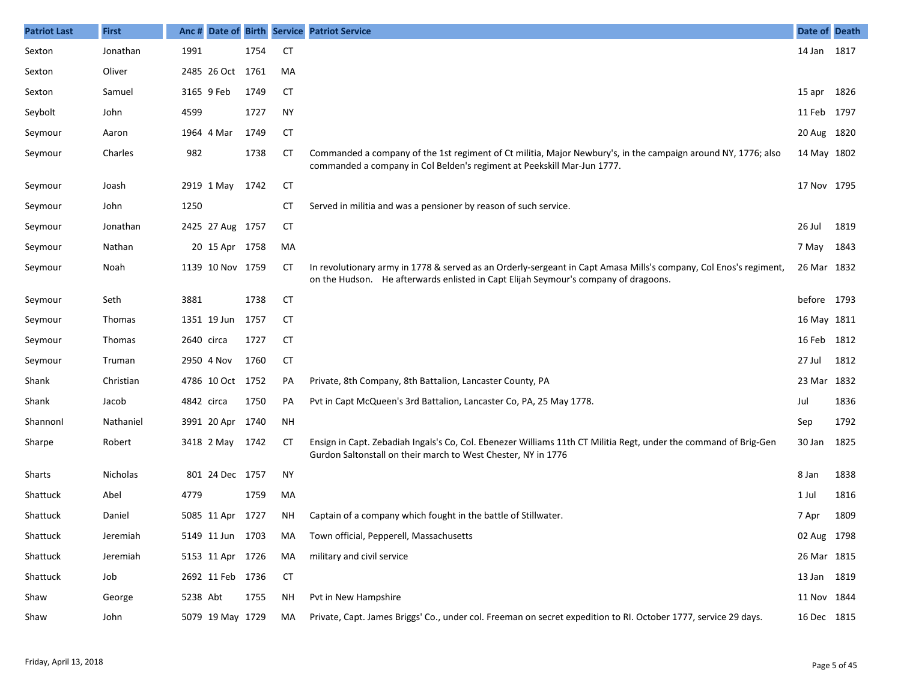| Patriot Last | First | Anc # | Date of | Birth | Service | Patriot Service | Date of | Death |
|---|---|---|---|---|---|---|---|---|
| Sexton | Jonathan | 1991 | | 1754 | CT | | 14 Jan | 1817 |
| Sexton | Oliver | 2485 | 26 Oct | 1761 | MA | | | |
| Sexton | Samuel | 3165 | 9 Feb | 1749 | CT | | 15 apr | 1826 |
| Seybolt | John | 4599 | | 1727 | NY | | 11 Feb | 1797 |
| Seymour | Aaron | 1964 | 4 Mar | 1749 | CT | | 20 Aug | 1820 |
| Seymour | Charles | 982 | | 1738 | CT | Commanded a company of the 1st regiment of Ct militia, Major Newbury's, in the campaign around NY, 1776; also commanded a company in Col Belden's regiment at Peekskill Mar-Jun 1777. | 14 May | 1802 |
| Seymour | Joash | 2919 | 1 May | 1742 | CT | | 17 Nov | 1795 |
| Seymour | John | 1250 | | | CT | Served in militia and was a pensioner by reason of such service. | | |
| Seymour | Jonathan | 2425 | 27 Aug | 1757 | CT | | 26 Jul | 1819 |
| Seymour | Nathan | 20 | 15 Apr | 1758 | MA | | 7 May | 1843 |
| Seymour | Noah | 1139 | 10 Nov | 1759 | CT | In revolutionary army in 1778 & served as an Orderly-sergeant in Capt Amasa Mills's company, Col Enos's regiment, on the Hudson. He afterwards enlisted in Capt Elijah Seymour's company of dragoons. | 26 Mar | 1832 |
| Seymour | Seth | 3881 | | 1738 | CT | | before | 1793 |
| Seymour | Thomas | 1351 | 19 Jun | 1757 | CT | | 16 May | 1811 |
| Seymour | Thomas | 2640 | circa | 1727 | CT | | 16 Feb | 1812 |
| Seymour | Truman | 2950 | 4 Nov | 1760 | CT | | 27 Jul | 1812 |
| Shank | Christian | 4786 | 10 Oct | 1752 | PA | Private, 8th Company, 8th Battalion, Lancaster County, PA | 23 Mar | 1832 |
| Shank | Jacob | 4842 | circa | 1750 | PA | Pvt in Capt McQueen's 3rd Battalion, Lancaster Co, PA, 25 May 1778. | Jul | 1836 |
| Shannonl | Nathaniel | 3991 | 20 Apr | 1740 | NH | | Sep | 1792 |
| Sharpe | Robert | 3418 | 2 May | 1742 | CT | Ensign in Capt. Zebadiah Ingals's Co, Col. Ebenezer Williams 11th CT Militia Regt, under the command of Brig-Gen Gurdon Saltonstall on their march to West Chester, NY in 1776 | 30 Jan | 1825 |
| Sharts | Nicholas | 801 | 24 Dec | 1757 | NY | | 8 Jan | 1838 |
| Shattuck | Abel | 4779 | | 1759 | MA | | 1 Jul | 1816 |
| Shattuck | Daniel | 5085 | 11 Apr | 1727 | NH | Captain of a company which fought in the battle of Stillwater. | 7 Apr | 1809 |
| Shattuck | Jeremiah | 5149 | 11 Jun | 1703 | MA | Town official, Pepperell, Massachusetts | 02 Aug | 1798 |
| Shattuck | Jeremiah | 5153 | 11 Apr | 1726 | MA | military and civil service | 26 Mar | 1815 |
| Shattuck | Job | 2692 | 11 Feb | 1736 | CT | | 13 Jan | 1819 |
| Shaw | George | 5238 | Abt | 1755 | NH | Pvt in New Hampshire | 11 Nov | 1844 |
| Shaw | John | 5079 | 19 May | 1729 | MA | Private, Capt. James Briggs' Co., under col. Freeman on secret expedition to RI. October 1777, service 29 days. | 16 Dec | 1815 |

Friday, April 13, 2018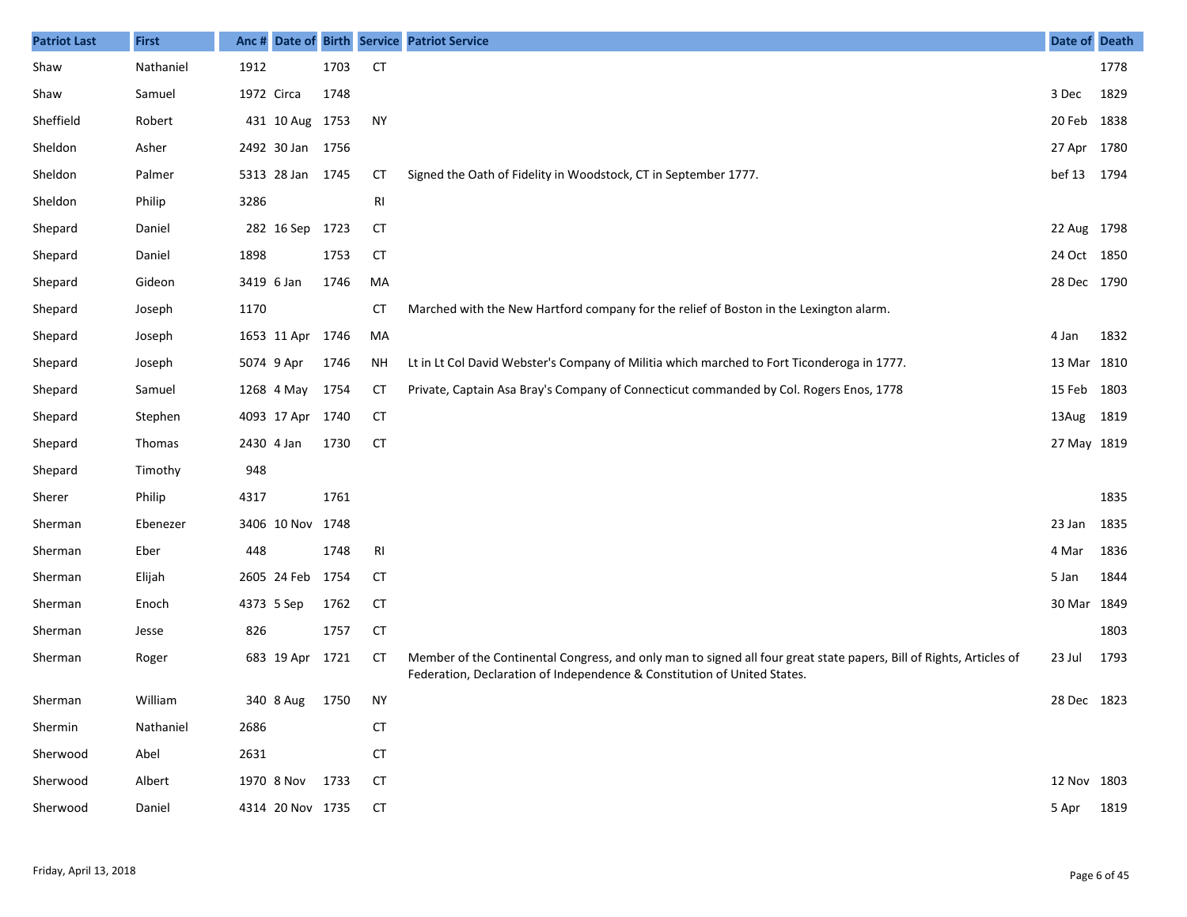| Patriot Last | First | Anc # | Date of | Birth | Service | Patriot Service | Date of | Death |
|---|---|---|---|---|---|---|---|---|
| Shaw | Nathaniel | 1912 | | 1703 | CT | | | 1778 |
| Shaw | Samuel | 1972 | Circa | 1748 | | | 3 Dec | 1829 |
| Sheffield | Robert | 431 | 10 Aug | 1753 | NY | | 20 Feb | 1838 |
| Sheldon | Asher | 2492 | 30 Jan | 1756 | | | 27 Apr | 1780 |
| Sheldon | Palmer | 5313 | 28 Jan | 1745 | CT | Signed the Oath of Fidelity in Woodstock, CT in September 1777. | bef 13 | 1794 |
| Sheldon | Philip | 3286 | | | RI | | | |
| Shepard | Daniel | 282 | 16 Sep | 1723 | CT | | 22 Aug | 1798 |
| Shepard | Daniel | 1898 | | 1753 | CT | | 24 Oct | 1850 |
| Shepard | Gideon | 3419 | 6 Jan | 1746 | MA | | 28 Dec | 1790 |
| Shepard | Joseph | 1170 | | | CT | Marched with the New Hartford company for the relief of Boston in the Lexington alarm. | | |
| Shepard | Joseph | 1653 | 11 Apr | 1746 | MA | | 4 Jan | 1832 |
| Shepard | Joseph | 5074 | 9 Apr | 1746 | NH | Lt in Lt Col David Webster's Company of Militia which marched to Fort Ticonderoga in 1777. | 13 Mar | 1810 |
| Shepard | Samuel | 1268 | 4 May | 1754 | CT | Private, Captain Asa Bray's Company of Connecticut commanded by Col. Rogers Enos, 1778 | 15 Feb | 1803 |
| Shepard | Stephen | 4093 | 17 Apr | 1740 | CT | | 13Aug | 1819 |
| Shepard | Thomas | 2430 | 4 Jan | 1730 | CT | | 27 May | 1819 |
| Shepard | Timothy | 948 | | | | | | |
| Sherer | Philip | 4317 | | 1761 | | | | 1835 |
| Sherman | Ebenezer | 3406 | 10 Nov | 1748 | | | 23 Jan | 1835 |
| Sherman | Eber | 448 | | 1748 | RI | | 4 Mar | 1836 |
| Sherman | Elijah | 2605 | 24 Feb | 1754 | CT | | 5 Jan | 1844 |
| Sherman | Enoch | 4373 | 5 Sep | 1762 | CT | | 30 Mar | 1849 |
| Sherman | Jesse | 826 | | 1757 | CT | | | 1803 |
| Sherman | Roger | 683 | 19 Apr | 1721 | CT | Member of the Continental Congress, and only man to signed all four great state papers, Bill of Rights, Articles of Federation, Declaration of Independence & Constitution of United States. | 23 Jul | 1793 |
| Sherman | William | 340 | 8 Aug | 1750 | NY | | 28 Dec | 1823 |
| Shermin | Nathaniel | 2686 | | | CT | | | |
| Sherwood | Abel | 2631 | | | CT | | | |
| Sherwood | Albert | 1970 | 8 Nov | 1733 | CT | | 12 Nov | 1803 |
| Sherwood | Daniel | 4314 | 20 Nov | 1735 | CT | | 5 Apr | 1819 |

Friday, April 13, 2018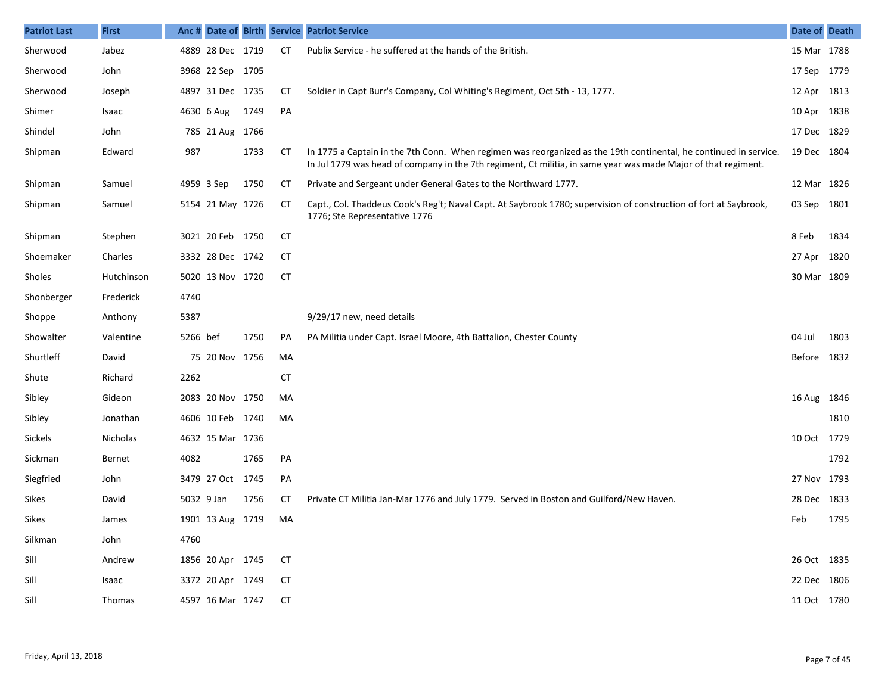| Patriot Last | First | Anc # | Date of | Birth | Service | Patriot Service | Date of | Death |
|---|---|---|---|---|---|---|---|---|
| Sherwood | Jabez | 4889 | 28 Dec | 1719 | CT | Publix Service - he suffered at the hands of the British. | 15 Mar | 1788 |
| Sherwood | John | 3968 | 22 Sep | 1705 | | | 17 Sep | 1779 |
| Sherwood | Joseph | 4897 | 31 Dec | 1735 | CT | Soldier in Capt Burr's Company, Col Whiting's Regiment, Oct 5th - 13, 1777. | 12 Apr | 1813 |
| Shimer | Isaac | 4630 | 6 Aug | 1749 | PA | | 10 Apr | 1838 |
| Shindel | John | 785 | 21 Aug | 1766 | | | 17 Dec | 1829 |
| Shipman | Edward | 987 | | 1733 | CT | In 1775 a Captain in the 7th Conn. When regimen was reorganized as the 19th continental, he continued in service. In Jul 1779 was head of company in the 7th regiment, Ct militia, in same year was made Major of that regiment. | 19 Dec | 1804 |
| Shipman | Samuel | 4959 | 3 Sep | 1750 | CT | Private and Sergeant under General Gates to the Northward 1777. | 12 Mar | 1826 |
| Shipman | Samuel | 5154 | 21 May | 1726 | CT | Capt., Col. Thaddeus Cook's Reg't; Naval Capt. At Saybrook 1780; supervision of construction of fort at Saybrook, 1776; Ste Representative 1776 | 03 Sep | 1801 |
| Shipman | Stephen | 3021 | 20 Feb | 1750 | CT | | 8 Feb | 1834 |
| Shoemaker | Charles | 3332 | 28 Dec | 1742 | CT | | 27 Apr | 1820 |
| Sholes | Hutchinson | 5020 | 13 Nov | 1720 | CT | | 30 Mar | 1809 |
| Shonberger | Frederick | 4740 | | | | | | |
| Shoppe | Anthony | 5387 | | | | 9/29/17 new, need details | | |
| Showalter | Valentine | 5266 | bef | 1750 | PA | PA Militia under Capt. Israel Moore, 4th Battalion, Chester County | 04 Jul | 1803 |
| Shurtleff | David | 75 | 20 Nov | 1756 | MA | | Before | 1832 |
| Shute | Richard | 2262 | | | CT | | | |
| Sibley | Gideon | 2083 | 20 Nov | 1750 | MA | | 16 Aug | 1846 |
| Sibley | Jonathan | 4606 | 10 Feb | 1740 | MA | | | 1810 |
| Sickels | Nicholas | 4632 | 15 Mar | 1736 | | | 10 Oct | 1779 |
| Sickman | Bernet | 4082 | | 1765 | PA | | | 1792 |
| Siegfried | John | 3479 | 27 Oct | 1745 | PA | | 27 Nov | 1793 |
| Sikes | David | 5032 | 9 Jan | 1756 | CT | Private CT Militia Jan-Mar 1776 and July 1779. Served in Boston and Guilford/New Haven. | 28 Dec | 1833 |
| Sikes | James | 1901 | 13 Aug | 1719 | MA | | Feb | 1795 |
| Silkman | John | 4760 | | | | | | |
| Sill | Andrew | 1856 | 20 Apr | 1745 | CT | | 26 Oct | 1835 |
| Sill | Isaac | 3372 | 20 Apr | 1749 | CT | | 22 Dec | 1806 |
| Sill | Thomas | 4597 | 16 Mar | 1747 | CT | | 11 Oct | 1780 |

Friday, April 13, 2018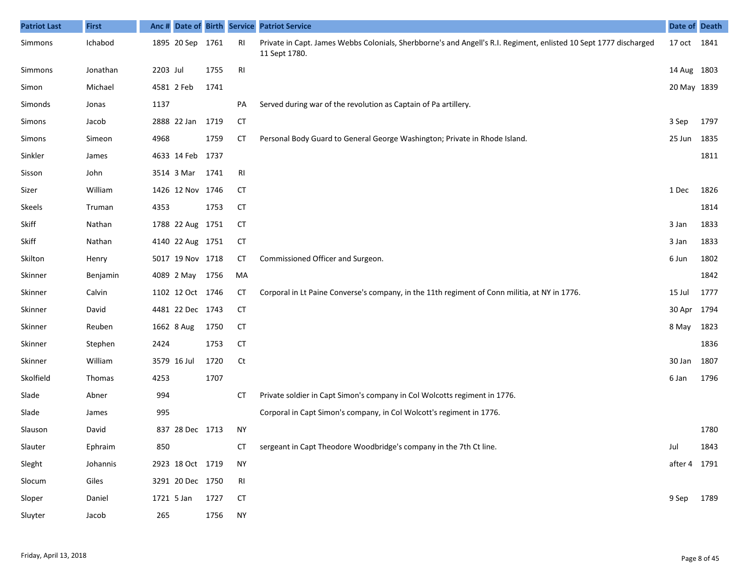| Patriot Last | First | Anc # | Date of | Birth | Service | Patriot Service | Date of | Death |
|---|---|---|---|---|---|---|---|---|
| Simmons | Ichabod | 1895 | 20 Sep | 1761 | RI | Private in Capt. James Webbs Colonials, Sherbborne's and Angell's R.I. Regiment, enlisted 10 Sept 1777 discharged 11 Sept 1780. | 17 oct | 1841 |
| Simmons | Jonathan | 2203 | Jul | 1755 | RI | | 14 Aug | 1803 |
| Simon | Michael | 4581 | 2 Feb | 1741 | | | 20 May | 1839 |
| Simonds | Jonas | 1137 | | | PA | Served during war of the revolution as Captain of Pa artillery. | | |
| Simons | Jacob | 2888 | 22 Jan | 1719 | CT | | 3 Sep | 1797 |
| Simons | Simeon | 4968 | | 1759 | CT | Personal Body Guard to General George Washington; Private in Rhode Island. | 25 Jun | 1835 |
| Sinkler | James | 4633 | 14 Feb | 1737 | | | | 1811 |
| Sisson | John | 3514 | 3 Mar | 1741 | RI | | | |
| Sizer | William | 1426 | 12 Nov | 1746 | CT | | 1 Dec | 1826 |
| Skeels | Truman | 4353 | | 1753 | CT | | | 1814 |
| Skiff | Nathan | 1788 | 22 Aug | 1751 | CT | | 3 Jan | 1833 |
| Skiff | Nathan | 4140 | 22 Aug | 1751 | CT | | 3 Jan | 1833 |
| Skilton | Henry | 5017 | 19 Nov | 1718 | CT | Commissioned Officer and Surgeon. | 6 Jun | 1802 |
| Skinner | Benjamin | 4089 | 2 May | 1756 | MA | | | 1842 |
| Skinner | Calvin | 1102 | 12 Oct | 1746 | CT | Corporal in Lt Paine Converse's company, in the 11th regiment of Conn militia, at NY in 1776. | 15 Jul | 1777 |
| Skinner | David | 4481 | 22 Dec | 1743 | CT | | 30 Apr | 1794 |
| Skinner | Reuben | 1662 | 8 Aug | 1750 | CT | | 8 May | 1823 |
| Skinner | Stephen | 2424 | | 1753 | CT | | | 1836 |
| Skinner | William | 3579 | 16 Jul | 1720 | Ct | | 30 Jan | 1807 |
| Skolfield | Thomas | 4253 | | 1707 | | | 6 Jan | 1796 |
| Slade | Abner | 994 | | | CT | Private soldier in Capt Simon's company in Col Wolcotts regiment in 1776. | | |
| Slade | James | 995 | | | | Corporal in Capt Simon's company, in Col Wolcott's regiment in 1776. | | |
| Slauson | David | 837 | 28 Dec | 1713 | NY | | | 1780 |
| Slauter | Ephraim | 850 | | | CT | sergeant in Capt Theodore Woodbridge's company in the 7th Ct line. | Jul | 1843 |
| Sleght | Johannis | 2923 | 18 Oct | 1719 | NY | | after 4 | 1791 |
| Slocum | Giles | 3291 | 20 Dec | 1750 | RI | | | |
| Sloper | Daniel | 1721 | 5 Jan | 1727 | CT | | 9 Sep | 1789 |
| Sluyter | Jacob | 265 | | 1756 | NY | | | |

Friday, April 13, 2018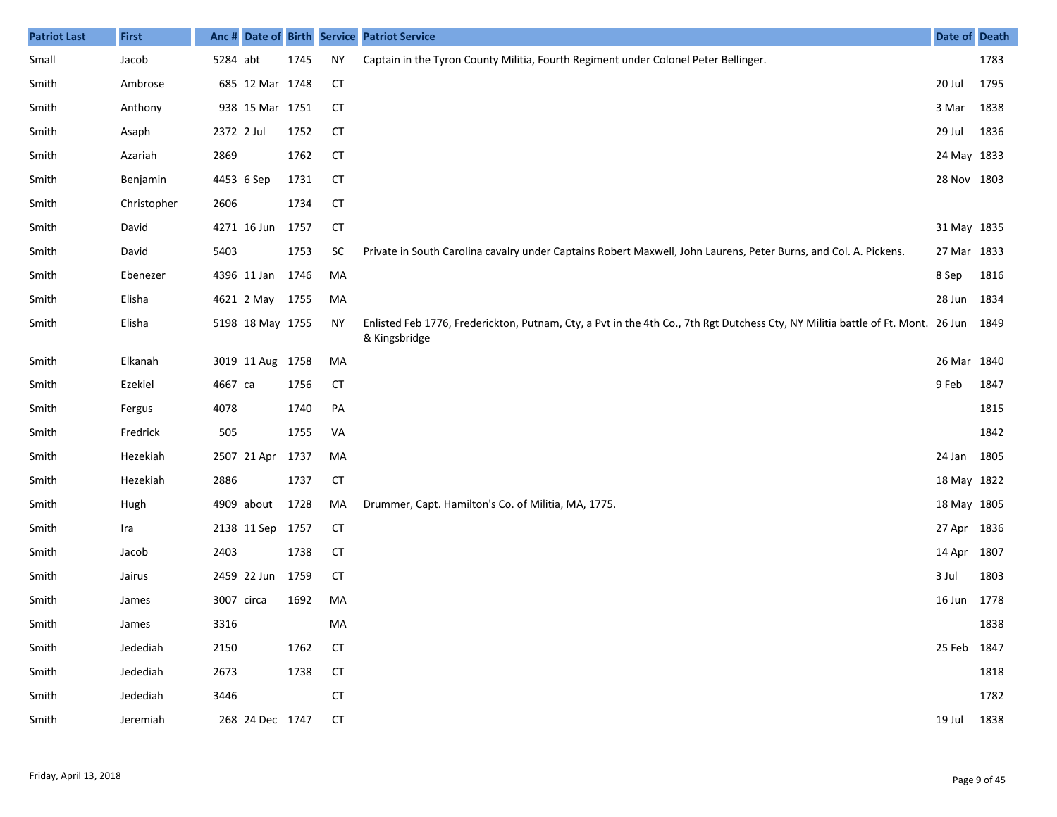| Patriot Last | First | Anc # | Date of | Birth | Service | Patriot Service | Date of | Death |
|---|---|---|---|---|---|---|---|---|
| Small | Jacob | 5284 | abt | 1745 | NY | Captain in the Tyron County Militia, Fourth Regiment under Colonel Peter Bellinger. | | 1783 |
| Smith | Ambrose | 685 | 12 Mar | 1748 | CT | | 20 Jul | 1795 |
| Smith | Anthony | 938 | 15 Mar | 1751 | CT | | 3 Mar | 1838 |
| Smith | Asaph | 2372 | 2 Jul | 1752 | CT | | 29 Jul | 1836 |
| Smith | Azariah | 2869 | | 1762 | CT | | 24 May | 1833 |
| Smith | Benjamin | 4453 | 6 Sep | 1731 | CT | | 28 Nov | 1803 |
| Smith | Christopher | 2606 | | 1734 | CT | | | |
| Smith | David | 4271 | 16 Jun | 1757 | CT | | 31 May | 1835 |
| Smith | David | 5403 | | 1753 | SC | Private in South Carolina cavalry under Captains Robert Maxwell, John Laurens, Peter Burns, and Col. A. Pickens. | 27 Mar | 1833 |
| Smith | Ebenezer | 4396 | 11 Jan | 1746 | MA | | 8 Sep | 1816 |
| Smith | Elisha | 4621 | 2 May | 1755 | MA | | 28 Jun | 1834 |
| Smith | Elisha | 5198 | 18 May | 1755 | NY | Enlisted Feb 1776, Frederickton, Putnam, Cty, a Pvt in the 4th Co., 7th Rgt Dutchess Cty, NY Militia battle of Ft. Mont. & Kingsbridge | 26 Jun | 1849 |
| Smith | Elkanah | 3019 | 11 Aug | 1758 | MA | | 26 Mar | 1840 |
| Smith | Ezekiel | 4667 | ca | 1756 | CT | | 9 Feb | 1847 |
| Smith | Fergus | 4078 | | 1740 | PA | | | 1815 |
| Smith | Fredrick | 505 | | 1755 | VA | | | 1842 |
| Smith | Hezekiah | 2507 | 21 Apr | 1737 | MA | | 24 Jan | 1805 |
| Smith | Hezekiah | 2886 | | 1737 | CT | | 18 May | 1822 |
| Smith | Hugh | 4909 | about | 1728 | MA | Drummer, Capt. Hamilton's Co. of Militia, MA, 1775. | 18 May | 1805 |
| Smith | Ira | 2138 | 11 Sep | 1757 | CT | | 27 Apr | 1836 |
| Smith | Jacob | 2403 | | 1738 | CT | | 14 Apr | 1807 |
| Smith | Jairus | 2459 | 22 Jun | 1759 | CT | | 3 Jul | 1803 |
| Smith | James | 3007 | circa | 1692 | MA | | 16 Jun | 1778 |
| Smith | James | 3316 | | | MA | | | 1838 |
| Smith | Jedediah | 2150 | | 1762 | CT | | 25 Feb | 1847 |
| Smith | Jedediah | 2673 | | 1738 | CT | | | 1818 |
| Smith | Jedediah | 3446 | | | CT | | | 1782 |
| Smith | Jeremiah | 268 | 24 Dec | 1747 | CT | | 19 Jul | 1838 |

Friday, April 13, 2018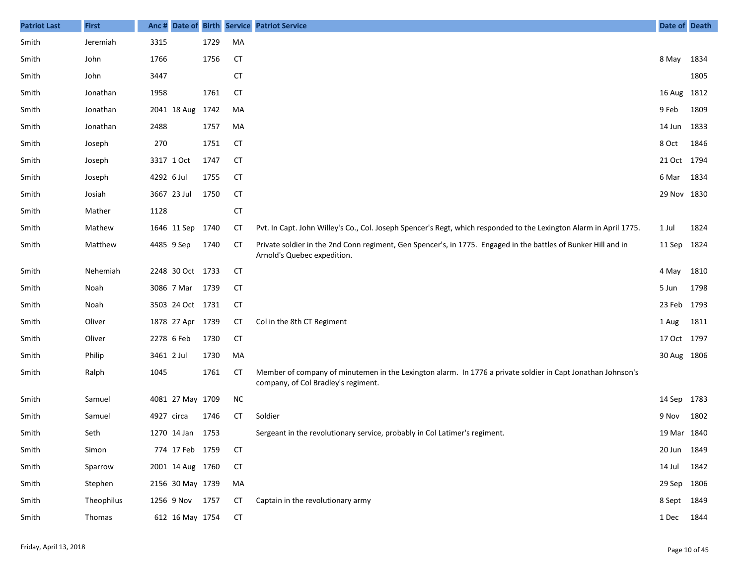| Patriot Last | First | Anc # | Date of | Birth | Service | Patriot Service | Date of | Death |
|---|---|---|---|---|---|---|---|---|
| Smith | Jeremiah | 3315 | | 1729 | MA | | | |
| Smith | John | 1766 | | 1756 | CT | | 8 May | 1834 |
| Smith | John | 3447 | | | CT | | | 1805 |
| Smith | Jonathan | 1958 | | 1761 | CT | | 16 Aug | 1812 |
| Smith | Jonathan | 2041 | 18 Aug | 1742 | MA | | 9 Feb | 1809 |
| Smith | Jonathan | 2488 | | 1757 | MA | | 14 Jun | 1833 |
| Smith | Joseph | 270 | | 1751 | CT | | 8 Oct | 1846 |
| Smith | Joseph | 3317 | 1 Oct | 1747 | CT | | 21 Oct | 1794 |
| Smith | Joseph | 4292 | 6 Jul | 1755 | CT | | 6 Mar | 1834 |
| Smith | Josiah | 3667 | 23 Jul | 1750 | CT | | 29 Nov | 1830 |
| Smith | Mather | 1128 | | | CT | | | |
| Smith | Mathew | 1646 | 11 Sep | 1740 | CT | Pvt. In Capt. John Willey's Co., Col. Joseph Spencer's Regt, which responded to the Lexington Alarm in April 1775. | 1 Jul | 1824 |
| Smith | Matthew | 4485 | 9 Sep | 1740 | CT | Private soldier in the 2nd Conn regiment, Gen Spencer's, in 1775. Engaged in the battles of Bunker Hill and in Arnold's Quebec expedition. | 11 Sep | 1824 |
| Smith | Nehemiah | 2248 | 30 Oct | 1733 | CT | | 4 May | 1810 |
| Smith | Noah | 3086 | 7 Mar | 1739 | CT | | 5 Jun | 1798 |
| Smith | Noah | 3503 | 24 Oct | 1731 | CT | | 23 Feb | 1793 |
| Smith | Oliver | 1878 | 27 Apr | 1739 | CT | Col in the 8th CT Regiment | 1 Aug | 1811 |
| Smith | Oliver | 2278 | 6 Feb | 1730 | CT | | 17 Oct | 1797 |
| Smith | Philip | 3461 | 2 Jul | 1730 | MA | | 30 Aug | 1806 |
| Smith | Ralph | 1045 | | 1761 | CT | Member of company of minutemen in the Lexington alarm. In 1776 a private soldier in Capt Jonathan Johnson's company, of Col Bradley's regiment. | | |
| Smith | Samuel | 4081 | 27 May | 1709 | NC | | 14 Sep | 1783 |
| Smith | Samuel | 4927 | circa | 1746 | CT | Soldier | 9 Nov | 1802 |
| Smith | Seth | 1270 | 14 Jan | 1753 | | Sergeant in the revolutionary service, probably in Col Latimer's regiment. | 19 Mar | 1840 |
| Smith | Simon | 774 | 17 Feb | 1759 | CT | | 20 Jun | 1849 |
| Smith | Sparrow | 2001 | 14 Aug | 1760 | CT | | 14 Jul | 1842 |
| Smith | Stephen | 2156 | 30 May | 1739 | MA | | 29 Sep | 1806 |
| Smith | Theophilus | 1256 | 9 Nov | 1757 | CT | Captain in the revolutionary army | 8 Sept | 1849 |
| Smith | Thomas | 612 | 16 May | 1754 | CT | | 1 Dec | 1844 |

Friday, April 13, 2018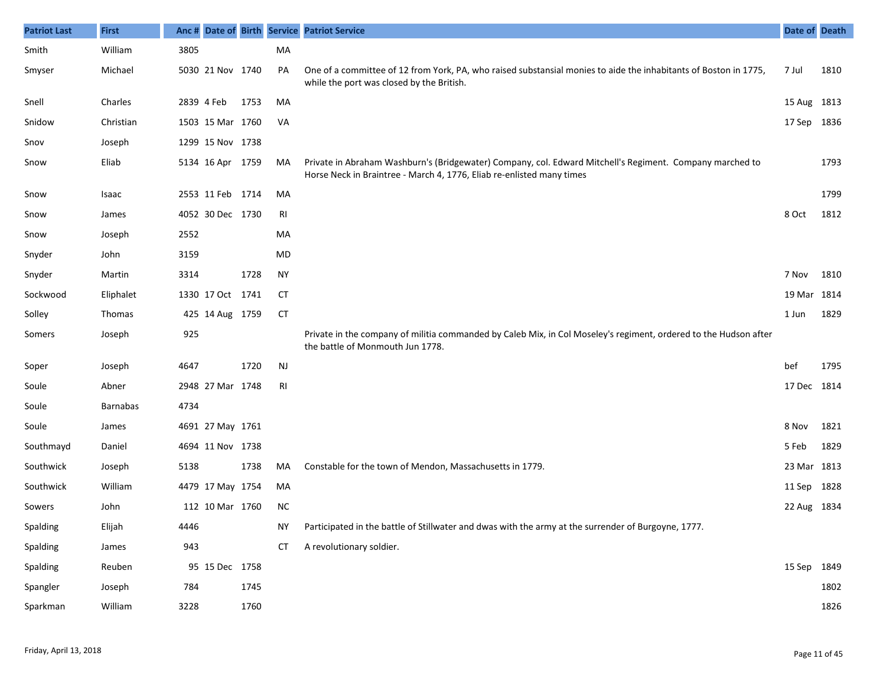| Patriot Last | First | Anc # | Date of | Birth | Service | Patriot Service | Date of | Death |
|---|---|---|---|---|---|---|---|---|
| Smith | William | 3805 | | | MA | | | |
| Smyser | Michael | 5030 | 21 Nov | 1740 | PA | One of a committee of 12 from York, PA, who raised substansial monies to aide the inhabitants of Boston in 1775, while the port was closed by the British. | 7 Jul | 1810 |
| Snell | Charles | 2839 | 4 Feb | 1753 | MA | | 15 Aug | 1813 |
| Snidow | Christian | 1503 | 15 Mar | 1760 | VA | | 17 Sep | 1836 |
| Snov | Joseph | 1299 | 15 Nov | 1738 | | | | |
| Snow | Eliab | 5134 | 16 Apr | 1759 | MA | Private in Abraham Washburn's (Bridgewater) Company, col. Edward Mitchell's Regiment. Company marched to Horse Neck in Braintree - March 4, 1776, Eliab re-enlisted many times | | 1793 |
| Snow | Isaac | 2553 | 11 Feb | 1714 | MA | | | 1799 |
| Snow | James | 4052 | 30 Dec | 1730 | RI | | 8 Oct | 1812 |
| Snow | Joseph | 2552 | | | MA | | | |
| Snyder | John | 3159 | | | MD | | | |
| Snyder | Martin | 3314 | | 1728 | NY | | 7 Nov | 1810 |
| Sockwood | Eliphalet | 1330 | 17 Oct | 1741 | CT | | 19 Mar | 1814 |
| Solley | Thomas | 425 | 14 Aug | 1759 | CT | | 1 Jun | 1829 |
| Somers | Joseph | 925 | | | | Private in the company of militia commanded by Caleb Mix, in Col Moseley's regiment, ordered to the Hudson after the battle of Monmouth Jun 1778. | | |
| Soper | Joseph | 4647 | | 1720 | NJ | | bef | 1795 |
| Soule | Abner | 2948 | 27 Mar | 1748 | RI | | 17 Dec | 1814 |
| Soule | Barnabas | 4734 | | | | | | |
| Soule | James | 4691 | 27 May | 1761 | | | 8 Nov | 1821 |
| Southmayd | Daniel | 4694 | 11 Nov | 1738 | | | 5 Feb | 1829 |
| Southwick | Joseph | 5138 | | 1738 | MA | Constable for the town of Mendon, Massachusetts in 1779. | 23 Mar | 1813 |
| Southwick | William | 4479 | 17 May | 1754 | MA | | 11 Sep | 1828 |
| Sowers | John | 112 | 10 Mar | 1760 | NC | | 22 Aug | 1834 |
| Spalding | Elijah | 4446 | | | NY | Participated in the battle of Stillwater and dwas with the army at the surrender of Burgoyne, 1777. | | |
| Spalding | James | 943 | | | CT | A revolutionary soldier. | | |
| Spalding | Reuben | 95 | 15 Dec | 1758 | | | 15 Sep | 1849 |
| Spangler | Joseph | 784 | | 1745 | | | | 1802 |
| Sparkman | William | 3228 | | 1760 | | | | 1826 |

Friday, April 13, 2018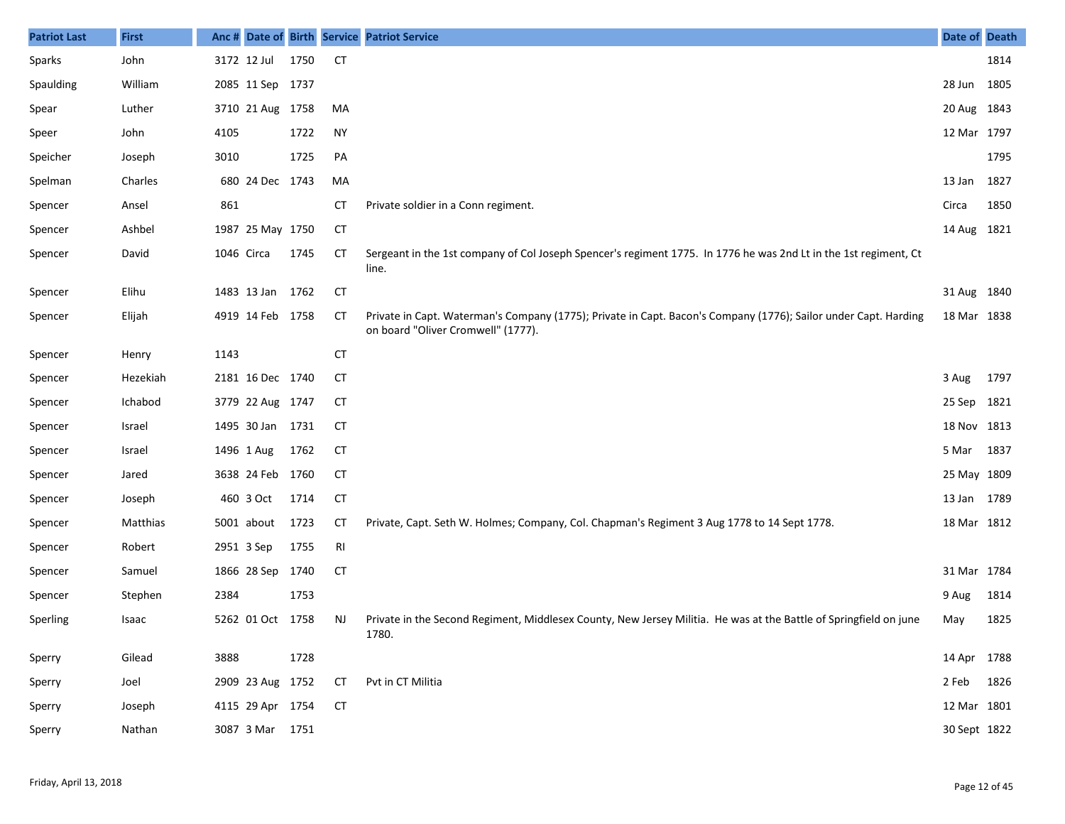| Patriot Last | First | Anc # | Date of | Birth | Service | Patriot Service | Date of | Death |
|---|---|---|---|---|---|---|---|---|
| Sparks | John | 3172 | 12 Jul | 1750 | CT | | | 1814 |
| Spaulding | William | 2085 | 11 Sep | 1737 | | | 28 Jun | 1805 |
| Spear | Luther | 3710 | 21 Aug | 1758 | MA | | 20 Aug | 1843 |
| Speer | John | 4105 | | 1722 | NY | | 12 Mar | 1797 |
| Speicher | Joseph | 3010 | | 1725 | PA | | | 1795 |
| Spelman | Charles | 680 | 24 Dec | 1743 | MA | | 13 Jan | 1827 |
| Spencer | Ansel | 861 | | | CT | Private soldier in a Conn regiment. | Circa | 1850 |
| Spencer | Ashbel | 1987 | 25 May | 1750 | CT | | 14 Aug | 1821 |
| Spencer | David | 1046 | Circa | 1745 | CT | Sergeant in the 1st company of Col Joseph Spencer's regiment 1775. In 1776 he was 2nd Lt in the 1st regiment, Ct line. | | |
| Spencer | Elihu | 1483 | 13 Jan | 1762 | CT | | 31 Aug | 1840 |
| Spencer | Elijah | 4919 | 14 Feb | 1758 | CT | Private in Capt. Waterman's Company (1775); Private in Capt. Bacon's Company (1776); Sailor under Capt. Harding on board "Oliver Cromwell" (1777). | 18 Mar | 1838 |
| Spencer | Henry | 1143 | | | CT | | | |
| Spencer | Hezekiah | 2181 | 16 Dec | 1740 | CT | | 3 Aug | 1797 |
| Spencer | Ichabod | 3779 | 22 Aug | 1747 | CT | | 25 Sep | 1821 |
| Spencer | Israel | 1495 | 30 Jan | 1731 | CT | | 18 Nov | 1813 |
| Spencer | Israel | 1496 | 1 Aug | 1762 | CT | | 5 Mar | 1837 |
| Spencer | Jared | 3638 | 24 Feb | 1760 | CT | | 25 May | 1809 |
| Spencer | Joseph | 460 | 3 Oct | 1714 | CT | | 13 Jan | 1789 |
| Spencer | Matthias | 5001 | about | 1723 | CT | Private, Capt. Seth W. Holmes; Company, Col. Chapman's Regiment 3 Aug 1778 to 14 Sept 1778. | 18 Mar | 1812 |
| Spencer | Robert | 2951 | 3 Sep | 1755 | RI | | | |
| Spencer | Samuel | 1866 | 28 Sep | 1740 | CT | | 31 Mar | 1784 |
| Spencer | Stephen | 2384 | | 1753 | | | 9 Aug | 1814 |
| Sperling | Isaac | 5262 | 01 Oct | 1758 | NJ | Private in the Second Regiment, Middlesex County, New Jersey Militia. He was at the Battle of Springfield on june 1780. | May | 1825 |
| Sperry | Gilead | 3888 | | 1728 | | | 14 Apr | 1788 |
| Sperry | Joel | 2909 | 23 Aug | 1752 | CT | Pvt in CT Militia | 2 Feb | 1826 |
| Sperry | Joseph | 4115 | 29 Apr | 1754 | CT | | 12 Mar | 1801 |
| Sperry | Nathan | 3087 | 3 Mar | 1751 | | | 30 Sept | 1822 |

Friday, April 13, 2018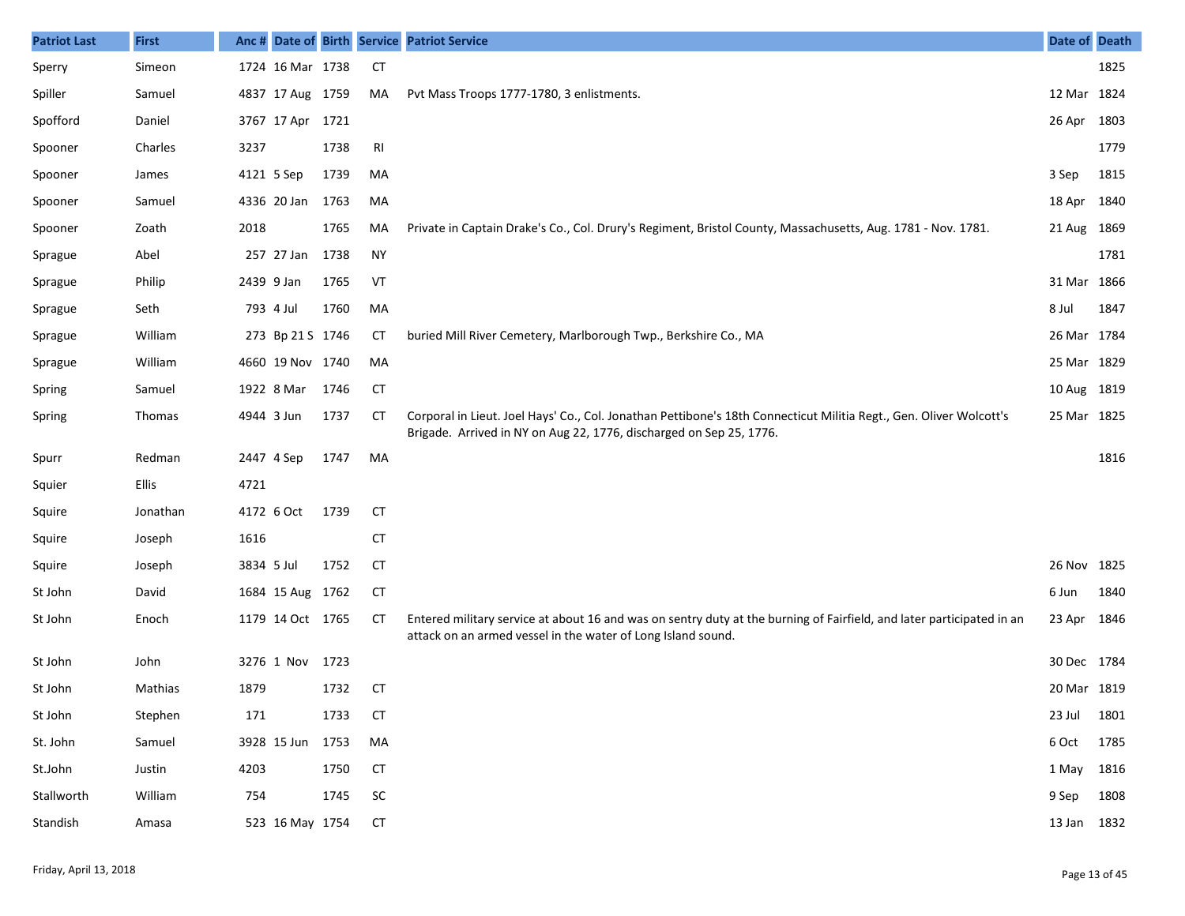| Patriot Last | First | Anc # | Date of | Birth | Service | Patriot Service | Date of | Death |
|---|---|---|---|---|---|---|---|---|
| Sperry | Simeon | 1724 | 16 Mar | 1738 | CT | | | 1825 |
| Spiller | Samuel | 4837 | 17 Aug | 1759 | MA | Pvt Mass Troops 1777-1780, 3 enlistments. | 12 Mar | 1824 |
| Spofford | Daniel | 3767 | 17 Apr | 1721 | | | 26 Apr | 1803 |
| Spooner | Charles | 3237 | | 1738 | RI | | | 1779 |
| Spooner | James | 4121 | 5 Sep | 1739 | MA | | 3 Sep | 1815 |
| Spooner | Samuel | 4336 | 20 Jan | 1763 | MA | | 18 Apr | 1840 |
| Spooner | Zoath | 2018 | | 1765 | MA | Private in Captain Drake's Co., Col. Drury's Regiment, Bristol County, Massachusetts, Aug. 1781 - Nov. 1781. | 21 Aug | 1869 |
| Sprague | Abel | 257 | 27 Jan | 1738 | NY | | | 1781 |
| Sprague | Philip | 2439 | 9 Jan | 1765 | VT | | 31 Mar | 1866 |
| Sprague | Seth | 793 | 4 Jul | 1760 | MA | | 8 Jul | 1847 |
| Sprague | William | 273 | Bp 21 S | 1746 | CT | buried Mill River Cemetery, Marlborough Twp., Berkshire Co., MA | 26 Mar | 1784 |
| Sprague | William | 4660 | 19 Nov | 1740 | MA | | 25 Mar | 1829 |
| Spring | Samuel | 1922 | 8 Mar | 1746 | CT | | 10 Aug | 1819 |
| Spring | Thomas | 4944 | 3 Jun | 1737 | CT | Corporal in Lieut. Joel Hays' Co., Col. Jonathan Pettibone's 18th Connecticut Militia Regt., Gen. Oliver Wolcott's Brigade. Arrived in NY on Aug 22, 1776, discharged on Sep 25, 1776. | 25 Mar | 1825 |
| Spurr | Redman | 2447 | 4 Sep | 1747 | MA | | | 1816 |
| Squier | Ellis | 4721 | | | | | | |
| Squire | Jonathan | 4172 | 6 Oct | 1739 | CT | | | |
| Squire | Joseph | 1616 | | | CT | | | |
| Squire | Joseph | 3834 | 5 Jul | 1752 | CT | | 26 Nov | 1825 |
| St John | David | 1684 | 15 Aug | 1762 | CT | | 6 Jun | 1840 |
| St John | Enoch | 1179 | 14 Oct | 1765 | CT | Entered military service at about 16 and was on sentry duty at the burning of Fairfield, and later participated in an attack on an armed vessel in the water of Long Island sound. | 23 Apr | 1846 |
| St John | John | 3276 | 1 Nov | 1723 | | | 30 Dec | 1784 |
| St John | Mathias | 1879 | | 1732 | CT | | 20 Mar | 1819 |
| St John | Stephen | 171 | | 1733 | CT | | 23 Jul | 1801 |
| St. John | Samuel | 3928 | 15 Jun | 1753 | MA | | 6 Oct | 1785 |
| St.John | Justin | 4203 | | 1750 | CT | | 1 May | 1816 |
| Stallworth | William | 754 | | 1745 | SC | | 9 Sep | 1808 |
| Standish | Amasa | 523 | 16 May | 1754 | CT | | 13 Jan | 1832 |

Friday, April 13, 2018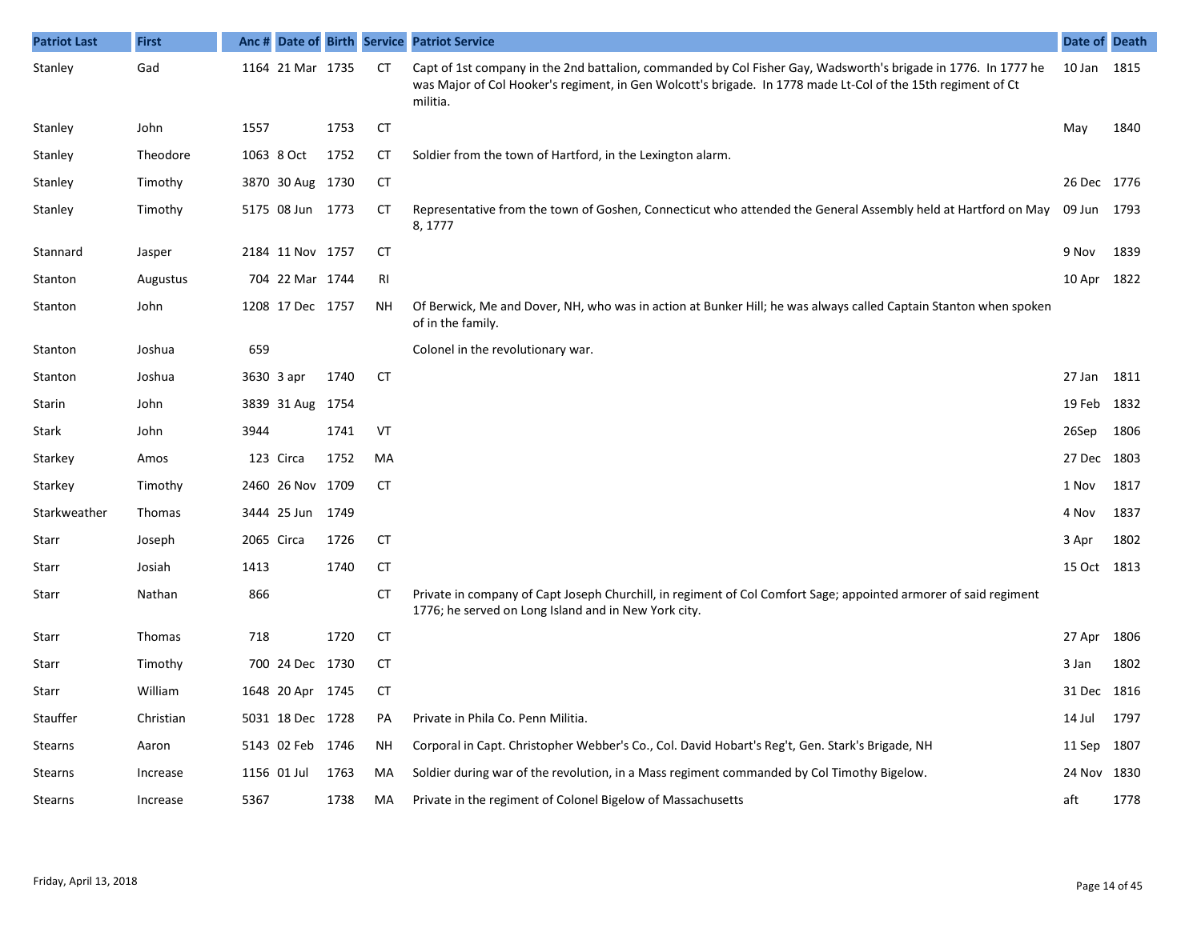| Patriot Last | First | Anc # | Date of | Birth | Service | Patriot Service | Date of | Death |
|---|---|---|---|---|---|---|---|---|
| Stanley | Gad | 1164 | 21 Mar | 1735 | CT | Capt of 1st company in the 2nd battalion, commanded by Col Fisher Gay, Wadsworth's brigade in 1776. In 1777 he was Major of Col Hooker's regiment, in Gen Wolcott's brigade. In 1778 made Lt-Col of the 15th regiment of Ct militia. | 10 Jan | 1815 |
| Stanley | John | 1557 | | 1753 | CT | | May | 1840 |
| Stanley | Theodore | 1063 | 8 Oct | 1752 | CT | Soldier from the town of Hartford, in the Lexington alarm. | | |
| Stanley | Timothy | 3870 | 30 Aug | 1730 | CT | | 26 Dec | 1776 |
| Stanley | Timothy | 5175 | 08 Jun | 1773 | CT | Representative from the town of Goshen, Connecticut who attended the General Assembly held at Hartford on May 8, 1777 | 09 Jun | 1793 |
| Stannard | Jasper | 2184 | 11 Nov | 1757 | CT | | 9 Nov | 1839 |
| Stanton | Augustus | 704 | 22 Mar | 1744 | RI | | 10 Apr | 1822 |
| Stanton | John | 1208 | 17 Dec | 1757 | NH | Of Berwick, Me and Dover, NH, who was in action at Bunker Hill; he was always called Captain Stanton when spoken of in the family. | | |
| Stanton | Joshua | 659 | | | | Colonel in the revolutionary war. | | |
| Stanton | Joshua | 3630 | 3 apr | 1740 | CT | | 27 Jan | 1811 |
| Starin | John | 3839 | 31 Aug | 1754 | | | 19 Feb | 1832 |
| Stark | John | 3944 | | 1741 | VT | | 26Sep | 1806 |
| Starkey | Amos | 123 | Circa | 1752 | MA | | 27 Dec | 1803 |
| Starkey | Timothy | 2460 | 26 Nov | 1709 | CT | | 1 Nov | 1817 |
| Starkweather | Thomas | 3444 | 25 Jun | 1749 | | | 4 Nov | 1837 |
| Starr | Joseph | 2065 | Circa | 1726 | CT | | 3 Apr | 1802 |
| Starr | Josiah | 1413 | | 1740 | CT | | 15 Oct | 1813 |
| Starr | Nathan | 866 | | | CT | Private in company of Capt Joseph Churchill, in regiment of Col Comfort Sage; appointed armorer of said regiment 1776; he served on Long Island and in New York city. | | |
| Starr | Thomas | 718 | | 1720 | CT | | 27 Apr | 1806 |
| Starr | Timothy | 700 | 24 Dec | 1730 | CT | | 3 Jan | 1802 |
| Starr | William | 1648 | 20 Apr | 1745 | CT | | 31 Dec | 1816 |
| Stauffer | Christian | 5031 | 18 Dec | 1728 | PA | Private in Phila Co. Penn Militia. | 14 Jul | 1797 |
| Stearns | Aaron | 5143 | 02 Feb | 1746 | NH | Corporal in Capt. Christopher Webber's Co., Col. David Hobart's Reg't, Gen. Stark's Brigade, NH | 11 Sep | 1807 |
| Stearns | Increase | 1156 | 01 Jul | 1763 | MA | Soldier during war of the revolution, in a Mass regiment commanded by Col Timothy Bigelow. | 24 Nov | 1830 |
| Stearns | Increase | 5367 | | 1738 | MA | Private in the regiment of Colonel Bigelow of Massachusetts | aft | 1778 |

Friday, April 13, 2018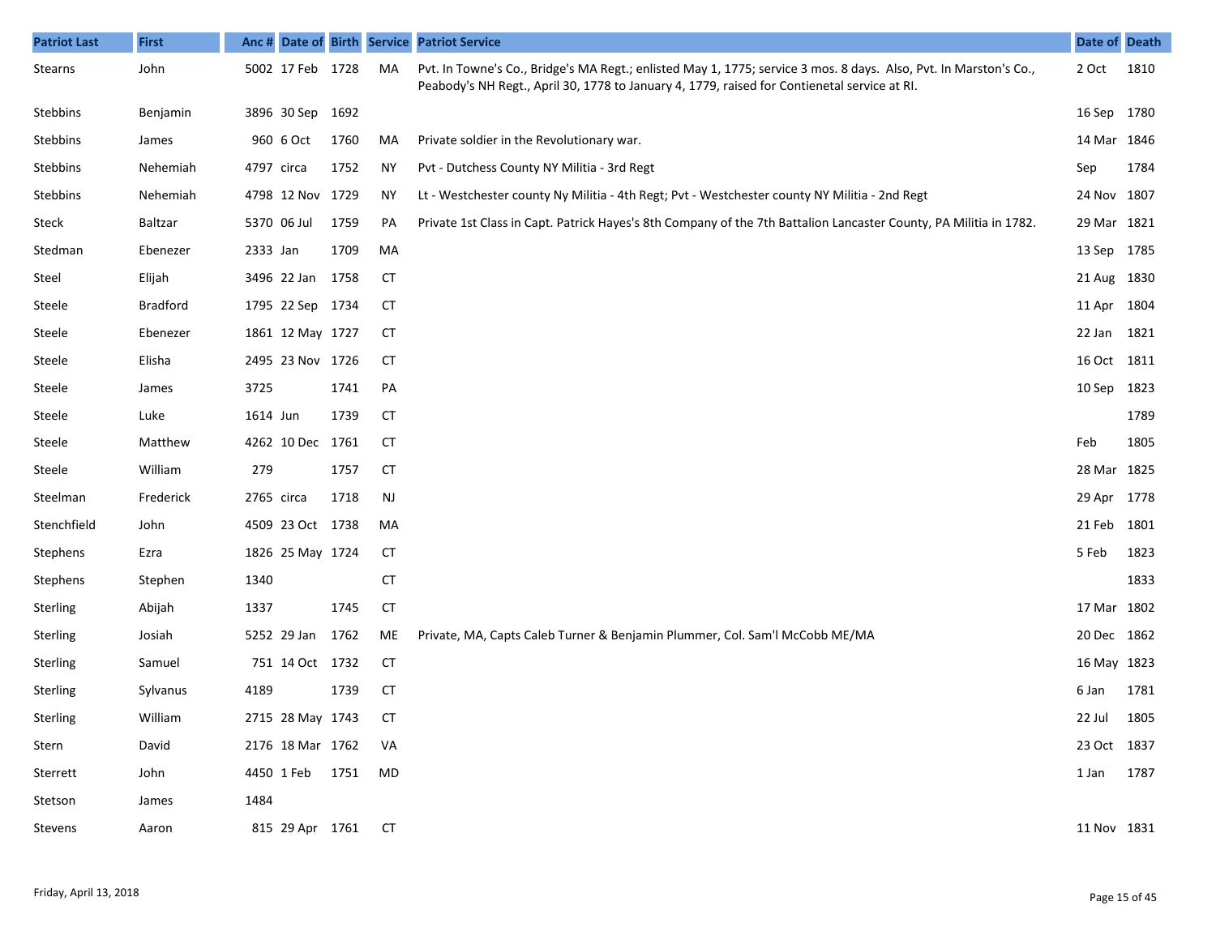| Patriot Last | First | Anc # | Date of | Birth | Service | Patriot Service | Date of | Death |
|---|---|---|---|---|---|---|---|---|
| Stearns | John | 5002 | 17 Feb | 1728 | MA | Pvt. In Towne's Co., Bridge's MA Regt.; enlisted May 1, 1775; service 3 mos. 8 days. Also, Pvt. In Marston's Co., Peabody's NH Regt., April 30, 1778 to January 4, 1779, raised for Contienetal service at RI. | 2 Oct | 1810 |
| Stebbins | Benjamin | 3896 | 30 Sep | 1692 | | | 16 Sep | 1780 |
| Stebbins | James | 960 | 6 Oct | 1760 | MA | Private soldier in the Revolutionary war. | 14 Mar | 1846 |
| Stebbins | Nehemiah | 4797 | circa | 1752 | NY | Pvt - Dutchess County NY Militia - 3rd Regt | Sep | 1784 |
| Stebbins | Nehemiah | 4798 | 12 Nov | 1729 | NY | Lt - Westchester county Ny Militia - 4th Regt; Pvt - Westchester county NY Militia - 2nd Regt | 24 Nov | 1807 |
| Steck | Baltzar | 5370 | 06 Jul | 1759 | PA | Private 1st Class in Capt. Patrick Hayes's 8th Company of the 7th Battalion Lancaster County, PA Militia in 1782. | 29 Mar | 1821 |
| Stedman | Ebenezer | 2333 | Jan | 1709 | MA | | 13 Sep | 1785 |
| Steel | Elijah | 3496 | 22 Jan | 1758 | CT | | 21 Aug | 1830 |
| Steele | Bradford | 1795 | 22 Sep | 1734 | CT | | 11 Apr | 1804 |
| Steele | Ebenezer | 1861 | 12 May | 1727 | CT | | 22 Jan | 1821 |
| Steele | Elisha | 2495 | 23 Nov | 1726 | CT | | 16 Oct | 1811 |
| Steele | James | 3725 | | 1741 | PA | | 10 Sep | 1823 |
| Steele | Luke | 1614 | Jun | 1739 | CT | | | 1789 |
| Steele | Matthew | 4262 | 10 Dec | 1761 | CT | | Feb | 1805 |
| Steele | William | 279 | | 1757 | CT | | 28 Mar | 1825 |
| Steelman | Frederick | 2765 | circa | 1718 | NJ | | 29 Apr | 1778 |
| Stenchfield | John | 4509 | 23 Oct | 1738 | MA | | 21 Feb | 1801 |
| Stephens | Ezra | 1826 | 25 May | 1724 | CT | | 5 Feb | 1823 |
| Stephens | Stephen | 1340 | | | CT | | | 1833 |
| Sterling | Abijah | 1337 | | 1745 | CT | | 17 Mar | 1802 |
| Sterling | Josiah | 5252 | 29 Jan | 1762 | ME | Private, MA, Capts Caleb Turner & Benjamin Plummer, Col. Sam'l McCobb ME/MA | 20 Dec | 1862 |
| Sterling | Samuel | 751 | 14 Oct | 1732 | CT | | 16 May | 1823 |
| Sterling | Sylvanus | 4189 | | 1739 | CT | | 6 Jan | 1781 |
| Sterling | William | 2715 | 28 May | 1743 | CT | | 22 Jul | 1805 |
| Stern | David | 2176 | 18 Mar | 1762 | VA | | 23 Oct | 1837 |
| Sterrett | John | 4450 | 1 Feb | 1751 | MD | | 1 Jan | 1787 |
| Stetson | James | 1484 | | | | | | |
| Stevens | Aaron | 815 | 29 Apr | 1761 | CT | | 11 Nov | 1831 |

Friday, April 13, 2018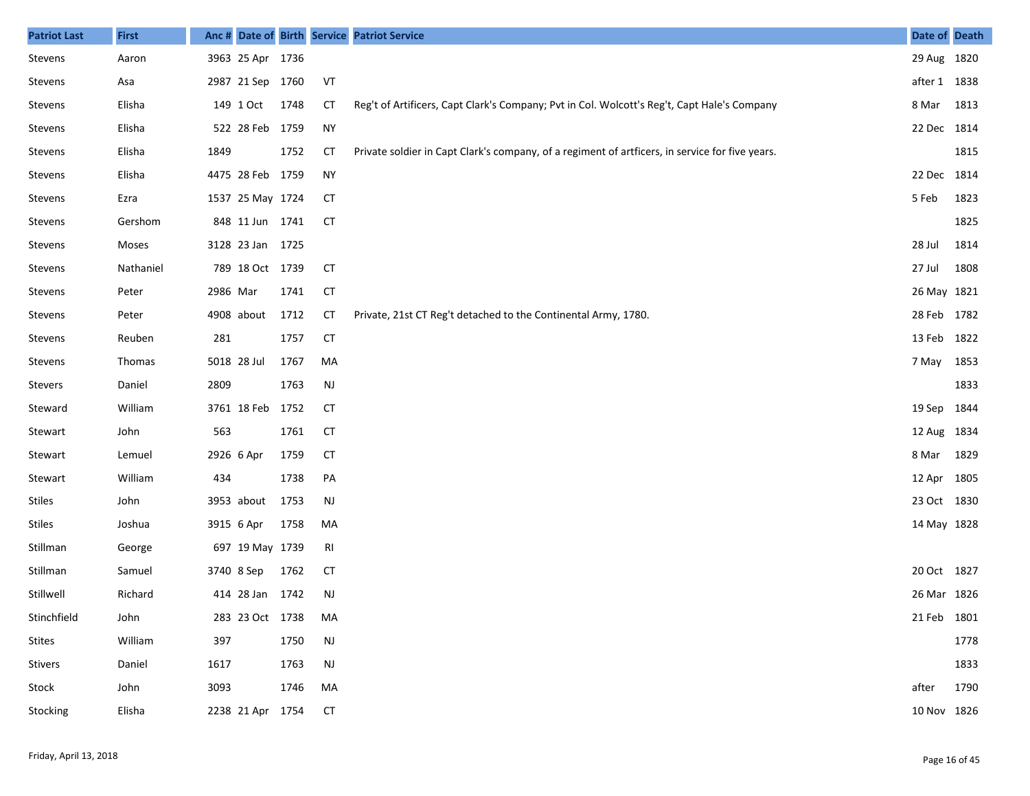| Patriot Last | First | Anc # | Date of | Birth | Service | Patriot Service | Date of | Death |
|---|---|---|---|---|---|---|---|---|
| Stevens | Aaron | 3963 | 25 Apr | 1736 | | | 29 Aug | 1820 |
| Stevens | Asa | 2987 | 21 Sep | 1760 | VT | | after 1 | 1838 |
| Stevens | Elisha | 149 | 1 Oct | 1748 | CT | Reg't of Artificers, Capt Clark's Company; Pvt in Col. Wolcott's Reg't, Capt Hale's Company | 8 Mar | 1813 |
| Stevens | Elisha | 522 | 28 Feb | 1759 | NY | | 22 Dec | 1814 |
| Stevens | Elisha | 1849 | | 1752 | CT | Private soldier in Capt Clark's company, of a regiment of artficers, in service for five years. | | 1815 |
| Stevens | Elisha | 4475 | 28 Feb | 1759 | NY | | 22 Dec | 1814 |
| Stevens | Ezra | 1537 | 25 May | 1724 | CT | | 5 Feb | 1823 |
| Stevens | Gershom | 848 | 11 Jun | 1741 | CT | | | 1825 |
| Stevens | Moses | 3128 | 23 Jan | 1725 | | | 28 Jul | 1814 |
| Stevens | Nathaniel | 789 | 18 Oct | 1739 | CT | | 27 Jul | 1808 |
| Stevens | Peter | 2986 | Mar | 1741 | CT | | 26 May | 1821 |
| Stevens | Peter | 4908 | about | 1712 | CT | Private, 21st CT Reg't detached to the Continental Army, 1780. | 28 Feb | 1782 |
| Stevens | Reuben | 281 | | 1757 | CT | | 13 Feb | 1822 |
| Stevens | Thomas | 5018 | 28 Jul | 1767 | MA | | 7 May | 1853 |
| Stevers | Daniel | 2809 | | 1763 | NJ | | | 1833 |
| Steward | William | 3761 | 18 Feb | 1752 | CT | | 19 Sep | 1844 |
| Stewart | John | 563 | | 1761 | CT | | 12 Aug | 1834 |
| Stewart | Lemuel | 2926 | 6 Apr | 1759 | CT | | 8 Mar | 1829 |
| Stewart | William | 434 | | 1738 | PA | | 12 Apr | 1805 |
| Stiles | John | 3953 | about | 1753 | NJ | | 23 Oct | 1830 |
| Stiles | Joshua | 3915 | 6 Apr | 1758 | MA | | 14 May | 1828 |
| Stillman | George | 697 | 19 May | 1739 | RI | | | |
| Stillman | Samuel | 3740 | 8 Sep | 1762 | CT | | 20 Oct | 1827 |
| Stillwell | Richard | 414 | 28 Jan | 1742 | NJ | | 26 Mar | 1826 |
| Stinchfield | John | 283 | 23 Oct | 1738 | MA | | 21 Feb | 1801 |
| Stites | William | 397 | | 1750 | NJ | | | 1778 |
| Stivers | Daniel | 1617 | | 1763 | NJ | | | 1833 |
| Stock | John | 3093 | | 1746 | MA | | after | 1790 |
| Stocking | Elisha | 2238 | 21 Apr | 1754 | CT | | 10 Nov | 1826 |

Friday, April 13, 2018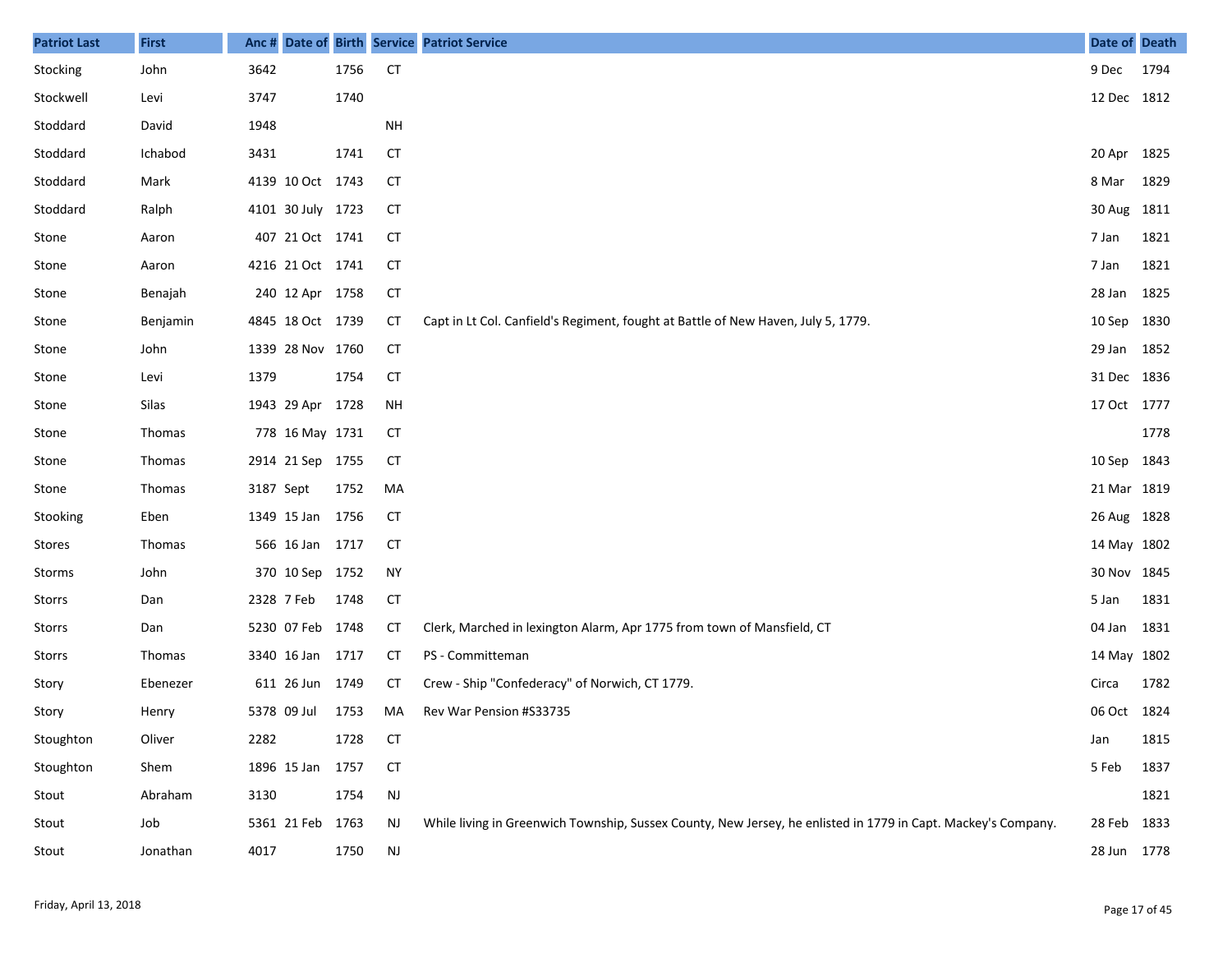| Patriot Last | First | Anc # | Date of | Birth | Service | Patriot Service | Date of | Death |
|---|---|---|---|---|---|---|---|---|
| Stocking | John | 3642 | | 1756 | CT | | 9 Dec | 1794 |
| Stockwell | Levi | 3747 | | 1740 | | | 12 Dec | 1812 |
| Stoddard | David | 1948 | | | NH | | | |
| Stoddard | Ichabod | 3431 | | 1741 | CT | | 20 Apr | 1825 |
| Stoddard | Mark | 4139 | 10 Oct | 1743 | CT | | 8 Mar | 1829 |
| Stoddard | Ralph | 4101 | 30 July | 1723 | CT | | 30 Aug | 1811 |
| Stone | Aaron | 407 | 21 Oct | 1741 | CT | | 7 Jan | 1821 |
| Stone | Aaron | 4216 | 21 Oct | 1741 | CT | | 7 Jan | 1821 |
| Stone | Benajah | 240 | 12 Apr | 1758 | CT | | 28 Jan | 1825 |
| Stone | Benjamin | 4845 | 18 Oct | 1739 | CT | Capt in Lt Col. Canfield's Regiment, fought at Battle of New Haven, July 5, 1779. | 10 Sep | 1830 |
| Stone | John | 1339 | 28 Nov | 1760 | CT | | 29 Jan | 1852 |
| Stone | Levi | 1379 | | 1754 | CT | | 31 Dec | 1836 |
| Stone | Silas | 1943 | 29 Apr | 1728 | NH | | 17 Oct | 1777 |
| Stone | Thomas | 778 | 16 May | 1731 | CT | | | 1778 |
| Stone | Thomas | 2914 | 21 Sep | 1755 | CT | | 10 Sep | 1843 |
| Stone | Thomas | 3187 | Sept | 1752 | MA | | 21 Mar | 1819 |
| Stooking | Eben | 1349 | 15 Jan | 1756 | CT | | 26 Aug | 1828 |
| Stores | Thomas | 566 | 16 Jan | 1717 | CT | | 14 May | 1802 |
| Storms | John | 370 | 10 Sep | 1752 | NY | | 30 Nov | 1845 |
| Storrs | Dan | 2328 | 7 Feb | 1748 | CT | | 5 Jan | 1831 |
| Storrs | Dan | 5230 | 07 Feb | 1748 | CT | Clerk, Marched in lexington Alarm, Apr 1775 from town of Mansfield, CT | 04 Jan | 1831 |
| Storrs | Thomas | 3340 | 16 Jan | 1717 | CT | PS - Committeman | 14 May | 1802 |
| Story | Ebenezer | 611 | 26 Jun | 1749 | CT | Crew - Ship "Confederacy" of Norwich, CT 1779. | Circa | 1782 |
| Story | Henry | 5378 | 09 Jul | 1753 | MA | Rev War Pension #S33735 | 06 Oct | 1824 |
| Stoughton | Oliver | 2282 | | 1728 | CT | | Jan | 1815 |
| Stoughton | Shem | 1896 | 15 Jan | 1757 | CT | | 5 Feb | 1837 |
| Stout | Abraham | 3130 | | 1754 | NJ | | | 1821 |
| Stout | Job | 5361 | 21 Feb | 1763 | NJ | While living in Greenwich Township, Sussex County, New Jersey, he enlisted in 1779 in Capt. Mackey's Company. | 28 Feb | 1833 |
| Stout | Jonathan | 4017 | | 1750 | NJ | | 28 Jun | 1778 |

Friday, April 13, 2018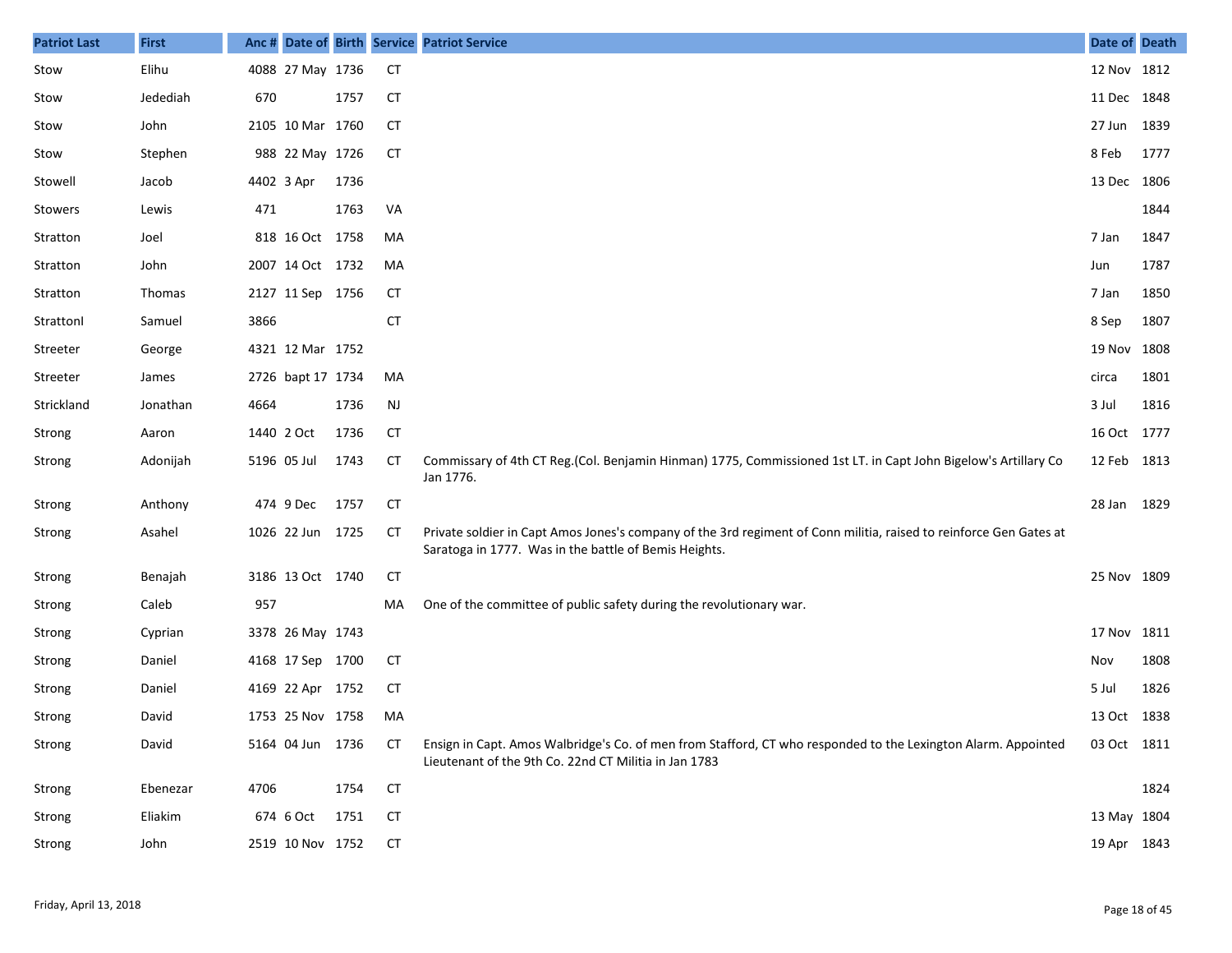| Patriot Last | First | Anc # | Date of | Birth | Service | Patriot Service | Date of | Death |
|---|---|---|---|---|---|---|---|---|
| Stow | Elihu | 4088 | 27 May | 1736 | CT | | 12 Nov | 1812 |
| Stow | Jedediah | 670 | | 1757 | CT | | 11 Dec | 1848 |
| Stow | John | 2105 | 10 Mar | 1760 | CT | | 27 Jun | 1839 |
| Stow | Stephen | 988 | 22 May | 1726 | CT | | 8 Feb | 1777 |
| Stowell | Jacob | 4402 | 3 Apr | 1736 | | | 13 Dec | 1806 |
| Stowers | Lewis | 471 | | 1763 | VA | | | 1844 |
| Stratton | Joel | 818 | 16 Oct | 1758 | MA | | 7 Jan | 1847 |
| Stratton | John | 2007 | 14 Oct | 1732 | MA | | Jun | 1787 |
| Stratton | Thomas | 2127 | 11 Sep | 1756 | CT | | 7 Jan | 1850 |
| StrattonI | Samuel | 3866 | | | CT | | 8 Sep | 1807 |
| Streeter | George | 4321 | 12 Mar | 1752 | | | 19 Nov | 1808 |
| Streeter | James | 2726 | bapt 17 | 1734 | MA | | circa | 1801 |
| Strickland | Jonathan | 4664 | | 1736 | NJ | | 3 Jul | 1816 |
| Strong | Aaron | 1440 | 2 Oct | 1736 | CT | | 16 Oct | 1777 |
| Strong | Adonijah | 5196 | 05 Jul | 1743 | CT | Commissary of 4th CT Reg.(Col. Benjamin Hinman) 1775, Commissioned 1st LT. in Capt John Bigelow's Artillary Co Jan 1776. | 12 Feb | 1813 |
| Strong | Anthony | 474 | 9 Dec | 1757 | CT | | 28 Jan | 1829 |
| Strong | Asahel | 1026 | 22 Jun | 1725 | CT | Private soldier in Capt Amos Jones's company of the 3rd regiment of Conn militia, raised to reinforce Gen Gates at Saratoga in 1777. Was in the battle of Bemis Heights. | | |
| Strong | Benajah | 3186 | 13 Oct | 1740 | CT | | 25 Nov | 1809 |
| Strong | Caleb | 957 | | | MA | One of the committee of public safety during the revolutionary war. | | |
| Strong | Cyprian | 3378 | 26 May | 1743 | | | 17 Nov | 1811 |
| Strong | Daniel | 4168 | 17 Sep | 1700 | CT | | Nov | 1808 |
| Strong | Daniel | 4169 | 22 Apr | 1752 | CT | | 5 Jul | 1826 |
| Strong | David | 1753 | 25 Nov | 1758 | MA | | 13 Oct | 1838 |
| Strong | David | 5164 | 04 Jun | 1736 | CT | Ensign in Capt. Amos Walbridge's Co. of men from Stafford, CT who responded to the Lexington Alarm. Appointed Lieutenant of the 9th Co. 22nd CT Militia in Jan 1783 | 03 Oct | 1811 |
| Strong | Ebenezar | 4706 | | 1754 | CT | | | 1824 |
| Strong | Eliakim | 674 | 6 Oct | 1751 | CT | | 13 May | 1804 |
| Strong | John | 2519 | 10 Nov | 1752 | CT | | 19 Apr | 1843 |

Friday, April 13, 2018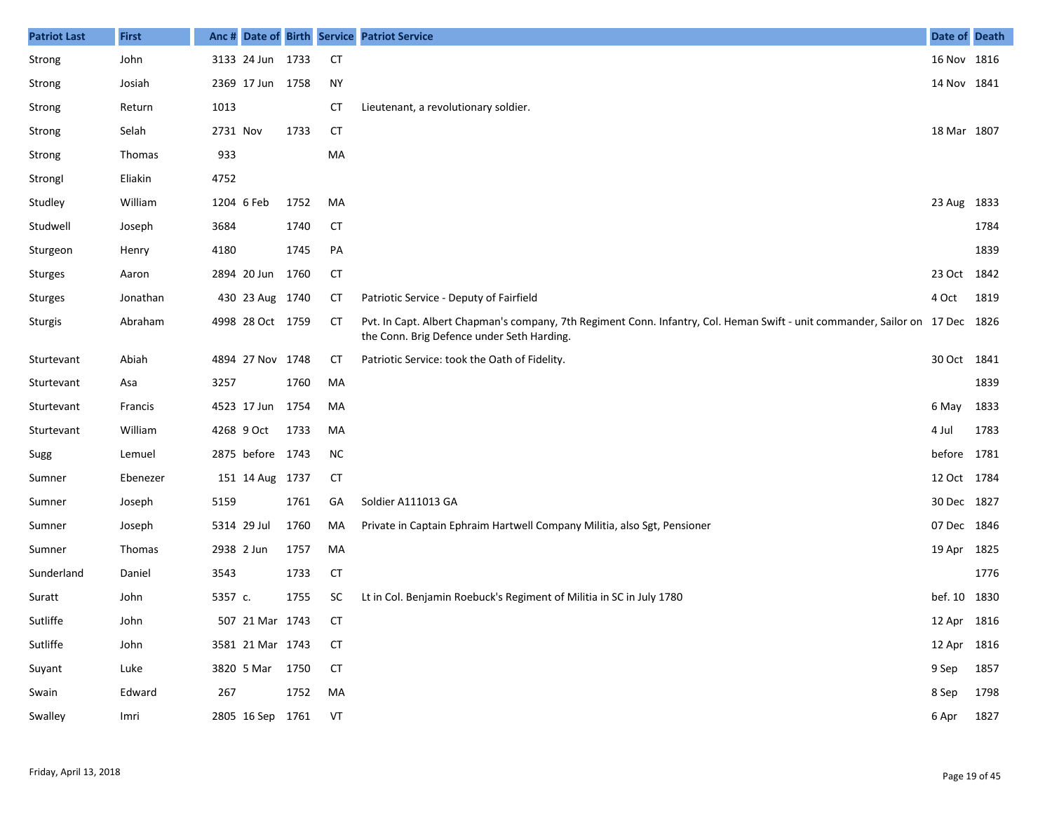| Patriot Last | First | Anc # | Date of | Birth | Service | Patriot Service | Date of | Death |
|---|---|---|---|---|---|---|---|---|
| Strong | John | 3133 | 24 Jun | 1733 | CT | | 16 Nov | 1816 |
| Strong | Josiah | 2369 | 17 Jun | 1758 | NY | | 14 Nov | 1841 |
| Strong | Return | 1013 | | | CT | Lieutenant, a revolutionary soldier. | | |
| Strong | Selah | 2731 | Nov | 1733 | CT | | 18 Mar | 1807 |
| Strong | Thomas | 933 | | | MA | | | |
| Strongl | Eliakin | 4752 | | | | | | |
| Studley | William | 1204 | 6 Feb | 1752 | MA | | 23 Aug | 1833 |
| Studwell | Joseph | 3684 | | 1740 | CT | | | 1784 |
| Sturgeon | Henry | 4180 | | 1745 | PA | | | 1839 |
| Sturges | Aaron | 2894 | 20 Jun | 1760 | CT | | 23 Oct | 1842 |
| Sturges | Jonathan | 430 | 23 Aug | 1740 | CT | Patriotic Service - Deputy of Fairfield | 4 Oct | 1819 |
| Sturgis | Abraham | 4998 | 28 Oct | 1759 | CT | Pvt. In Capt. Albert Chapman's company, 7th Regiment Conn. Infantry, Col. Heman Swift - unit commander, Sailor on the Conn. Brig Defence under Seth Harding. | 17 Dec | 1826 |
| Sturtevant | Abiah | 4894 | 27 Nov | 1748 | CT | Patriotic Service: took the Oath of Fidelity. | 30 Oct | 1841 |
| Sturtevant | Asa | 3257 | | 1760 | MA | | | 1839 |
| Sturtevant | Francis | 4523 | 17 Jun | 1754 | MA | | 6 May | 1833 |
| Sturtevant | William | 4268 | 9 Oct | 1733 | MA | | 4 Jul | 1783 |
| Sugg | Lemuel | 2875 | before | 1743 | NC | | before | 1781 |
| Sumner | Ebenezer | 151 | 14 Aug | 1737 | CT | | 12 Oct | 1784 |
| Sumner | Joseph | 5159 | | 1761 | GA | Soldier A111013 GA | 30 Dec | 1827 |
| Sumner | Joseph | 5314 | 29 Jul | 1760 | MA | Private in Captain Ephraim Hartwell Company Militia, also Sgt, Pensioner | 07 Dec | 1846 |
| Sumner | Thomas | 2938 | 2 Jun | 1757 | MA | | 19 Apr | 1825 |
| Sunderland | Daniel | 3543 | | 1733 | CT | | | 1776 |
| Suratt | John | 5357 | c. | 1755 | SC | Lt in Col. Benjamin Roebuck's Regiment of Militia in SC in July 1780 | bef. 10 | 1830 |
| Sutliffe | John | 507 | 21 Mar | 1743 | CT | | 12 Apr | 1816 |
| Sutliffe | John | 3581 | 21 Mar | 1743 | CT | | 12 Apr | 1816 |
| Suyant | Luke | 3820 | 5 Mar | 1750 | CT | | 9 Sep | 1857 |
| Swain | Edward | 267 | | 1752 | MA | | 8 Sep | 1798 |
| Swalley | Imri | 2805 | 16 Sep | 1761 | VT | | 6 Apr | 1827 |

Friday, April 13, 2018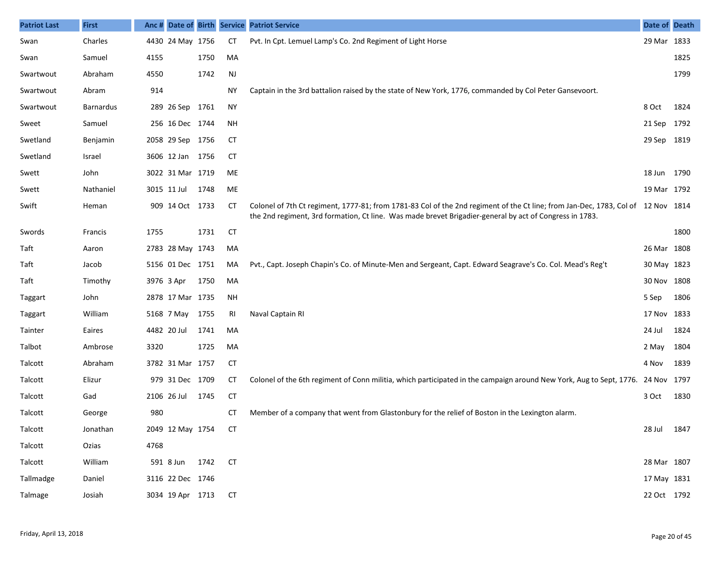| Patriot Last | First | Anc # | Date of | Birth | Service | Patriot Service | Date of | Death |
|---|---|---|---|---|---|---|---|---|
| Swan | Charles | 4430 | 24 May | 1756 | CT | Pvt. In Cpt. Lemuel Lamp's Co. 2nd Regiment of Light Horse | 29 Mar | 1833 |
| Swan | Samuel | 4155 | | 1750 | MA | | | 1825 |
| Swartwout | Abraham | 4550 | | 1742 | NJ | | | 1799 |
| Swartwout | Abram | 914 | | | NY | Captain in the 3rd battalion raised by the state of New York, 1776, commanded by Col Peter Gansevoort. | | |
| Swartwout | Barnardus | 289 | 26 Sep | 1761 | NY | | 8 Oct | 1824 |
| Sweet | Samuel | 256 | 16 Dec | 1744 | NH | | 21 Sep | 1792 |
| Swetland | Benjamin | 2058 | 29 Sep | 1756 | CT | | 29 Sep | 1819 |
| Swetland | Israel | 3606 | 12 Jan | 1756 | CT | | | |
| Swett | John | 3022 | 31 Mar | 1719 | ME | | 18 Jun | 1790 |
| Swett | Nathaniel | 3015 | 11 Jul | 1748 | ME | | 19 Mar | 1792 |
| Swift | Heman | 909 | 14 Oct | 1733 | CT | Colonel of 7th Ct regiment, 1777-81; from 1781-83 Col of the 2nd regiment of the Ct line; from Jan-Dec, 1783, Col of the 2nd regiment, 3rd formation, Ct line. Was made brevet Brigadier-general by act of Congress in 1783. | 12 Nov | 1814 |
| Swords | Francis | 1755 | | 1731 | CT | | | 1800 |
| Taft | Aaron | 2783 | 28 May | 1743 | MA | | 26 Mar | 1808 |
| Taft | Jacob | 5156 | 01 Dec | 1751 | MA | Pvt., Capt. Joseph Chapin's Co. of Minute-Men and Sergeant, Capt. Edward Seagrave's Co. Col. Mead's Reg't | 30 May | 1823 |
| Taft | Timothy | 3976 | 3 Apr | 1750 | MA | | 30 Nov | 1808 |
| Taggart | John | 2878 | 17 Mar | 1735 | NH | | 5 Sep | 1806 |
| Taggart | William | 5168 | 7 May | 1755 | RI | Naval Captain RI | 17 Nov | 1833 |
| Tainter | Eaires | 4482 | 20 Jul | 1741 | MA | | 24 Jul | 1824 |
| Talbot | Ambrose | 3320 | | 1725 | MA | | 2 May | 1804 |
| Talcott | Abraham | 3782 | 31 Mar | 1757 | CT | | 4 Nov | 1839 |
| Talcott | Elizur | 979 | 31 Dec | 1709 | CT | Colonel of the 6th regiment of Conn militia, which participated in the campaign around New York, Aug to Sept, 1776. | 24 Nov | 1797 |
| Talcott | Gad | 2106 | 26 Jul | 1745 | CT | | 3 Oct | 1830 |
| Talcott | George | 980 | | | CT | Member of a company that went from Glastonbury for the relief of Boston in the Lexington alarm. | | |
| Talcott | Jonathan | 2049 | 12 May | 1754 | CT | | 28 Jul | 1847 |
| Talcott | Ozias | 4768 | | | | | | |
| Talcott | William | 591 | 8 Jun | 1742 | CT | | 28 Mar | 1807 |
| Tallmadge | Daniel | 3116 | 22 Dec | 1746 | | | 17 May | 1831 |
| Talmage | Josiah | 3034 | 19 Apr | 1713 | CT | | 22 Oct | 1792 |

Friday, April 13, 2018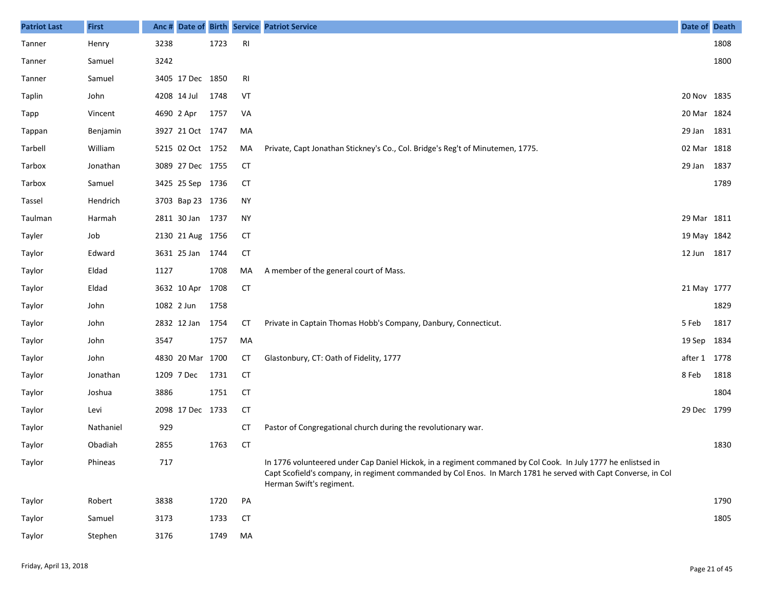| Patriot Last | First | Anc # | Date of | Birth | Service | Patriot Service | Date of | Death |
|---|---|---|---|---|---|---|---|---|
| Tanner | Henry | 3238 | | 1723 | RI | | | 1808 |
| Tanner | Samuel | 3242 | | | | | | 1800 |
| Tanner | Samuel | 3405 | 17 Dec | 1850 | RI | | | |
| Taplin | John | 4208 | 14 Jul | 1748 | VT | | 20 Nov | 1835 |
| Tapp | Vincent | 4690 | 2 Apr | 1757 | VA | | 20 Mar | 1824 |
| Tappan | Benjamin | 3927 | 21 Oct | 1747 | MA | | 29 Jan | 1831 |
| Tarbell | William | 5215 | 02 Oct | 1752 | MA | Private, Capt Jonathan Stickney's Co., Col. Bridge's Reg't of Minutemen, 1775. | 02 Mar | 1818 |
| Tarbox | Jonathan | 3089 | 27 Dec | 1755 | CT | | 29 Jan | 1837 |
| Tarbox | Samuel | 3425 | 25 Sep | 1736 | CT | | | 1789 |
| Tassel | Hendrich | 3703 | Bap 23 | 1736 | NY | | | |
| Taulman | Harmah | 2811 | 30 Jan | 1737 | NY | | 29 Mar | 1811 |
| Tayler | Job | 2130 | 21 Aug | 1756 | CT | | 19 May | 1842 |
| Taylor | Edward | 3631 | 25 Jan | 1744 | CT | | 12 Jun | 1817 |
| Taylor | Eldad | 1127 | | 1708 | MA | A member of the general court of Mass. | | |
| Taylor | Eldad | 3632 | 10 Apr | 1708 | CT | | 21 May | 1777 |
| Taylor | John | 1082 | 2 Jun | 1758 | | | | 1829 |
| Taylor | John | 2832 | 12 Jan | 1754 | CT | Private in Captain Thomas Hobb's Company, Danbury, Connecticut. | 5 Feb | 1817 |
| Taylor | John | 3547 | | 1757 | MA | | 19 Sep | 1834 |
| Taylor | John | 4830 | 20 Mar | 1700 | CT | Glastonbury, CT: Oath of Fidelity, 1777 | after 1 | 1778 |
| Taylor | Jonathan | 1209 | 7 Dec | 1731 | CT | | 8 Feb | 1818 |
| Taylor | Joshua | 3886 | | 1751 | CT | | | 1804 |
| Taylor | Levi | 2098 | 17 Dec | 1733 | CT | | 29 Dec | 1799 |
| Taylor | Nathaniel | 929 | | | CT | Pastor of Congregational church during the revolutionary war. | | |
| Taylor | Obadiah | 2855 | | 1763 | CT | | | 1830 |
| Taylor | Phineas | 717 | | | | In 1776 volunteered under Cap Daniel Hickok, in a regiment commaned by Col Cook. In July 1777 he enlistsed in Capt Scofield's company, in regiment commanded by Col Enos. In March 1781 he served with Capt Converse, in Col Herman Swift's regiment. | | |
| Taylor | Robert | 3838 | | 1720 | PA | | | 1790 |
| Taylor | Samuel | 3173 | | 1733 | CT | | | 1805 |
| Taylor | Stephen | 3176 | | 1749 | MA | | | |

Friday, April 13, 2018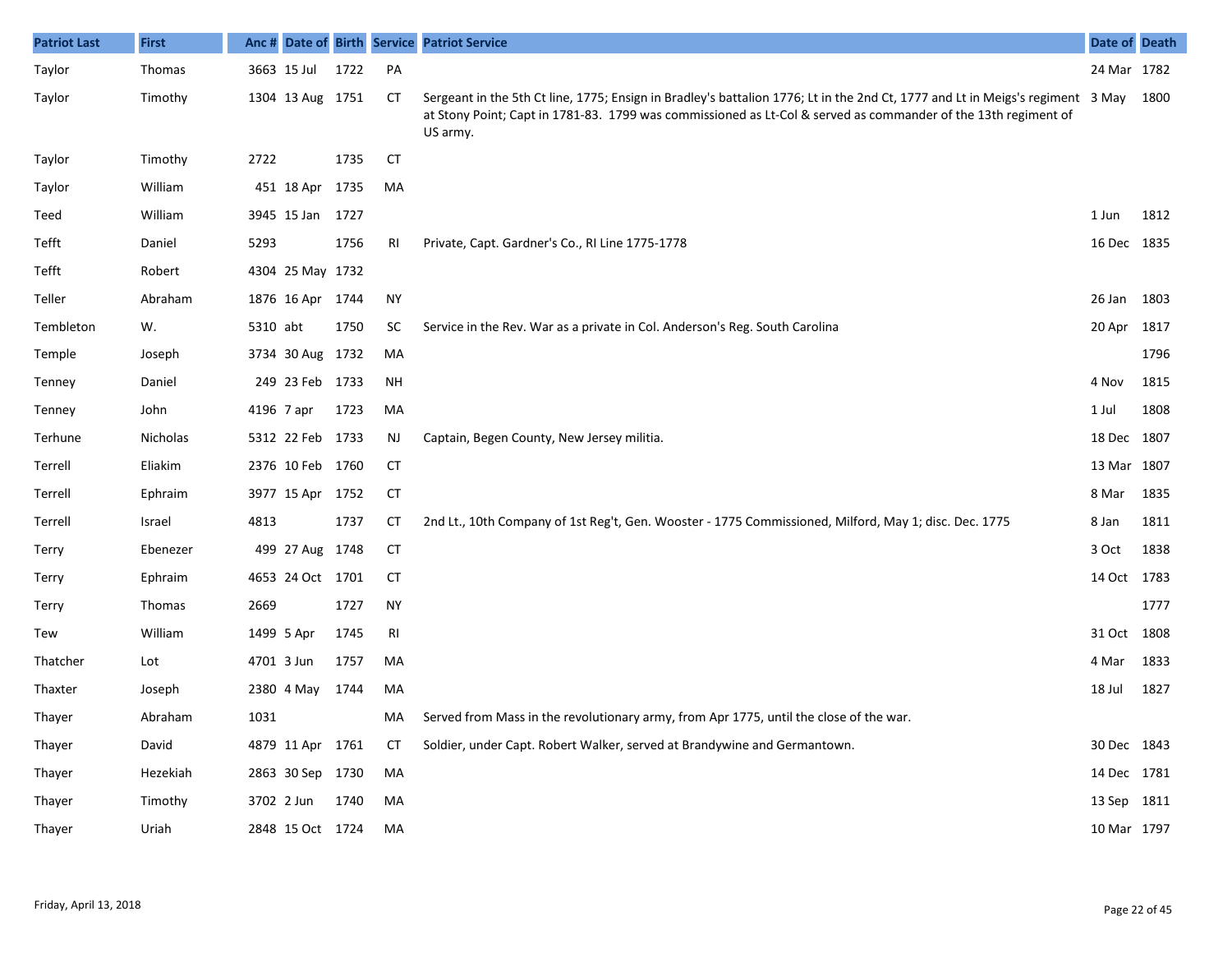| Patriot Last | First | Anc # | Date of | Birth | Service | Patriot Service | Date of | Death |
|---|---|---|---|---|---|---|---|---|
| Taylor | Thomas | 3663 | 15 Jul | 1722 | PA | | 24 Mar | 1782 |
| Taylor | Timothy | 1304 | 13 Aug | 1751 | CT | Sergeant in the 5th Ct line, 1775; Ensign in Bradley's battalion 1776; Lt in the 2nd Ct, 1777 and Lt in Meigs's regiment at Stony Point; Capt in 1781-83. 1799 was commissioned as Lt-Col & served as commander of the 13th regiment of US army. | 3 May | 1800 |
| Taylor | Timothy | 2722 | | 1735 | CT | | | |
| Taylor | William | 451 | 18 Apr | 1735 | MA | | | |
| Teed | William | 3945 | 15 Jan | 1727 | | | 1 Jun | 1812 |
| Tefft | Daniel | 5293 | | 1756 | RI | Private, Capt. Gardner's Co., RI Line 1775-1778 | 16 Dec | 1835 |
| Tefft | Robert | 4304 | 25 May | 1732 | | | | |
| Teller | Abraham | 1876 | 16 Apr | 1744 | NY | | 26 Jan | 1803 |
| Tembleton | W. | 5310 | abt | 1750 | SC | Service in the Rev. War as a private in Col. Anderson's Reg. South Carolina | 20 Apr | 1817 |
| Temple | Joseph | 3734 | 30 Aug | 1732 | MA | | | 1796 |
| Tenney | Daniel | 249 | 23 Feb | 1733 | NH | | 4 Nov | 1815 |
| Tenney | John | 4196 | 7 apr | 1723 | MA | | 1 Jul | 1808 |
| Terhune | Nicholas | 5312 | 22 Feb | 1733 | NJ | Captain, Begen County, New Jersey militia. | 18 Dec | 1807 |
| Terrell | Eliakim | 2376 | 10 Feb | 1760 | CT | | 13 Mar | 1807 |
| Terrell | Ephraim | 3977 | 15 Apr | 1752 | CT | | 8 Mar | 1835 |
| Terrell | Israel | 4813 | | 1737 | CT | 2nd Lt., 10th Company of 1st Reg't, Gen. Wooster - 1775 Commissioned, Milford, May 1; disc. Dec. 1775 | 8 Jan | 1811 |
| Terry | Ebenezer | 499 | 27 Aug | 1748 | CT | | 3 Oct | 1838 |
| Terry | Ephraim | 4653 | 24 Oct | 1701 | CT | | 14 Oct | 1783 |
| Terry | Thomas | 2669 | | 1727 | NY | | | 1777 |
| Tew | William | 1499 | 5 Apr | 1745 | RI | | 31 Oct | 1808 |
| Thatcher | Lot | 4701 | 3 Jun | 1757 | MA | | 4 Mar | 1833 |
| Thaxter | Joseph | 2380 | 4 May | 1744 | MA | | 18 Jul | 1827 |
| Thayer | Abraham | 1031 | | | MA | Served from Mass in the revolutionary army, from Apr 1775, until the close of the war. | | |
| Thayer | David | 4879 | 11 Apr | 1761 | CT | Soldier, under Capt. Robert Walker, served at Brandywine and Germantown. | 30 Dec | 1843 |
| Thayer | Hezekiah | 2863 | 30 Sep | 1730 | MA | | 14 Dec | 1781 |
| Thayer | Timothy | 3702 | 2 Jun | 1740 | MA | | 13 Sep | 1811 |
| Thayer | Uriah | 2848 | 15 Oct | 1724 | MA | | 10 Mar | 1797 |

Friday, April 13, 2018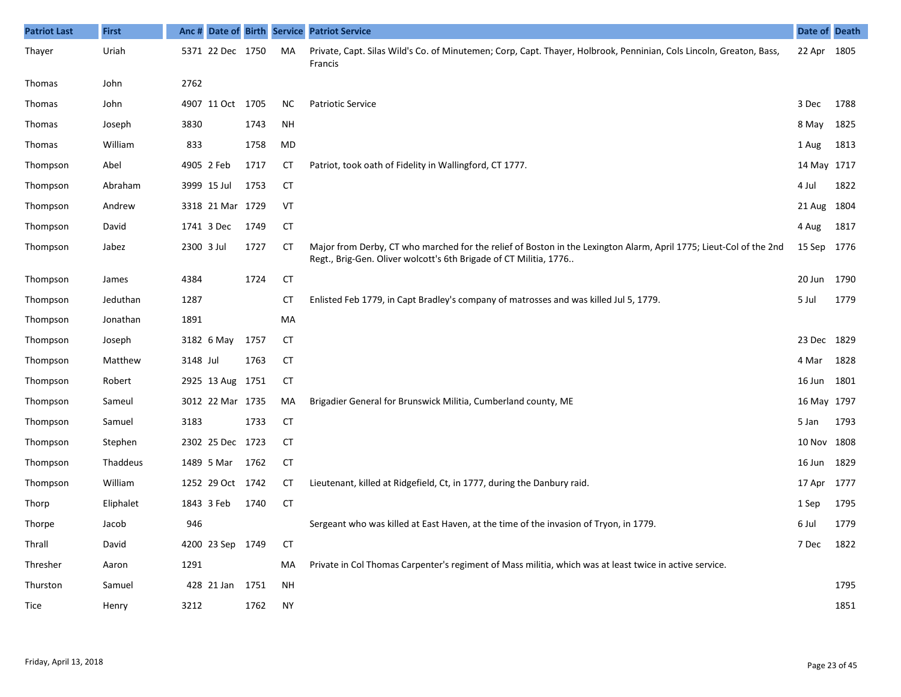| Patriot Last | First | Anc # | Date of | Birth | Service | Patriot Service | Date of | Death |
|---|---|---|---|---|---|---|---|---|
| Thayer | Uriah | 5371 | 22 Dec | 1750 | MA | Private, Capt. Silas Wild's Co. of Minutemen; Corp, Capt. Thayer, Holbrook, Penninian, Cols Lincoln, Greaton, Bass, Francis | 22 Apr | 1805 |
| Thomas | John | 2762 | | | | | | |
| Thomas | John | 4907 | 11 Oct | 1705 | NC | Patriotic Service | 3 Dec | 1788 |
| Thomas | Joseph | 3830 | | 1743 | NH | | 8 May | 1825 |
| Thomas | William | 833 | | 1758 | MD | | 1 Aug | 1813 |
| Thompson | Abel | 4905 | 2 Feb | 1717 | CT | Patriot, took oath of Fidelity in Wallingford, CT 1777. | 14 May | 1717 |
| Thompson | Abraham | 3999 | 15 Jul | 1753 | CT | | 4 Jul | 1822 |
| Thompson | Andrew | 3318 | 21 Mar | 1729 | VT | | 21 Aug | 1804 |
| Thompson | David | 1741 | 3 Dec | 1749 | CT | | 4 Aug | 1817 |
| Thompson | Jabez | 2300 | 3 Jul | 1727 | CT | Major from Derby, CT who marched for the relief of Boston in the Lexington Alarm, April 1775; Lieut-Col of the 2nd Regt., Brig-Gen. Oliver wolcott's 6th Brigade of CT Militia, 1776.. | 15 Sep | 1776 |
| Thompson | James | 4384 | | 1724 | CT | | 20 Jun | 1790 |
| Thompson | Jeduthan | 1287 | | | CT | Enlisted Feb 1779, in Capt Bradley's company of matrosses and was killed Jul 5, 1779. | 5 Jul | 1779 |
| Thompson | Jonathan | 1891 | | | MA | | | |
| Thompson | Joseph | 3182 | 6 May | 1757 | CT | | 23 Dec | 1829 |
| Thompson | Matthew | 3148 | Jul | 1763 | CT | | 4 Mar | 1828 |
| Thompson | Robert | 2925 | 13 Aug | 1751 | CT | | 16 Jun | 1801 |
| Thompson | Sameul | 3012 | 22 Mar | 1735 | MA | Brigadier General for Brunswick Militia, Cumberland county, ME | 16 May | 1797 |
| Thompson | Samuel | 3183 | | 1733 | CT | | 5 Jan | 1793 |
| Thompson | Stephen | 2302 | 25 Dec | 1723 | CT | | 10 Nov | 1808 |
| Thompson | Thaddeus | 1489 | 5 Mar | 1762 | CT | | 16 Jun | 1829 |
| Thompson | William | 1252 | 29 Oct | 1742 | CT | Lieutenant, killed at Ridgefield, Ct, in 1777, during the Danbury raid. | 17 Apr | 1777 |
| Thorp | Eliphalet | 1843 | 3 Feb | 1740 | CT | | 1 Sep | 1795 |
| Thorpe | Jacob | 946 | | | | Sergeant who was killed at East Haven, at the time of the invasion of Tryon, in 1779. | 6 Jul | 1779 |
| Thrall | David | 4200 | 23 Sep | 1749 | CT | | 7 Dec | 1822 |
| Thresher | Aaron | 1291 | | | MA | Private in Col Thomas Carpenter's regiment of Mass militia, which was at least twice in active service. | | |
| Thurston | Samuel | 428 | 21 Jan | 1751 | NH | | | 1795 |
| Tice | Henry | 3212 | | 1762 | NY | | | 1851 |

Friday, April 13, 2018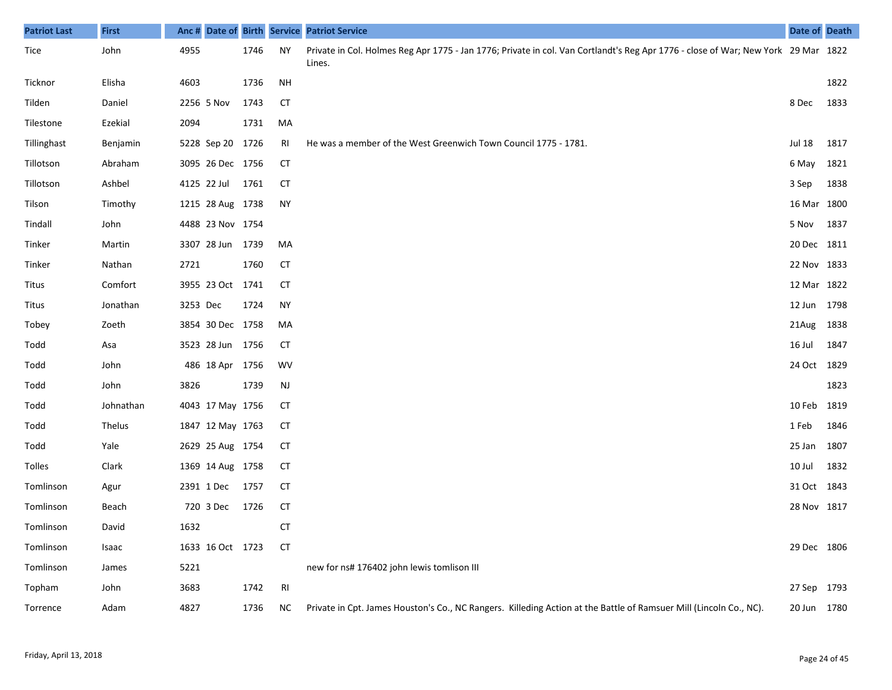| Patriot Last | First | Anc # | Date of | Birth | Service | Patriot Service | Date of | Death |
|---|---|---|---|---|---|---|---|---|
| Tice | John | 4955 | | 1746 | NY | Private in Col. Holmes Reg Apr 1775 - Jan 1776; Private in col. Van Cortlandt's Reg Apr 1776 - close of War; New York Lines. | 29 Mar | 1822 |
| Ticknor | Elisha | 4603 | | 1736 | NH | | | 1822 |
| Tilden | Daniel | 2256 | 5 Nov | 1743 | CT | | 8 Dec | 1833 |
| Tilestone | Ezekial | 2094 | | 1731 | MA | | | |
| Tillinghast | Benjamin | 5228 | Sep 20 | 1726 | RI | He was a member of the West Greenwich Town Council 1775 - 1781. | Jul 18 | 1817 |
| Tillotson | Abraham | 3095 | 26 Dec | 1756 | CT | | 6 May | 1821 |
| Tillotson | Ashbel | 4125 | 22 Jul | 1761 | CT | | 3 Sep | 1838 |
| Tilson | Timothy | 1215 | 28 Aug | 1738 | NY | | 16 Mar | 1800 |
| Tindall | John | 4488 | 23 Nov | 1754 | | | 5 Nov | 1837 |
| Tinker | Martin | 3307 | 28 Jun | 1739 | MA | | 20 Dec | 1811 |
| Tinker | Nathan | 2721 | | 1760 | CT | | 22 Nov | 1833 |
| Titus | Comfort | 3955 | 23 Oct | 1741 | CT | | 12 Mar | 1822 |
| Titus | Jonathan | 3253 | Dec | 1724 | NY | | 12 Jun | 1798 |
| Tobey | Zoeth | 3854 | 30 Dec | 1758 | MA | | 21Aug | 1838 |
| Todd | Asa | 3523 | 28 Jun | 1756 | CT | | 16 Jul | 1847 |
| Todd | John | 486 | 18 Apr | 1756 | WV | | 24 Oct | 1829 |
| Todd | John | 3826 | | 1739 | NJ | | | 1823 |
| Todd | Johnathan | 4043 | 17 May | 1756 | CT | | 10 Feb | 1819 |
| Todd | Thelus | 1847 | 12 May | 1763 | CT | | 1 Feb | 1846 |
| Todd | Yale | 2629 | 25 Aug | 1754 | CT | | 25 Jan | 1807 |
| Tolles | Clark | 1369 | 14 Aug | 1758 | CT | | 10 Jul | 1832 |
| Tomlinson | Agur | 2391 | 1 Dec | 1757 | CT | | 31 Oct | 1843 |
| Tomlinson | Beach | 720 | 3 Dec | 1726 | CT | | 28 Nov | 1817 |
| Tomlinson | David | 1632 | | | CT | | | |
| Tomlinson | Isaac | 1633 | 16 Oct | 1723 | CT | | 29 Dec | 1806 |
| Tomlinson | James | 5221 | | | | new for ns# 176402 john lewis tomlison III | | |
| Topham | John | 3683 | | 1742 | RI | | 27 Sep | 1793 |
| Torrence | Adam | 4827 | | 1736 | NC | Private in Cpt. James Houston's Co., NC Rangers. Killeding Action at the Battle of Ramsuer Mill (Lincoln Co., NC). | 20 Jun | 1780 |

Friday, April 13, 2018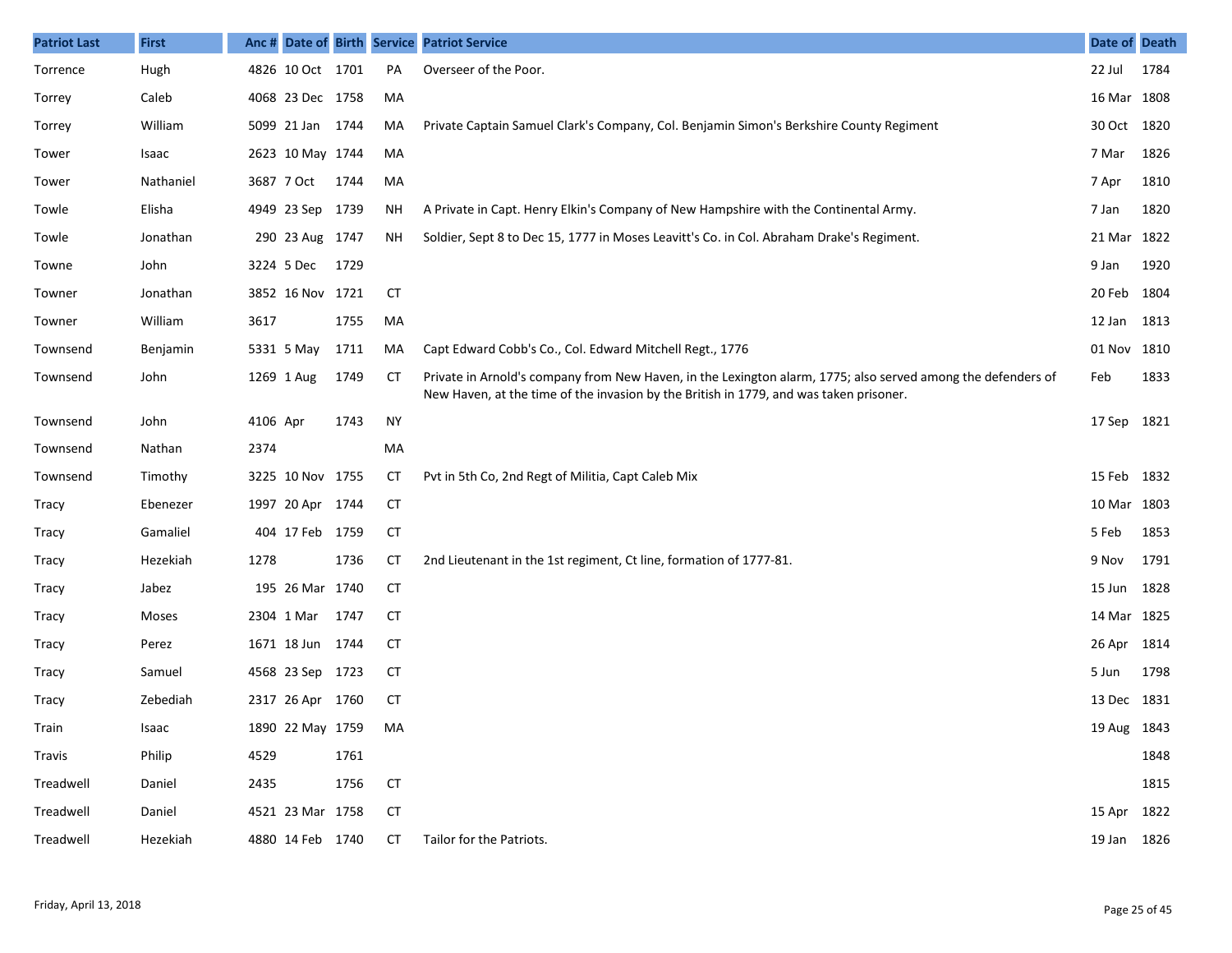| Patriot Last | First | Anc # | Date of | Birth | Service | Patriot Service | Date of | Death |
|---|---|---|---|---|---|---|---|---|
| Torrence | Hugh | 4826 | 10 Oct | 1701 | PA | Overseer of the Poor. | 22 Jul | 1784 |
| Torrey | Caleb | 4068 | 23 Dec | 1758 | MA | | 16 Mar | 1808 |
| Torrey | William | 5099 | 21 Jan | 1744 | MA | Private Captain Samuel Clark's Company, Col. Benjamin Simon's Berkshire County Regiment | 30 Oct | 1820 |
| Tower | Isaac | 2623 | 10 May | 1744 | MA | | 7 Mar | 1826 |
| Tower | Nathaniel | 3687 | 7 Oct | 1744 | MA | | 7 Apr | 1810 |
| Towle | Elisha | 4949 | 23 Sep | 1739 | NH | A Private in Capt. Henry Elkin's Company of New Hampshire with the Continental Army. | 7 Jan | 1820 |
| Towle | Jonathan | 290 | 23 Aug | 1747 | NH | Soldier, Sept 8 to Dec 15, 1777 in Moses Leavitt's Co. in Col. Abraham Drake's Regiment. | 21 Mar | 1822 |
| Towne | John | 3224 | 5 Dec | 1729 | | | 9 Jan | 1920 |
| Towner | Jonathan | 3852 | 16 Nov | 1721 | CT | | 20 Feb | 1804 |
| Towner | William | 3617 | | 1755 | MA | | 12 Jan | 1813 |
| Townsend | Benjamin | 5331 | 5 May | 1711 | MA | Capt Edward Cobb's Co., Col. Edward Mitchell Regt., 1776 | 01 Nov | 1810 |
| Townsend | John | 1269 | 1 Aug | 1749 | CT | Private in Arnold's company from New Haven, in the Lexington alarm, 1775; also served among the defenders of New Haven, at the time of the invasion by the British in 1779, and was taken prisoner. | Feb | 1833 |
| Townsend | John | 4106 | Apr | 1743 | NY | | 17 Sep | 1821 |
| Townsend | Nathan | 2374 | | | MA | | | |
| Townsend | Timothy | 3225 | 10 Nov | 1755 | CT | Pvt in 5th Co, 2nd Regt of Militia, Capt Caleb Mix | 15 Feb | 1832 |
| Tracy | Ebenezer | 1997 | 20 Apr | 1744 | CT | | 10 Mar | 1803 |
| Tracy | Gamaliel | 404 | 17 Feb | 1759 | CT | | 5 Feb | 1853 |
| Tracy | Hezekiah | 1278 | | 1736 | CT | 2nd Lieutenant in the 1st regiment, Ct line, formation of 1777-81. | 9 Nov | 1791 |
| Tracy | Jabez | 195 | 26 Mar | 1740 | CT | | 15 Jun | 1828 |
| Tracy | Moses | 2304 | 1 Mar | 1747 | CT | | 14 Mar | 1825 |
| Tracy | Perez | 1671 | 18 Jun | 1744 | CT | | 26 Apr | 1814 |
| Tracy | Samuel | 4568 | 23 Sep | 1723 | CT | | 5 Jun | 1798 |
| Tracy | Zebediah | 2317 | 26 Apr | 1760 | CT | | 13 Dec | 1831 |
| Train | Isaac | 1890 | 22 May | 1759 | MA | | 19 Aug | 1843 |
| Travis | Philip | 4529 | | 1761 | | | | 1848 |
| Treadwell | Daniel | 2435 | | 1756 | CT | | | 1815 |
| Treadwell | Daniel | 4521 | 23 Mar | 1758 | CT | | 15 Apr | 1822 |
| Treadwell | Hezekiah | 4880 | 14 Feb | 1740 | CT | Tailor for the Patriots. | 19 Jan | 1826 |

Friday, April 13, 2018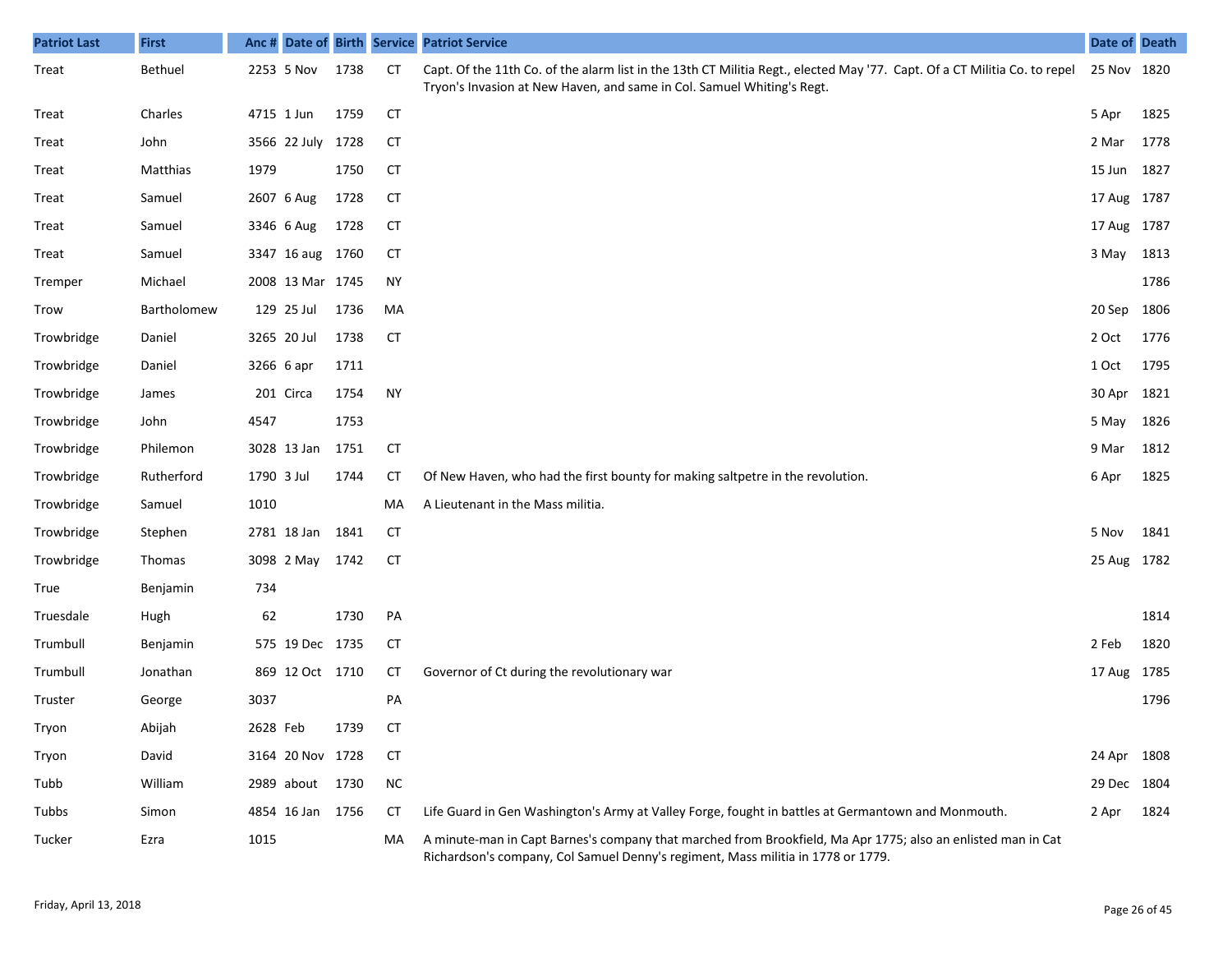| Patriot Last | First | Anc # | Date of | Birth | Service | Patriot Service | Date of | Death |
|---|---|---|---|---|---|---|---|---|
| Treat | Bethuel | 2253 | 5 Nov | 1738 | CT | Capt. Of the 11th Co. of the alarm list in the 13th CT Militia Regt., elected May '77. Capt. Of a CT Militia Co. to repel Tryon's Invasion at New Haven, and same in Col. Samuel Whiting's Regt. | 25 Nov | 1820 |
| Treat | Charles | 4715 | 1 Jun | 1759 | CT | | 5 Apr | 1825 |
| Treat | John | 3566 | 22 July | 1728 | CT | | 2 Mar | 1778 |
| Treat | Matthias | 1979 | | 1750 | CT | | 15 Jun | 1827 |
| Treat | Samuel | 2607 | 6 Aug | 1728 | CT | | 17 Aug | 1787 |
| Treat | Samuel | 3346 | 6 Aug | 1728 | CT | | 17 Aug | 1787 |
| Treat | Samuel | 3347 | 16 aug | 1760 | CT | | 3 May | 1813 |
| Tremper | Michael | 2008 | 13 Mar | 1745 | NY | | | 1786 |
| Trow | Bartholomew | 129 | 25 Jul | 1736 | MA | | 20 Sep | 1806 |
| Trowbridge | Daniel | 3265 | 20 Jul | 1738 | CT | | 2 Oct | 1776 |
| Trowbridge | Daniel | 3266 | 6 apr | 1711 | | | 1 Oct | 1795 |
| Trowbridge | James | 201 | Circa | 1754 | NY | | 30 Apr | 1821 |
| Trowbridge | John | 4547 | | 1753 | | | 5 May | 1826 |
| Trowbridge | Philemon | 3028 | 13 Jan | 1751 | CT | | 9 Mar | 1812 |
| Trowbridge | Rutherford | 1790 | 3 Jul | 1744 | CT | Of New Haven, who had the first bounty for making saltpetre in the revolution. | 6 Apr | 1825 |
| Trowbridge | Samuel | 1010 | | | MA | A Lieutenant in the Mass militia. | | |
| Trowbridge | Stephen | 2781 | 18 Jan | 1841 | CT | | 5 Nov | 1841 |
| Trowbridge | Thomas | 3098 | 2 May | 1742 | CT | | 25 Aug | 1782 |
| True | Benjamin | 734 | | | | | | |
| Truesdale | Hugh | 62 | | 1730 | PA | | | 1814 |
| Trumbull | Benjamin | 575 | 19 Dec | 1735 | CT | | 2 Feb | 1820 |
| Trumbull | Jonathan | 869 | 12 Oct | 1710 | CT | Governor of Ct during the revolutionary war | 17 Aug | 1785 |
| Truster | George | 3037 | | | PA | | | 1796 |
| Tryon | Abijah | 2628 | Feb | 1739 | CT | | | |
| Tryon | David | 3164 | 20 Nov | 1728 | CT | | 24 Apr | 1808 |
| Tubb | William | 2989 | about | 1730 | NC | | 29 Dec | 1804 |
| Tubbs | Simon | 4854 | 16 Jan | 1756 | CT | Life Guard in Gen Washington's Army at Valley Forge, fought in battles at Germantown and Monmouth. | 2 Apr | 1824 |
| Tucker | Ezra | 1015 | | | MA | A minute-man in Capt Barnes's company that marched from Brookfield, Ma Apr 1775; also an enlisted man in Cat Richardson's company, Col Samuel Denny's regiment, Mass militia in 1778 or 1779. | | |

Friday, April 13, 2018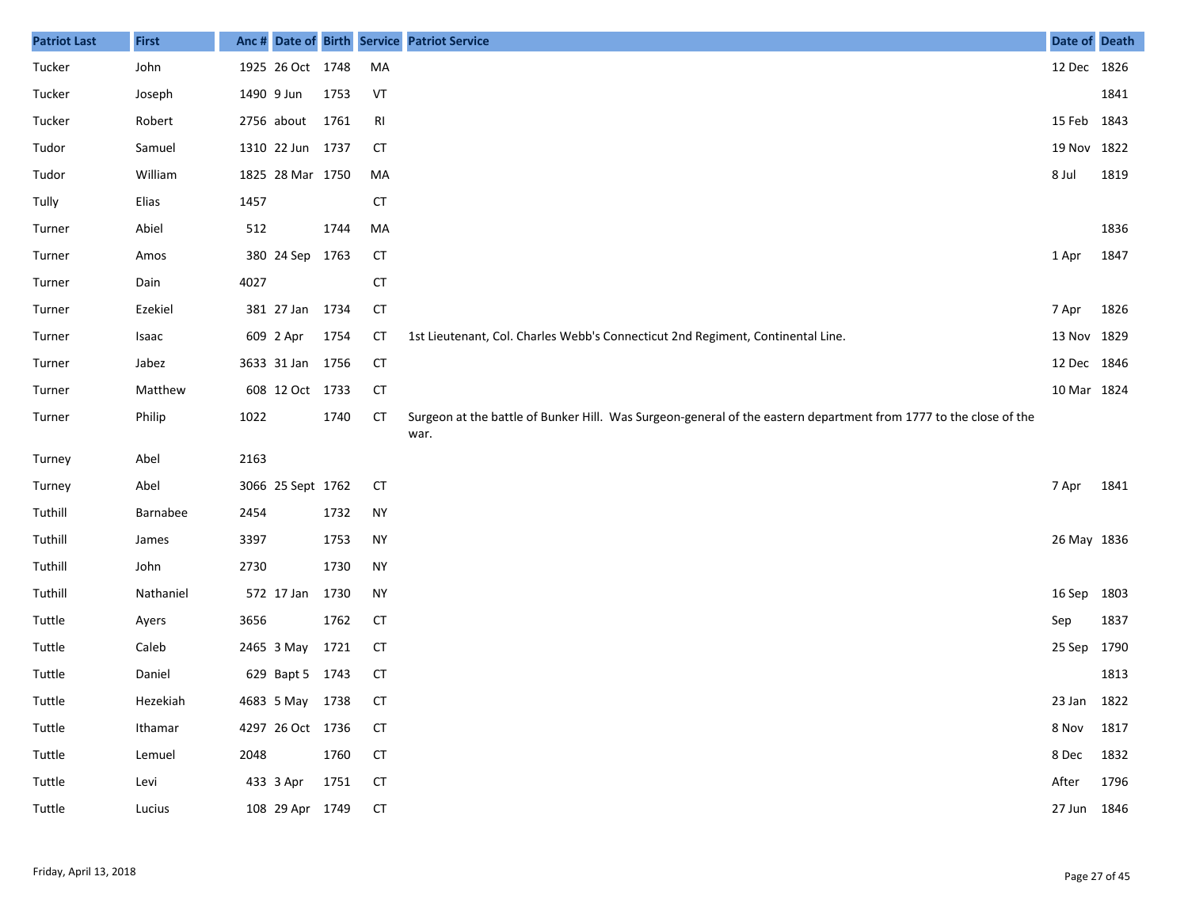| Patriot Last | First | Anc # | Date of | Birth | Service | Patriot Service | Date of | Death |
|---|---|---|---|---|---|---|---|---|
| Tucker | John | 1925 | 26 Oct | 1748 | MA | | 12 Dec | 1826 |
| Tucker | Joseph | 1490 | 9 Jun | 1753 | VT | | | 1841 |
| Tucker | Robert | 2756 | about | 1761 | RI | | 15 Feb | 1843 |
| Tudor | Samuel | 1310 | 22 Jun | 1737 | CT | | 19 Nov | 1822 |
| Tudor | William | 1825 | 28 Mar | 1750 | MA | | 8 Jul | 1819 |
| Tully | Elias | 1457 | | | CT | | | |
| Turner | Abiel | 512 | | 1744 | MA | | | 1836 |
| Turner | Amos | 380 | 24 Sep | 1763 | CT | | 1 Apr | 1847 |
| Turner | Dain | 4027 | | | CT | | | |
| Turner | Ezekiel | 381 | 27 Jan | 1734 | CT | | 7 Apr | 1826 |
| Turner | Isaac | 609 | 2 Apr | 1754 | CT | 1st Lieutenant, Col. Charles Webb's Connecticut 2nd Regiment, Continental Line. | 13 Nov | 1829 |
| Turner | Jabez | 3633 | 31 Jan | 1756 | CT | | 12 Dec | 1846 |
| Turner | Matthew | 608 | 12 Oct | 1733 | CT | | 10 Mar | 1824 |
| Turner | Philip | 1022 | | 1740 | CT | Surgeon at the battle of Bunker Hill. Was Surgeon-general of the eastern department from 1777 to the close of the war. | | |
| Turney | Abel | 2163 | | | | | | |
| Turney | Abel | 3066 | 25 Sept | 1762 | CT | | 7 Apr | 1841 |
| Tuthill | Barnabee | 2454 | | 1732 | NY | | | |
| Tuthill | James | 3397 | | 1753 | NY | | 26 May | 1836 |
| Tuthill | John | 2730 | | 1730 | NY | | | |
| Tuthill | Nathaniel | 572 | 17 Jan | 1730 | NY | | 16 Sep | 1803 |
| Tuttle | Ayers | 3656 | | 1762 | CT | | Sep | 1837 |
| Tuttle | Caleb | 2465 | 3 May | 1721 | CT | | 25 Sep | 1790 |
| Tuttle | Daniel | 629 | Bapt 5 | 1743 | CT | | | 1813 |
| Tuttle | Hezekiah | 4683 | 5 May | 1738 | CT | | 23 Jan | 1822 |
| Tuttle | Ithamar | 4297 | 26 Oct | 1736 | CT | | 8 Nov | 1817 |
| Tuttle | Lemuel | 2048 | | 1760 | CT | | 8 Dec | 1832 |
| Tuttle | Levi | 433 | 3 Apr | 1751 | CT | | After | 1796 |
| Tuttle | Lucius | 108 | 29 Apr | 1749 | CT | | 27 Jun | 1846 |

Friday, April 13, 2018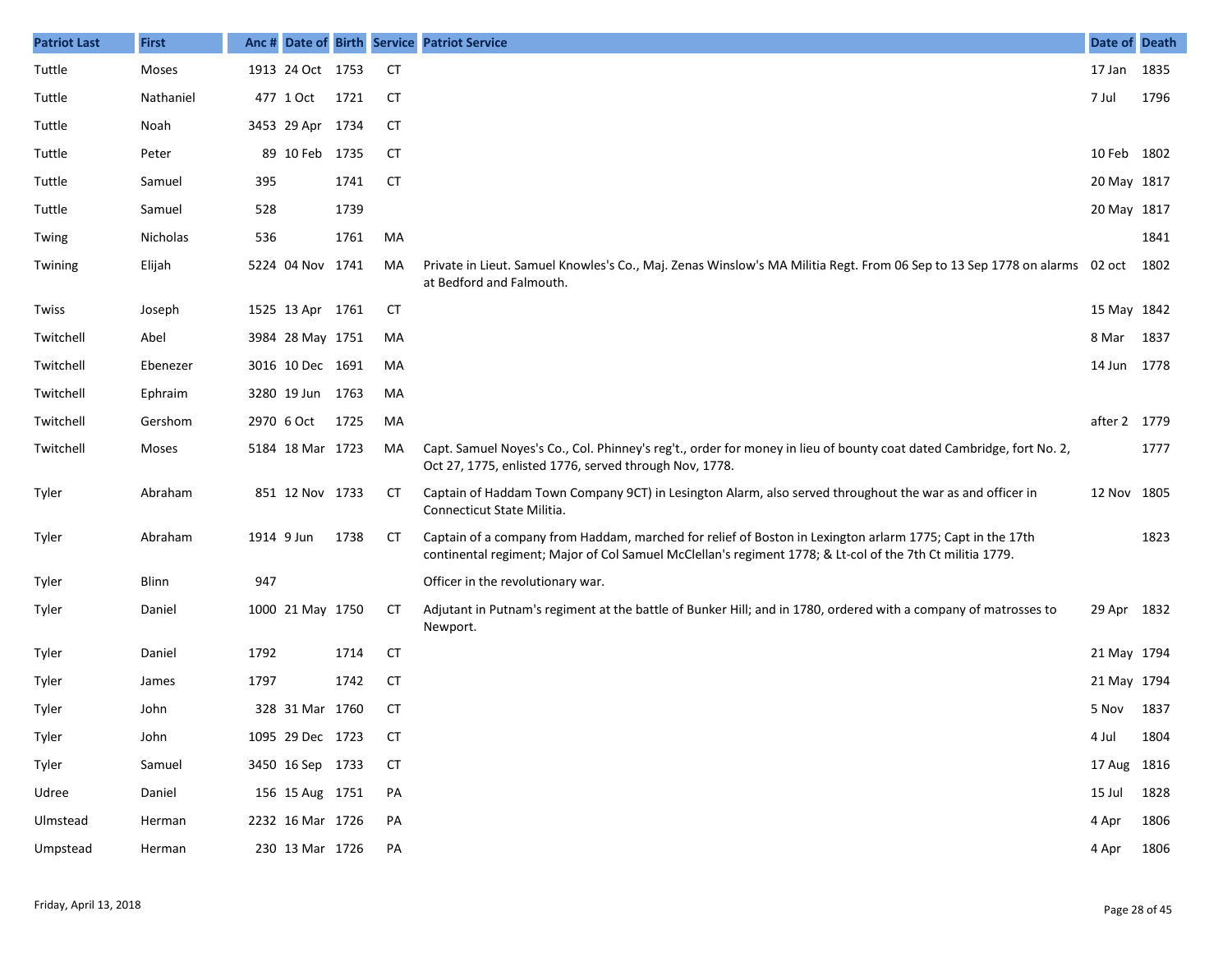| Patriot Last | First | Anc # | Date of | Birth | Service | Patriot Service | Date of | Death |
|---|---|---|---|---|---|---|---|---|
| Tuttle | Moses | 1913 | 24 Oct | 1753 | CT | | 17 Jan | 1835 |
| Tuttle | Nathaniel | 477 | 1 Oct | 1721 | CT | | 7 Jul | 1796 |
| Tuttle | Noah | 3453 | 29 Apr | 1734 | CT | | | |
| Tuttle | Peter | 89 | 10 Feb | 1735 | CT | | 10 Feb | 1802 |
| Tuttle | Samuel | 395 | | 1741 | CT | | 20 May | 1817 |
| Tuttle | Samuel | 528 | | 1739 | | | 20 May | 1817 |
| Twing | Nicholas | 536 | | 1761 | MA | | | 1841 |
| Twining | Elijah | 5224 | 04 Nov | 1741 | MA | Private in Lieut. Samuel Knowles's Co., Maj. Zenas Winslow's MA Militia Regt. From 06 Sep to 13 Sep 1778 on alarms at Bedford and Falmouth. | 02 oct | 1802 |
| Twiss | Joseph | 1525 | 13 Apr | 1761 | CT | | 15 May | 1842 |
| Twitchell | Abel | 3984 | 28 May | 1751 | MA | | 8 Mar | 1837 |
| Twitchell | Ebenezer | 3016 | 10 Dec | 1691 | MA | | 14 Jun | 1778 |
| Twitchell | Ephraim | 3280 | 19 Jun | 1763 | MA | | | |
| Twitchell | Gershom | 2970 | 6 Oct | 1725 | MA | | after 2 | 1779 |
| Twitchell | Moses | 5184 | 18 Mar | 1723 | MA | Capt. Samuel Noyes's Co., Col. Phinney's reg't., order for money in lieu of bounty coat dated Cambridge, fort No. 2, Oct 27, 1775, enlisted 1776, served through Nov, 1778. | | 1777 |
| Tyler | Abraham | 851 | 12 Nov | 1733 | CT | Captain of Haddam Town Company 9CT) in Lesington Alarm, also served throughout the war as and officer in Connecticut State Militia. | 12 Nov | 1805 |
| Tyler | Abraham | 1914 | 9 Jun | 1738 | CT | Captain of a company from Haddam, marched for relief of Boston in Lexington arlarm 1775; Capt in the 17th continental regiment; Major of Col Samuel McClellan's regiment 1778; & Lt-col of the 7th Ct militia 1779. | | 1823 |
| Tyler | Blinn | 947 | | | | Officer in the revolutionary war. | | |
| Tyler | Daniel | 1000 | 21 May | 1750 | CT | Adjutant in Putnam's regiment at the battle of Bunker Hill; and in 1780, ordered with a company of matrosses to Newport. | 29 Apr | 1832 |
| Tyler | Daniel | 1792 | | 1714 | CT | | 21 May | 1794 |
| Tyler | James | 1797 | | 1742 | CT | | 21 May | 1794 |
| Tyler | John | 328 | 31 Mar | 1760 | CT | | 5 Nov | 1837 |
| Tyler | John | 1095 | 29 Dec | 1723 | CT | | 4 Jul | 1804 |
| Tyler | Samuel | 3450 | 16 Sep | 1733 | CT | | 17 Aug | 1816 |
| Udree | Daniel | 156 | 15 Aug | 1751 | PA | | 15 Jul | 1828 |
| Ulmstead | Herman | 2232 | 16 Mar | 1726 | PA | | 4 Apr | 1806 |
| Umpstead | Herman | 230 | 13 Mar | 1726 | PA | | 4 Apr | 1806 |

Friday, April 13, 2018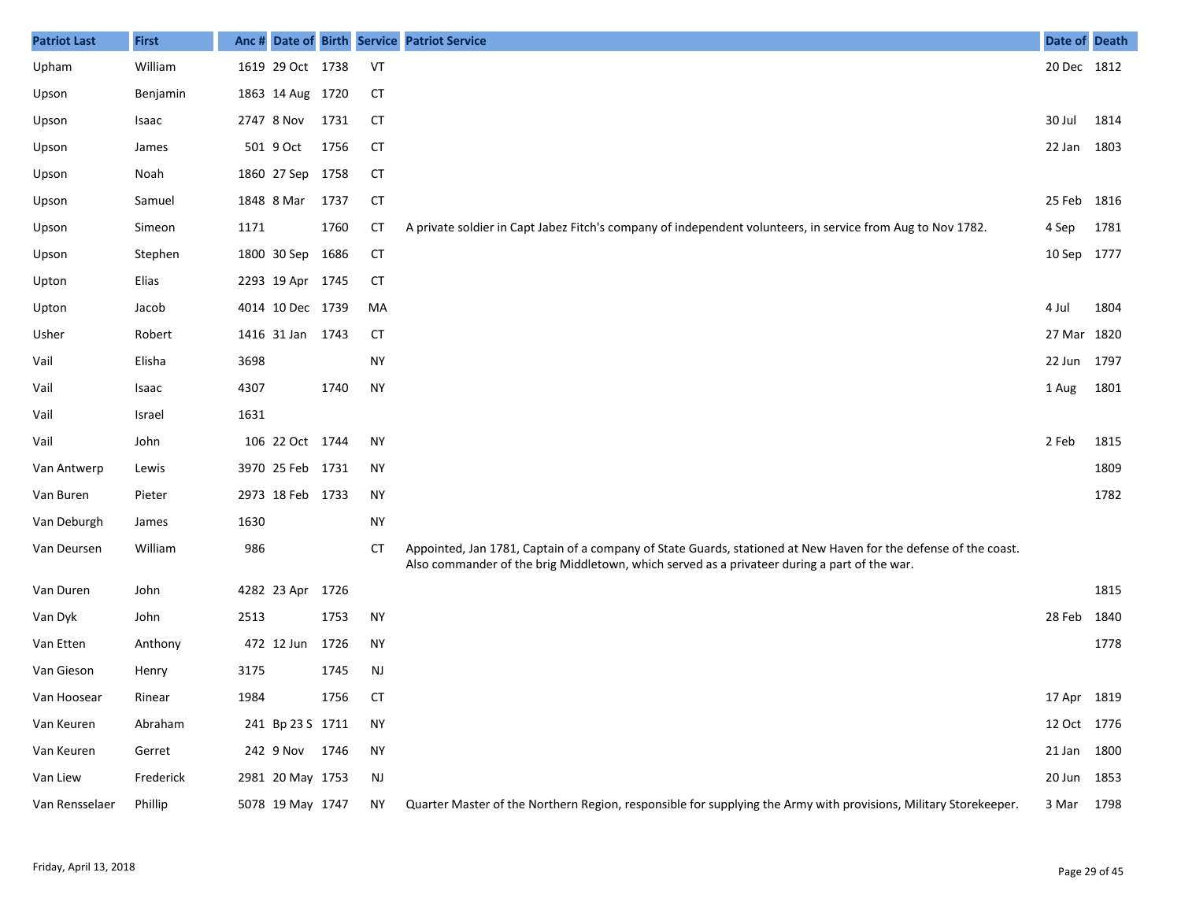| Patriot Last | First | Anc # | Date of | Birth | Service | Patriot Service | Date of | Death |
|---|---|---|---|---|---|---|---|---|
| Upham | William | 1619 | 29 Oct | 1738 | VT | | 20 Dec | 1812 |
| Upson | Benjamin | 1863 | 14 Aug | 1720 | CT | | | |
| Upson | Isaac | 2747 | 8 Nov | 1731 | CT | | 30 Jul | 1814 |
| Upson | James | 501 | 9 Oct | 1756 | CT | | 22 Jan | 1803 |
| Upson | Noah | 1860 | 27 Sep | 1758 | CT | | | |
| Upson | Samuel | 1848 | 8 Mar | 1737 | CT | | 25 Feb | 1816 |
| Upson | Simeon | 1171 | | 1760 | CT | A private soldier in Capt Jabez Fitch's company of independent volunteers, in service from Aug to Nov 1782. | 4 Sep | 1781 |
| Upson | Stephen | 1800 | 30 Sep | 1686 | CT | | 10 Sep | 1777 |
| Upton | Elias | 2293 | 19 Apr | 1745 | CT | | | |
| Upton | Jacob | 4014 | 10 Dec | 1739 | MA | | 4 Jul | 1804 |
| Usher | Robert | 1416 | 31 Jan | 1743 | CT | | 27 Mar | 1820 |
| Vail | Elisha | 3698 | | | NY | | 22 Jun | 1797 |
| Vail | Isaac | 4307 | | 1740 | NY | | 1 Aug | 1801 |
| Vail | Israel | 1631 | | | | | | |
| Vail | John | 106 | 22 Oct | 1744 | NY | | 2 Feb | 1815 |
| Van Antwerp | Lewis | 3970 | 25 Feb | 1731 | NY | | | 1809 |
| Van Buren | Pieter | 2973 | 18 Feb | 1733 | NY | | | 1782 |
| Van Deburgh | James | 1630 | | | NY | | | |
| Van Deursen | William | 986 | | | CT | Appointed, Jan 1781, Captain of a company of State Guards, stationed at New Haven for the defense of the coast. Also commander of the brig Middletown, which served as a privateer during a part of the war. | | |
| Van Duren | John | 4282 | 23 Apr | 1726 | | | | 1815 |
| Van Dyk | John | 2513 | | 1753 | NY | | 28 Feb | 1840 |
| Van Etten | Anthony | 472 | 12 Jun | 1726 | NY | | | 1778 |
| Van Gieson | Henry | 3175 | | 1745 | NJ | | | |
| Van Hoosear | Rinear | 1984 | | 1756 | CT | | 17 Apr | 1819 |
| Van Keuren | Abraham | 241 | Bp 23 S | 1711 | NY | | 12 Oct | 1776 |
| Van Keuren | Gerret | 242 | 9 Nov | 1746 | NY | | 21 Jan | 1800 |
| Van Liew | Frederick | 2981 | 20 May | 1753 | NJ | | 20 Jun | 1853 |
| Van Rensselaer | Phillip | 5078 | 19 May | 1747 | NY | Quarter Master of the Northern Region, responsible for supplying the Army with provisions, Military Storekeeper. | 3 Mar | 1798 |

Friday, April 13, 2018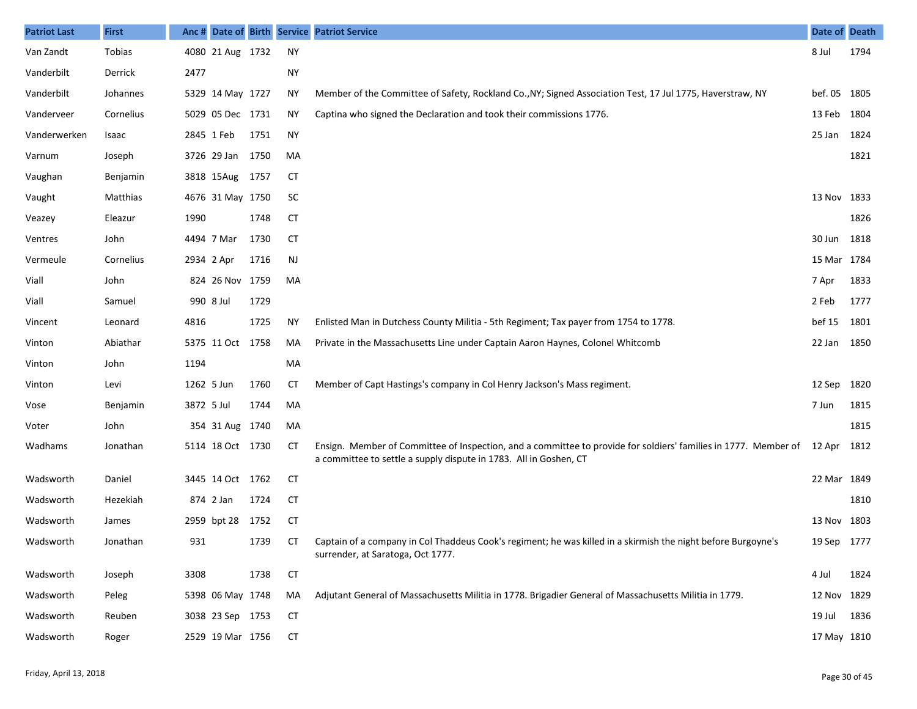| Patriot Last | First | Anc # | Date of | Birth | Service | Patriot Service | Date of | Death |
|---|---|---|---|---|---|---|---|---|
| Van Zandt | Tobias | 4080 | 21 Aug | 1732 | NY | | 8 Jul | 1794 |
| Vanderbilt | Derrick | 2477 | | | NY | | | |
| Vanderbilt | Johannes | 5329 | 14 May | 1727 | NY | Member of the Committee of Safety, Rockland Co.,NY; Signed Association Test, 17 Jul 1775, Haverstraw, NY | bef. 05 | 1805 |
| Vanderveer | Cornelius | 5029 | 05 Dec | 1731 | NY | Captina who signed the Declaration and took their commissions 1776. | 13 Feb | 1804 |
| Vanderwerken | Isaac | 2845 | 1 Feb | 1751 | NY | | 25 Jan | 1824 |
| Varnum | Joseph | 3726 | 29 Jan | 1750 | MA | | | 1821 |
| Vaughan | Benjamin | 3818 | 15Aug | 1757 | CT | | | |
| Vaught | Matthias | 4676 | 31 May | 1750 | SC | | 13 Nov | 1833 |
| Veazey | Eleazur | 1990 | | 1748 | CT | | | 1826 |
| Ventres | John | 4494 | 7 Mar | 1730 | CT | | 30 Jun | 1818 |
| Vermeule | Cornelius | 2934 | 2 Apr | 1716 | NJ | | 15 Mar | 1784 |
| Viall | John | 824 | 26 Nov | 1759 | MA | | 7 Apr | 1833 |
| Viall | Samuel | 990 | 8 Jul | 1729 | | | 2 Feb | 1777 |
| Vincent | Leonard | 4816 | | 1725 | NY | Enlisted Man in Dutchess County Militia - 5th Regiment; Tax payer from 1754 to 1778. | bef 15 | 1801 |
| Vinton | Abiathar | 5375 | 11 Oct | 1758 | MA | Private in the Massachusetts Line under Captain Aaron Haynes, Colonel Whitcomb | 22 Jan | 1850 |
| Vinton | John | 1194 | | | MA | | | |
| Vinton | Levi | 1262 | 5 Jun | 1760 | CT | Member of Capt Hastings's company in Col Henry Jackson's Mass regiment. | 12 Sep | 1820 |
| Vose | Benjamin | 3872 | 5 Jul | 1744 | MA | | 7 Jun | 1815 |
| Voter | John | 354 | 31 Aug | 1740 | MA | | | 1815 |
| Wadhams | Jonathan | 5114 | 18 Oct | 1730 | CT | Ensign. Member of Committee of Inspection, and a committee to provide for soldiers' families in 1777. Member of a committee to settle a supply dispute in 1783. All in Goshen, CT | 12 Apr | 1812 |
| Wadsworth | Daniel | 3445 | 14 Oct | 1762 | CT | | 22 Mar | 1849 |
| Wadsworth | Hezekiah | 874 | 2 Jan | 1724 | CT | | | 1810 |
| Wadsworth | James | 2959 | bpt 28 | 1752 | CT | | 13 Nov | 1803 |
| Wadsworth | Jonathan | 931 | | 1739 | CT | Captain of a company in Col Thaddeus Cook's regiment; he was killed in a skirmish the night before Burgoyne's surrender, at Saratoga, Oct 1777. | 19 Sep | 1777 |
| Wadsworth | Joseph | 3308 | | 1738 | CT | | 4 Jul | 1824 |
| Wadsworth | Peleg | 5398 | 06 May | 1748 | MA | Adjutant General of Massachusetts Militia in 1778. Brigadier General of Massachusetts Militia in 1779. | 12 Nov | 1829 |
| Wadsworth | Reuben | 3038 | 23 Sep | 1753 | CT | | 19 Jul | 1836 |
| Wadsworth | Roger | 2529 | 19 Mar | 1756 | CT | | 17 May | 1810 |

Friday, April 13, 2018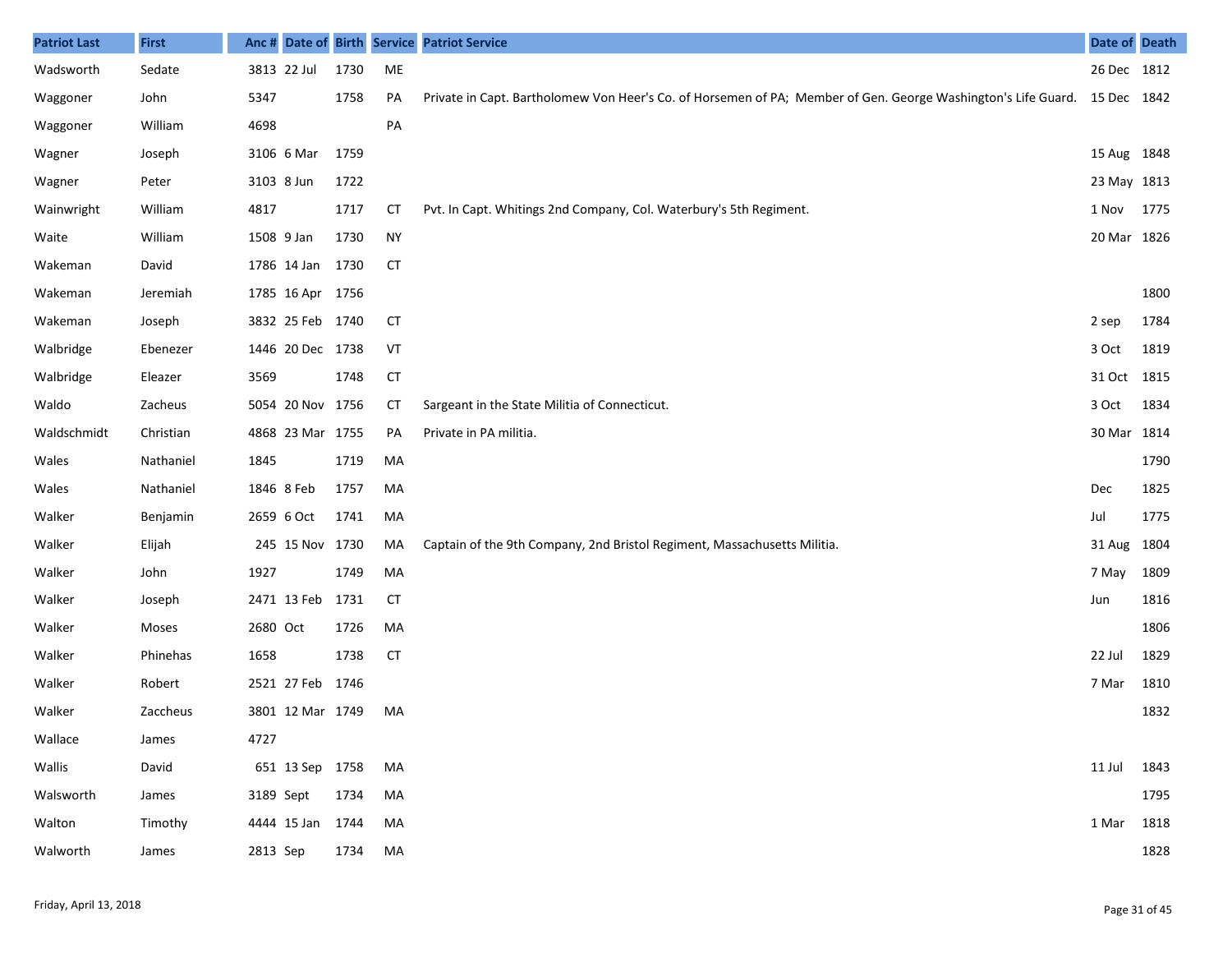| Patriot Last | First | Anc # | Date of | Birth | Service | Patriot Service | Date of | Death |
|---|---|---|---|---|---|---|---|---|
| Wadsworth | Sedate | 3813 | 22 Jul | 1730 | ME | | 26 Dec | 1812 |
| Waggoner | John | 5347 | | 1758 | PA | Private in Capt. Bartholomew Von Heer's Co. of Horsemen of PA; Member of Gen. George Washington's Life Guard. | 15 Dec | 1842 |
| Waggoner | William | 4698 | | | PA | | | |
| Wagner | Joseph | 3106 | 6 Mar | 1759 | | | 15 Aug | 1848 |
| Wagner | Peter | 3103 | 8 Jun | 1722 | | | 23 May | 1813 |
| Wainwright | William | 4817 | | 1717 | CT | Pvt. In Capt. Whitings 2nd Company, Col. Waterbury's 5th Regiment. | 1 Nov | 1775 |
| Waite | William | 1508 | 9 Jan | 1730 | NY | | 20 Mar | 1826 |
| Wakeman | David | 1786 | 14 Jan | 1730 | CT | | | |
| Wakeman | Jeremiah | 1785 | 16 Apr | 1756 | | | | 1800 |
| Wakeman | Joseph | 3832 | 25 Feb | 1740 | CT | | 2 sep | 1784 |
| Walbridge | Ebenezer | 1446 | 20 Dec | 1738 | VT | | 3 Oct | 1819 |
| Walbridge | Eleazer | 3569 | | 1748 | CT | | 31 Oct | 1815 |
| Waldo | Zacheus | 5054 | 20 Nov | 1756 | CT | Sargeant in the State Militia of Connecticut. | 3 Oct | 1834 |
| Waldschmidt | Christian | 4868 | 23 Mar | 1755 | PA | Private in PA militia. | 30 Mar | 1814 |
| Wales | Nathaniel | 1845 | | 1719 | MA | | | 1790 |
| Wales | Nathaniel | 1846 | 8 Feb | 1757 | MA | | Dec | 1825 |
| Walker | Benjamin | 2659 | 6 Oct | 1741 | MA | | Jul | 1775 |
| Walker | Elijah | 245 | 15 Nov | 1730 | MA | Captain of the 9th Company, 2nd Bristol Regiment, Massachusetts Militia. | 31 Aug | 1804 |
| Walker | John | 1927 | | 1749 | MA | | 7 May | 1809 |
| Walker | Joseph | 2471 | 13 Feb | 1731 | CT | | Jun | 1816 |
| Walker | Moses | 2680 | Oct | 1726 | MA | | | 1806 |
| Walker | Phinehas | 1658 | | 1738 | CT | | 22 Jul | 1829 |
| Walker | Robert | 2521 | 27 Feb | 1746 | | | 7 Mar | 1810 |
| Walker | Zaccheus | 3801 | 12 Mar | 1749 | MA | | | 1832 |
| Wallace | James | 4727 | | | | | | |
| Wallis | David | 651 | 13 Sep | 1758 | MA | | 11 Jul | 1843 |
| Walsworth | James | 3189 | Sept | 1734 | MA | | | 1795 |
| Walton | Timothy | 4444 | 15 Jan | 1744 | MA | | 1 Mar | 1818 |
| Walworth | James | 2813 | Sep | 1734 | MA | | | 1828 |

Friday, April 13, 2018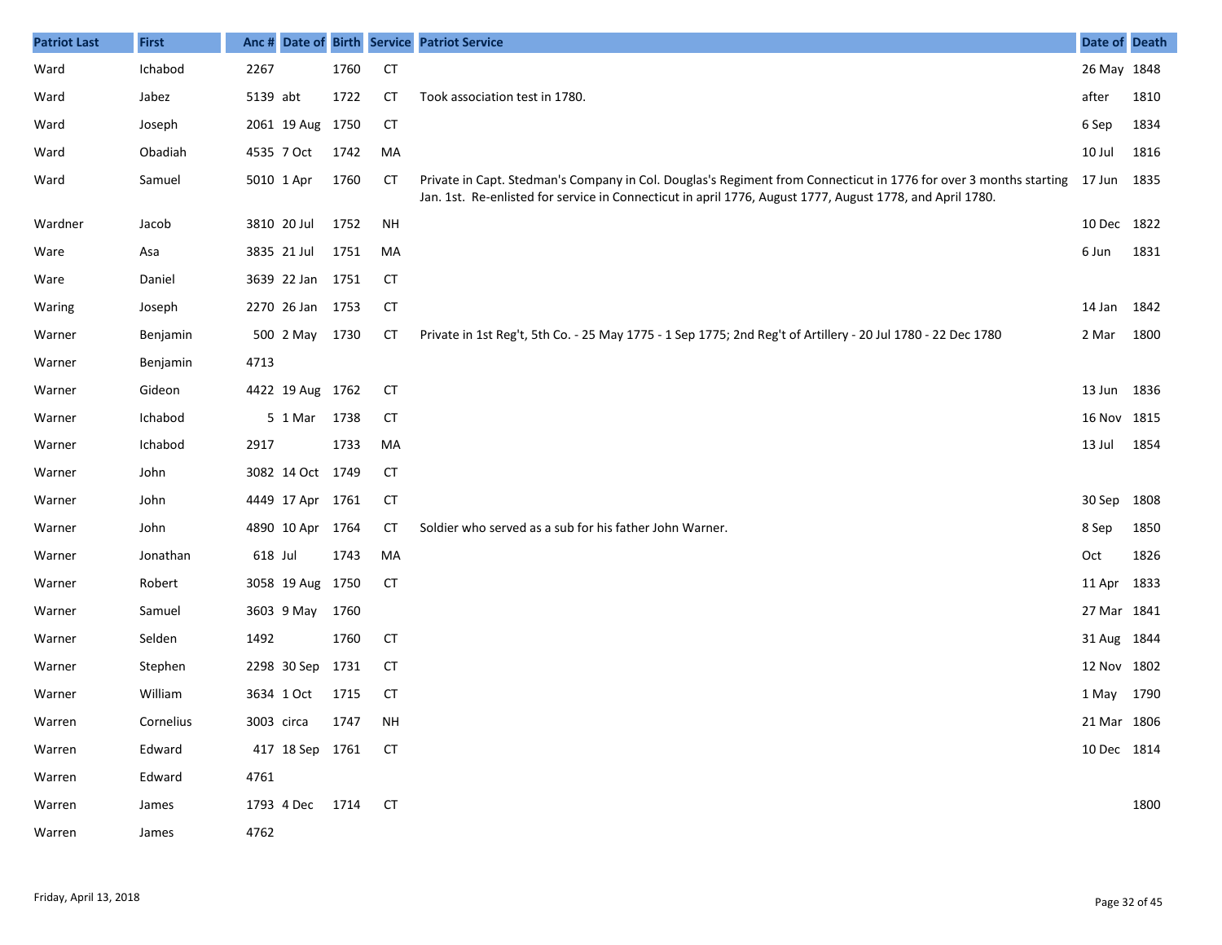| Patriot Last | First | Anc # | Date of | Birth | Service | Patriot Service | Date of | Death |
|---|---|---|---|---|---|---|---|---|
| Ward | Ichabod | 2267 | | 1760 | CT | | 26 May | 1848 |
| Ward | Jabez | 5139 | abt | 1722 | CT | Took association test in 1780. | after | 1810 |
| Ward | Joseph | 2061 | 19 Aug | 1750 | CT | | 6 Sep | 1834 |
| Ward | Obadiah | 4535 | 7 Oct | 1742 | MA | | 10 Jul | 1816 |
| Ward | Samuel | 5010 | 1 Apr | 1760 | CT | Private in Capt. Stedman's Company in Col. Douglas's Regiment from Connecticut in 1776 for over 3 months starting Jan. 1st. Re-enlisted for service in Connecticut in april 1776, August 1777, August 1778, and April 1780. | 17 Jun | 1835 |
| Wardner | Jacob | 3810 | 20 Jul | 1752 | NH | | 10 Dec | 1822 |
| Ware | Asa | 3835 | 21 Jul | 1751 | MA | | 6 Jun | 1831 |
| Ware | Daniel | 3639 | 22 Jan | 1751 | CT | | | |
| Waring | Joseph | 2270 | 26 Jan | 1753 | CT | | 14 Jan | 1842 |
| Warner | Benjamin | 500 | 2 May | 1730 | CT | Private in 1st Reg't, 5th Co. - 25 May 1775 - 1 Sep 1775; 2nd Reg't of Artillery - 20 Jul 1780 - 22 Dec 1780 | 2 Mar | 1800 |
| Warner | Benjamin | 4713 | | | | | | |
| Warner | Gideon | 4422 | 19 Aug | 1762 | CT | | 13 Jun | 1836 |
| Warner | Ichabod | 5 | 1 Mar | 1738 | CT | | 16 Nov | 1815 |
| Warner | Ichabod | 2917 | | 1733 | MA | | 13 Jul | 1854 |
| Warner | John | 3082 | 14 Oct | 1749 | CT | | | |
| Warner | John | 4449 | 17 Apr | 1761 | CT | | 30 Sep | 1808 |
| Warner | John | 4890 | 10 Apr | 1764 | CT | Soldier who served as a sub for his father John Warner. | 8 Sep | 1850 |
| Warner | Jonathan | 618 | Jul | 1743 | MA | | Oct | 1826 |
| Warner | Robert | 3058 | 19 Aug | 1750 | CT | | 11 Apr | 1833 |
| Warner | Samuel | 3603 | 9 May | 1760 | | | 27 Mar | 1841 |
| Warner | Selden | 1492 | | 1760 | CT | | 31 Aug | 1844 |
| Warner | Stephen | 2298 | 30 Sep | 1731 | CT | | 12 Nov | 1802 |
| Warner | William | 3634 | 1 Oct | 1715 | CT | | 1 May | 1790 |
| Warren | Cornelius | 3003 | circa | 1747 | NH | | 21 Mar | 1806 |
| Warren | Edward | 417 | 18 Sep | 1761 | CT | | 10 Dec | 1814 |
| Warren | Edward | 4761 | | | | | | |
| Warren | James | 1793 | 4 Dec | 1714 | CT | | | 1800 |
| Warren | James | 4762 | | | | | | |

Friday, April 13, 2018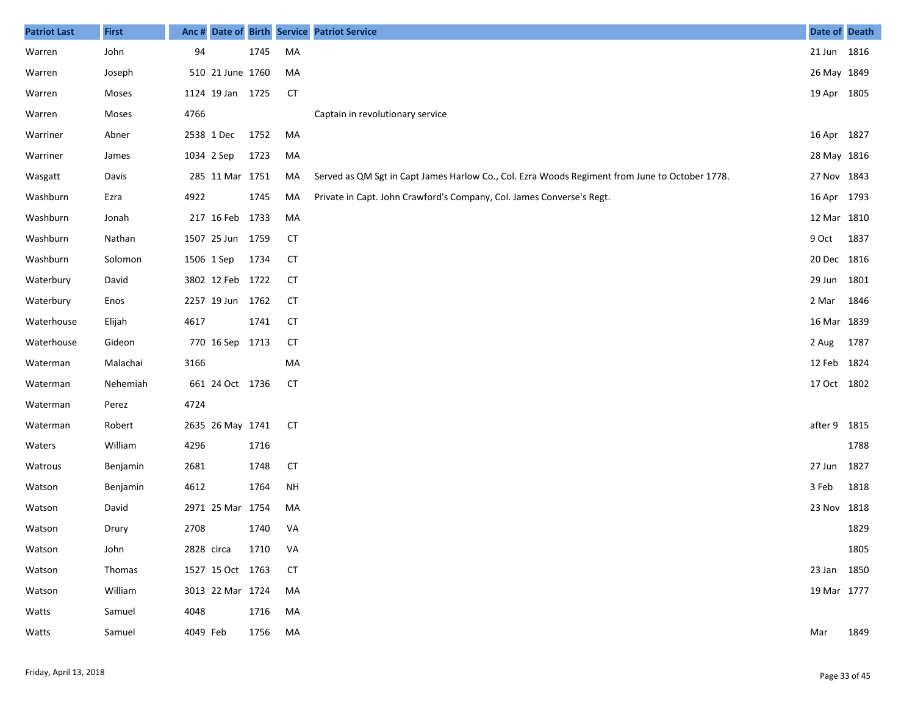| Patriot Last | First | Anc # | Date of | Birth | Service | Patriot Service | Date of | Death |
|---|---|---|---|---|---|---|---|---|
| Warren | John | 94 | | 1745 | MA | | 21 Jun | 1816 |
| Warren | Joseph | 510 | 21 June | 1760 | MA | | 26 May | 1849 |
| Warren | Moses | 1124 | 19 Jan | 1725 | CT | | 19 Apr | 1805 |
| Warren | Moses | 4766 | | | | Captain in revolutionary service | | |
| Warriner | Abner | 2538 | 1 Dec | 1752 | MA | | 16 Apr | 1827 |
| Warriner | James | 1034 | 2 Sep | 1723 | MA | | 28 May | 1816 |
| Wasgatt | Davis | 285 | 11 Mar | 1751 | MA | Served as QM Sgt in Capt James Harlow Co., Col. Ezra Woods Regiment from June to October 1778. | 27 Nov | 1843 |
| Washburn | Ezra | 4922 | | 1745 | MA | Private in Capt. John Crawford's Company, Col. James Converse's Regt. | 16 Apr | 1793 |
| Washburn | Jonah | 217 | 16 Feb | 1733 | MA | | 12 Mar | 1810 |
| Washburn | Nathan | 1507 | 25 Jun | 1759 | CT | | 9 Oct | 1837 |
| Washburn | Solomon | 1506 | 1 Sep | 1734 | CT | | 20 Dec | 1816 |
| Waterbury | David | 3802 | 12 Feb | 1722 | CT | | 29 Jun | 1801 |
| Waterbury | Enos | 2257 | 19 Jun | 1762 | CT | | 2 Mar | 1846 |
| Waterhouse | Elijah | 4617 | | 1741 | CT | | 16 Mar | 1839 |
| Waterhouse | Gideon | 770 | 16 Sep | 1713 | CT | | 2 Aug | 1787 |
| Waterman | Malachai | 3166 | | | MA | | 12 Feb | 1824 |
| Waterman | Nehemiah | 661 | 24 Oct | 1736 | CT | | 17 Oct | 1802 |
| Waterman | Perez | 4724 | | | | | | |
| Waterman | Robert | 2635 | 26 May | 1741 | CT | | after 9 | 1815 |
| Waters | William | 4296 | | 1716 | | | | 1788 |
| Watrous | Benjamin | 2681 | | 1748 | CT | | 27 Jun | 1827 |
| Watson | Benjamin | 4612 | | 1764 | NH | | 3 Feb | 1818 |
| Watson | David | 2971 | 25 Mar | 1754 | MA | | 23 Nov | 1818 |
| Watson | Drury | 2708 | | 1740 | VA | | | 1829 |
| Watson | John | 2828 | circa | 1710 | VA | | | 1805 |
| Watson | Thomas | 1527 | 15 Oct | 1763 | CT | | 23 Jan | 1850 |
| Watson | William | 3013 | 22 Mar | 1724 | MA | | 19 Mar | 1777 |
| Watts | Samuel | 4048 | | 1716 | MA | | | |
| Watts | Samuel | 4049 | Feb | 1756 | MA | | Mar | 1849 |

Friday, April 13, 2018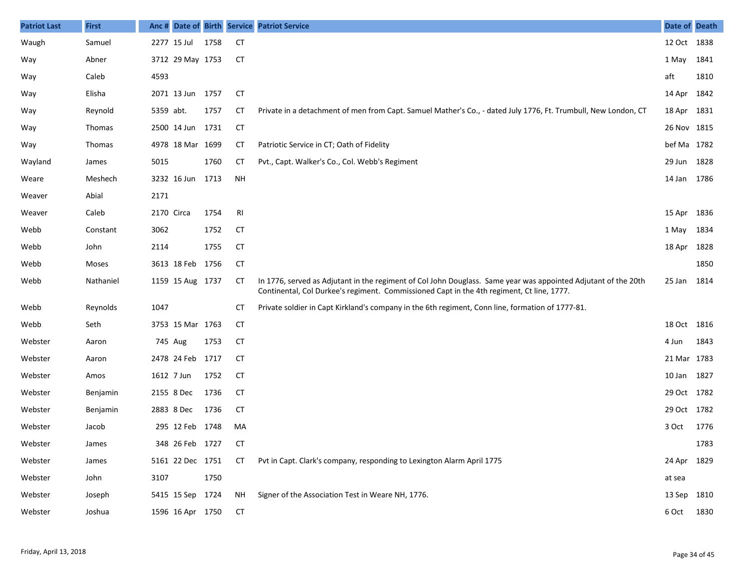| Patriot Last | First | Anc # | Date of | Birth | Service | Patriot Service | Date of | Death |
|---|---|---|---|---|---|---|---|---|
| Waugh | Samuel | 2277 | 15 Jul | 1758 | CT | | 12 Oct | 1838 |
| Way | Abner | 3712 | 29 May | 1753 | CT | | 1 May | 1841 |
| Way | Caleb | 4593 | | | | | aft | 1810 |
| Way | Elisha | 2071 | 13 Jun | 1757 | CT | | 14 Apr | 1842 |
| Way | Reynold | 5359 | abt. | 1757 | CT | Private in a detachment of men from Capt. Samuel Mather's Co., - dated July 1776, Ft. Trumbull, New London, CT | 18 Apr | 1831 |
| Way | Thomas | 2500 | 14 Jun | 1731 | CT | | 26 Nov | 1815 |
| Way | Thomas | 4978 | 18 Mar | 1699 | CT | Patriotic Service in CT; Oath of Fidelity | bef Ma | 1782 |
| Wayland | James | 5015 | | 1760 | CT | Pvt., Capt. Walker's Co., Col. Webb's Regiment | 29 Jun | 1828 |
| Weare | Meshech | 3232 | 16 Jun | 1713 | NH | | 14 Jan | 1786 |
| Weaver | Abial | 2171 | | | | | | |
| Weaver | Caleb | 2170 | Circa | 1754 | RI | | 15 Apr | 1836 |
| Webb | Constant | 3062 | | 1752 | CT | | 1 May | 1834 |
| Webb | John | 2114 | | 1755 | CT | | 18 Apr | 1828 |
| Webb | Moses | 3613 | 18 Feb | 1756 | CT | | | 1850 |
| Webb | Nathaniel | 1159 | 15 Aug | 1737 | CT | In 1776, served as Adjutant in the regiment of Col John Douglass. Same year was appointed Adjutant of the 20th Continental, Col Durkee's regiment. Commissioned Capt in the 4th regiment, Ct line, 1777. | 25 Jan | 1814 |
| Webb | Reynolds | 1047 | | | CT | Private soldier in Capt Kirkland's company in the 6th regiment, Conn line, formation of 1777-81. | | |
| Webb | Seth | 3753 | 15 Mar | 1763 | CT | | 18 Oct | 1816 |
| Webster | Aaron | 745 | Aug | 1753 | CT | | 4 Jun | 1843 |
| Webster | Aaron | 2478 | 24 Feb | 1717 | CT | | 21 Mar | 1783 |
| Webster | Amos | 1612 | 7 Jun | 1752 | CT | | 10 Jan | 1827 |
| Webster | Benjamin | 2155 | 8 Dec | 1736 | CT | | 29 Oct | 1782 |
| Webster | Benjamin | 2883 | 8 Dec | 1736 | CT | | 29 Oct | 1782 |
| Webster | Jacob | 295 | 12 Feb | 1748 | MA | | 3 Oct | 1776 |
| Webster | James | 348 | 26 Feb | 1727 | CT | | | 1783 |
| Webster | James | 5161 | 22 Dec | 1751 | CT | Pvt in Capt. Clark's company, responding to Lexington Alarm April 1775 | 24 Apr | 1829 |
| Webster | John | 3107 | | 1750 | | | at sea | |
| Webster | Joseph | 5415 | 15 Sep | 1724 | NH | Signer of the Association Test in Weare NH, 1776. | 13 Sep | 1810 |
| Webster | Joshua | 1596 | 16 Apr | 1750 | CT | | 6 Oct | 1830 |

Friday, April 13, 2018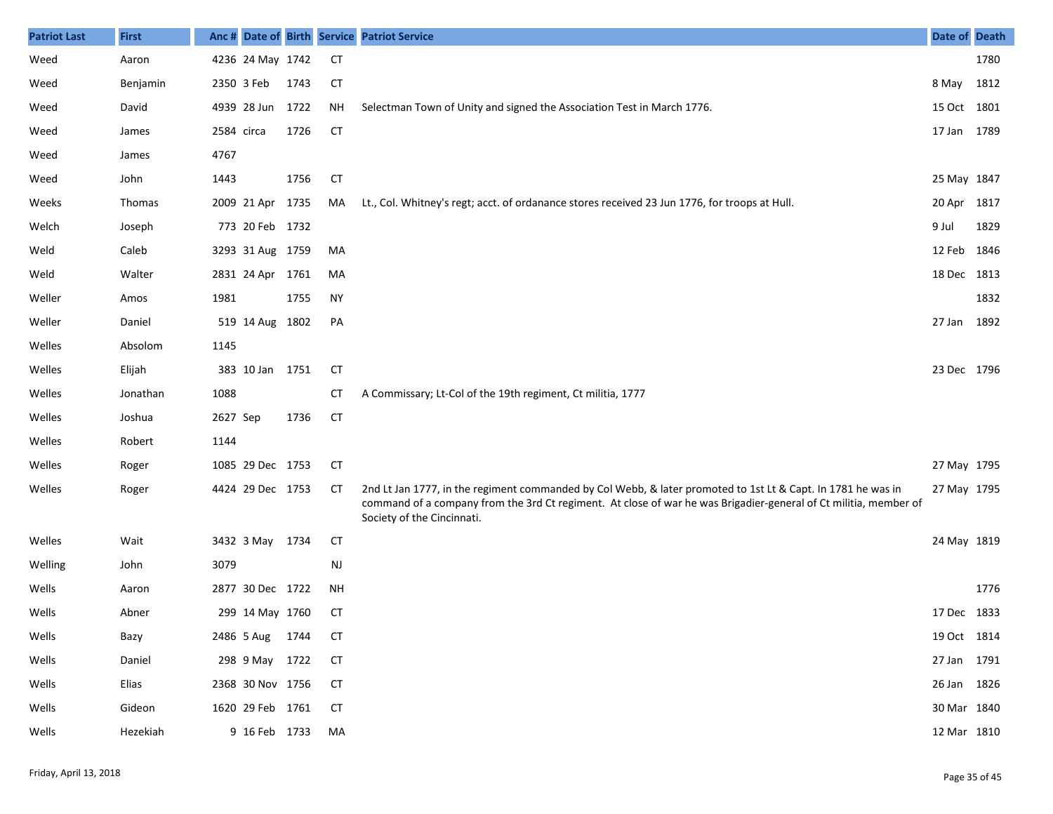| Patriot Last | First | Anc # | Date of | Birth | Service | Patriot Service | Date of | Death |
|---|---|---|---|---|---|---|---|---|
| Weed | Aaron | 4236 | 24 May | 1742 | CT | | | 1780 |
| Weed | Benjamin | 2350 | 3 Feb | 1743 | CT | | 8 May | 1812 |
| Weed | David | 4939 | 28 Jun | 1722 | NH | Selectman Town of Unity and signed the Association Test in March 1776. | 15 Oct | 1801 |
| Weed | James | 2584 | circa | 1726 | CT | | 17 Jan | 1789 |
| Weed | James | 4767 | | | | | | |
| Weed | John | 1443 | | 1756 | CT | | 25 May | 1847 |
| Weeks | Thomas | 2009 | 21 Apr | 1735 | MA | Lt., Col. Whitney's regt; acct. of ordanance stores received 23 Jun 1776, for troops at Hull. | 20 Apr | 1817 |
| Welch | Joseph | 773 | 20 Feb | 1732 | | | 9 Jul | 1829 |
| Weld | Caleb | 3293 | 31 Aug | 1759 | MA | | 12 Feb | 1846 |
| Weld | Walter | 2831 | 24 Apr | 1761 | MA | | 18 Dec | 1813 |
| Weller | Amos | 1981 | | 1755 | NY | | | 1832 |
| Weller | Daniel | 519 | 14 Aug | 1802 | PA | | 27 Jan | 1892 |
| Welles | Absolom | 1145 | | | | | | |
| Welles | Elijah | 383 | 10 Jan | 1751 | CT | | 23 Dec | 1796 |
| Welles | Jonathan | 1088 | | | CT | A Commissary; Lt-Col of the 19th regiment, Ct militia, 1777 | | |
| Welles | Joshua | 2627 | Sep | 1736 | CT | | | |
| Welles | Robert | 1144 | | | | | | |
| Welles | Roger | 1085 | 29 Dec | 1753 | CT | | 27 May | 1795 |
| Welles | Roger | 4424 | 29 Dec | 1753 | CT | 2nd Lt Jan 1777, in the regiment commanded by Col Webb, & later promoted to 1st Lt & Capt. In 1781 he was in command of a company from the 3rd Ct regiment. At close of war he was Brigadier-general of Ct militia, member of Society of the Cincinnati. | 27 May | 1795 |
| Welles | Wait | 3432 | 3 May | 1734 | CT | | 24 May | 1819 |
| Welling | John | 3079 | | | NJ | | | |
| Wells | Aaron | 2877 | 30 Dec | 1722 | NH | | | 1776 |
| Wells | Abner | 299 | 14 May | 1760 | CT | | 17 Dec | 1833 |
| Wells | Bazy | 2486 | 5 Aug | 1744 | CT | | 19 Oct | 1814 |
| Wells | Daniel | 298 | 9 May | 1722 | CT | | 27 Jan | 1791 |
| Wells | Elias | 2368 | 30 Nov | 1756 | CT | | 26 Jan | 1826 |
| Wells | Gideon | 1620 | 29 Feb | 1761 | CT | | 30 Mar | 1840 |
| Wells | Hezekiah | 9 | 16 Feb | 1733 | MA | | 12 Mar | 1810 |

Friday, April 13, 2018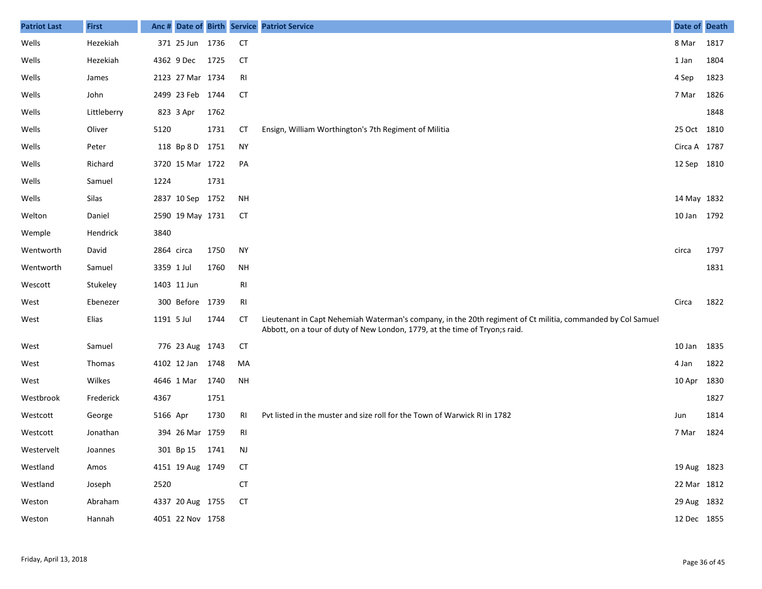| Patriot Last | First | Anc # | Date of | Birth | Service | Patriot Service | Date of | Death |
|---|---|---|---|---|---|---|---|---|
| Wells | Hezekiah | 371 | 25 Jun | 1736 | CT | | 8 Mar | 1817 |
| Wells | Hezekiah | 4362 | 9 Dec | 1725 | CT | | 1 Jan | 1804 |
| Wells | James | 2123 | 27 Mar | 1734 | RI | | 4 Sep | 1823 |
| Wells | John | 2499 | 23 Feb | 1744 | CT | | 7 Mar | 1826 |
| Wells | Littleberry | 823 | 3 Apr | 1762 | | | | 1848 |
| Wells | Oliver | 5120 | | 1731 | CT | Ensign, William Worthington's 7th Regiment of Militia | 25 Oct | 1810 |
| Wells | Peter | 118 | Bp 8 D | 1751 | NY | | Circa A | 1787 |
| Wells | Richard | 3720 | 15 Mar | 1722 | PA | | 12 Sep | 1810 |
| Wells | Samuel | 1224 | | 1731 | | | | |
| Wells | Silas | 2837 | 10 Sep | 1752 | NH | | 14 May | 1832 |
| Welton | Daniel | 2590 | 19 May | 1731 | CT | | 10 Jan | 1792 |
| Wemple | Hendrick | 3840 | | | | | | |
| Wentworth | David | 2864 | circa | 1750 | NY | | circa | 1797 |
| Wentworth | Samuel | 3359 | 1 Jul | 1760 | NH | | | 1831 |
| Wescott | Stukeley | 1403 | 11 Jun | | RI | | | |
| West | Ebenezer | 300 | Before | 1739 | RI | | Circa | 1822 |
| West | Elias | 1191 | 5 Jul | 1744 | CT | Lieutenant in Capt Nehemiah Waterman's company, in the 20th regiment of Ct militia, commanded by Col Samuel Abbott, on a tour of duty of New London, 1779, at the time of Tryon;s raid. | | |
| West | Samuel | 776 | 23 Aug | 1743 | CT | | 10 Jan | 1835 |
| West | Thomas | 4102 | 12 Jan | 1748 | MA | | 4 Jan | 1822 |
| West | Wilkes | 4646 | 1 Mar | 1740 | NH | | 10 Apr | 1830 |
| Westbrook | Frederick | 4367 | | 1751 | | | | 1827 |
| Westcott | George | 5166 | Apr | 1730 | RI | Pvt listed in the muster and size roll for the Town of Warwick RI in 1782 | Jun | 1814 |
| Westcott | Jonathan | 394 | 26 Mar | 1759 | RI | | 7 Mar | 1824 |
| Westervelt | Joannes | 301 | Bp 15 | 1741 | NJ | | | |
| Westland | Amos | 4151 | 19 Aug | 1749 | CT | | 19 Aug | 1823 |
| Westland | Joseph | 2520 | | | CT | | 22 Mar | 1812 |
| Weston | Abraham | 4337 | 20 Aug | 1755 | CT | | 29 Aug | 1832 |
| Weston | Hannah | 4051 | 22 Nov | 1758 | | | 12 Dec | 1855 |

Friday, April 13, 2018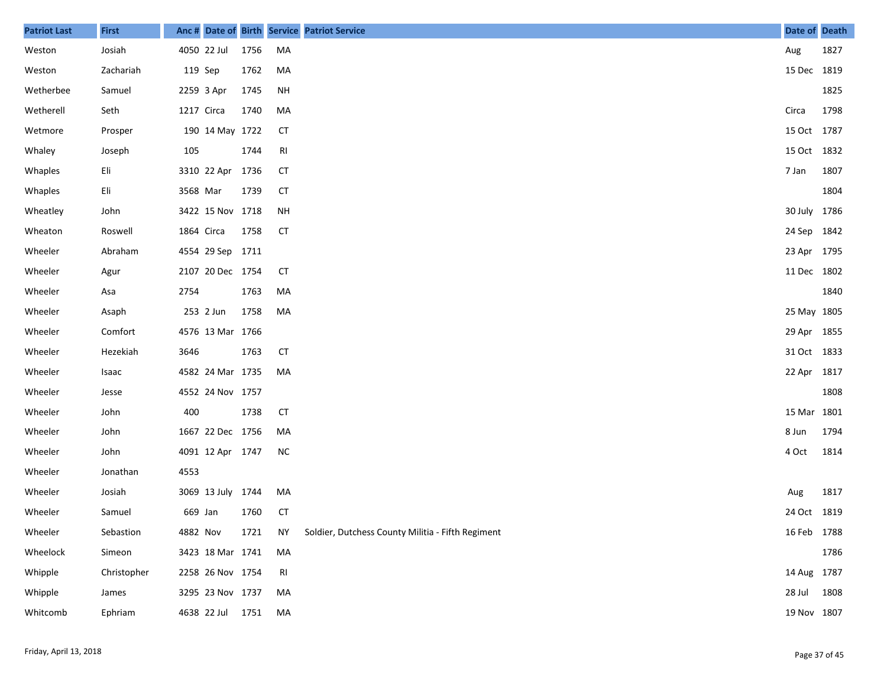| Patriot Last | First | Anc # | Date of | Birth | Service | Patriot Service | Date of | Death |
|---|---|---|---|---|---|---|---|---|
| Weston | Josiah | 4050 | 22 Jul | 1756 | MA | | Aug | 1827 |
| Weston | Zachariah | 119 | Sep | 1762 | MA | | 15 Dec | 1819 |
| Wetherbee | Samuel | 2259 | 3 Apr | 1745 | NH | | | 1825 |
| Wetherell | Seth | 1217 | Circa | 1740 | MA | | Circa | 1798 |
| Wetmore | Prosper | 190 | 14 May | 1722 | CT | | 15 Oct | 1787 |
| Whaley | Joseph | 105 | | 1744 | RI | | 15 Oct | 1832 |
| Whaples | Eli | 3310 | 22 Apr | 1736 | CT | | 7 Jan | 1807 |
| Whaples | Eli | 3568 | Mar | 1739 | CT | | | 1804 |
| Wheatley | John | 3422 | 15 Nov | 1718 | NH | | 30 July | 1786 |
| Wheaton | Roswell | 1864 | Circa | 1758 | CT | | 24 Sep | 1842 |
| Wheeler | Abraham | 4554 | 29 Sep | 1711 | | | 23 Apr | 1795 |
| Wheeler | Agur | 2107 | 20 Dec | 1754 | CT | | 11 Dec | 1802 |
| Wheeler | Asa | 2754 | | 1763 | MA | | | 1840 |
| Wheeler | Asaph | 253 | 2 Jun | 1758 | MA | | 25 May | 1805 |
| Wheeler | Comfort | 4576 | 13 Mar | 1766 | | | 29 Apr | 1855 |
| Wheeler | Hezekiah | 3646 | | 1763 | CT | | 31 Oct | 1833 |
| Wheeler | Isaac | 4582 | 24 Mar | 1735 | MA | | 22 Apr | 1817 |
| Wheeler | Jesse | 4552 | 24 Nov | 1757 | | | | 1808 |
| Wheeler | John | 400 | | 1738 | CT | | 15 Mar | 1801 |
| Wheeler | John | 1667 | 22 Dec | 1756 | MA | | 8 Jun | 1794 |
| Wheeler | John | 4091 | 12 Apr | 1747 | NC | | 4 Oct | 1814 |
| Wheeler | Jonathan | 4553 | | | | | | |
| Wheeler | Josiah | 3069 | 13 July | 1744 | MA | | Aug | 1817 |
| Wheeler | Samuel | 669 | Jan | 1760 | CT | | 24 Oct | 1819 |
| Wheeler | Sebastion | 4882 | Nov | 1721 | NY | Soldier, Dutchess County Militia - Fifth Regiment | 16 Feb | 1788 |
| Wheelock | Simeon | 3423 | 18 Mar | 1741 | MA | | | 1786 |
| Whipple | Christopher | 2258 | 26 Nov | 1754 | RI | | 14 Aug | 1787 |
| Whipple | James | 3295 | 23 Nov | 1737 | MA | | 28 Jul | 1808 |
| Whitcomb | Ephriam | 4638 | 22 Jul | 1751 | MA | | 19 Nov | 1807 |

Friday, April 13, 2018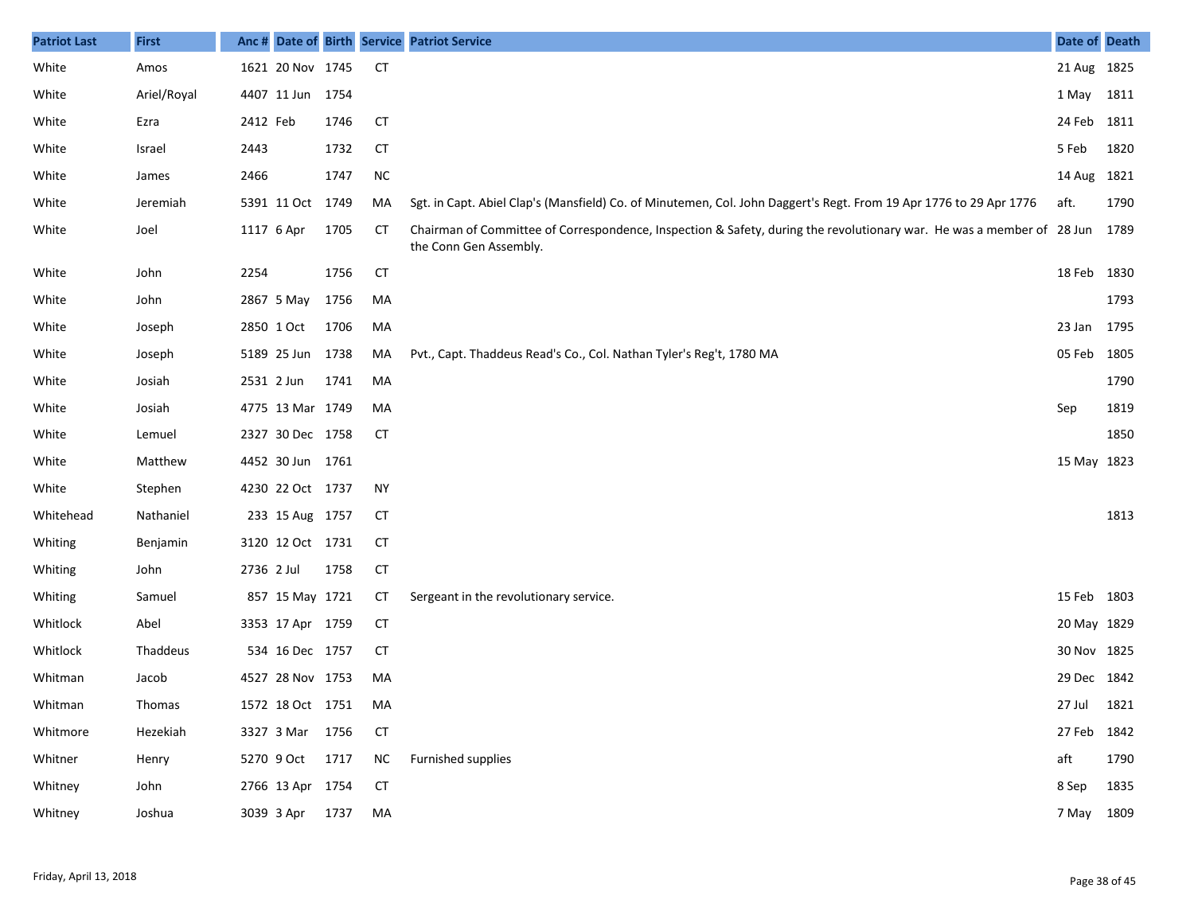| Patriot Last | First | Anc # | Date of | Birth | Service | Patriot Service | Date of | Death |
|---|---|---|---|---|---|---|---|---|
| White | Amos | 1621 | 20 Nov | 1745 | CT | | 21 Aug | 1825 |
| White | Ariel/Royal | 4407 | 11 Jun | 1754 | | | 1 May | 1811 |
| White | Ezra | 2412 | Feb | 1746 | CT | | 24 Feb | 1811 |
| White | Israel | 2443 | | 1732 | CT | | 5 Feb | 1820 |
| White | James | 2466 | | 1747 | NC | | 14 Aug | 1821 |
| White | Jeremiah | 5391 | 11 Oct | 1749 | MA | Sgt. in Capt. Abiel Clap's (Mansfield) Co. of Minutemen, Col. John Daggert's Regt. From 19 Apr 1776 to 29 Apr 1776 | aft. | 1790 |
| White | Joel | 1117 | 6 Apr | 1705 | CT | Chairman of Committee of Correspondence, Inspection & Safety, during the revolutionary war. He was a member of the Conn Gen Assembly. | 28 Jun | 1789 |
| White | John | 2254 | | 1756 | CT | | 18 Feb | 1830 |
| White | John | 2867 | 5 May | 1756 | MA | | | 1793 |
| White | Joseph | 2850 | 1 Oct | 1706 | MA | | 23 Jan | 1795 |
| White | Joseph | 5189 | 25 Jun | 1738 | MA | Pvt., Capt. Thaddeus Read's Co., Col. Nathan Tyler's Reg't, 1780 MA | 05 Feb | 1805 |
| White | Josiah | 2531 | 2 Jun | 1741 | MA | | | 1790 |
| White | Josiah | 4775 | 13 Mar | 1749 | MA | | Sep | 1819 |
| White | Lemuel | 2327 | 30 Dec | 1758 | CT | | | 1850 |
| White | Matthew | 4452 | 30 Jun | 1761 | | | 15 May | 1823 |
| White | Stephen | 4230 | 22 Oct | 1737 | NY | | | |
| Whitehead | Nathaniel | 233 | 15 Aug | 1757 | CT | | | 1813 |
| Whiting | Benjamin | 3120 | 12 Oct | 1731 | CT | | | |
| Whiting | John | 2736 | 2 Jul | 1758 | CT | | | |
| Whiting | Samuel | 857 | 15 May | 1721 | CT | Sergeant in the revolutionary service. | 15 Feb | 1803 |
| Whitlock | Abel | 3353 | 17 Apr | 1759 | CT | | 20 May | 1829 |
| Whitlock | Thaddeus | 534 | 16 Dec | 1757 | CT | | 30 Nov | 1825 |
| Whitman | Jacob | 4527 | 28 Nov | 1753 | MA | | 29 Dec | 1842 |
| Whitman | Thomas | 1572 | 18 Oct | 1751 | MA | | 27 Jul | 1821 |
| Whitmore | Hezekiah | 3327 | 3 Mar | 1756 | CT | | 27 Feb | 1842 |
| Whitner | Henry | 5270 | 9 Oct | 1717 | NC | Furnished supplies | aft | 1790 |
| Whitney | John | 2766 | 13 Apr | 1754 | CT | | 8 Sep | 1835 |
| Whitney | Joshua | 3039 | 3 Apr | 1737 | MA | | 7 May | 1809 |

Friday, April 13, 2018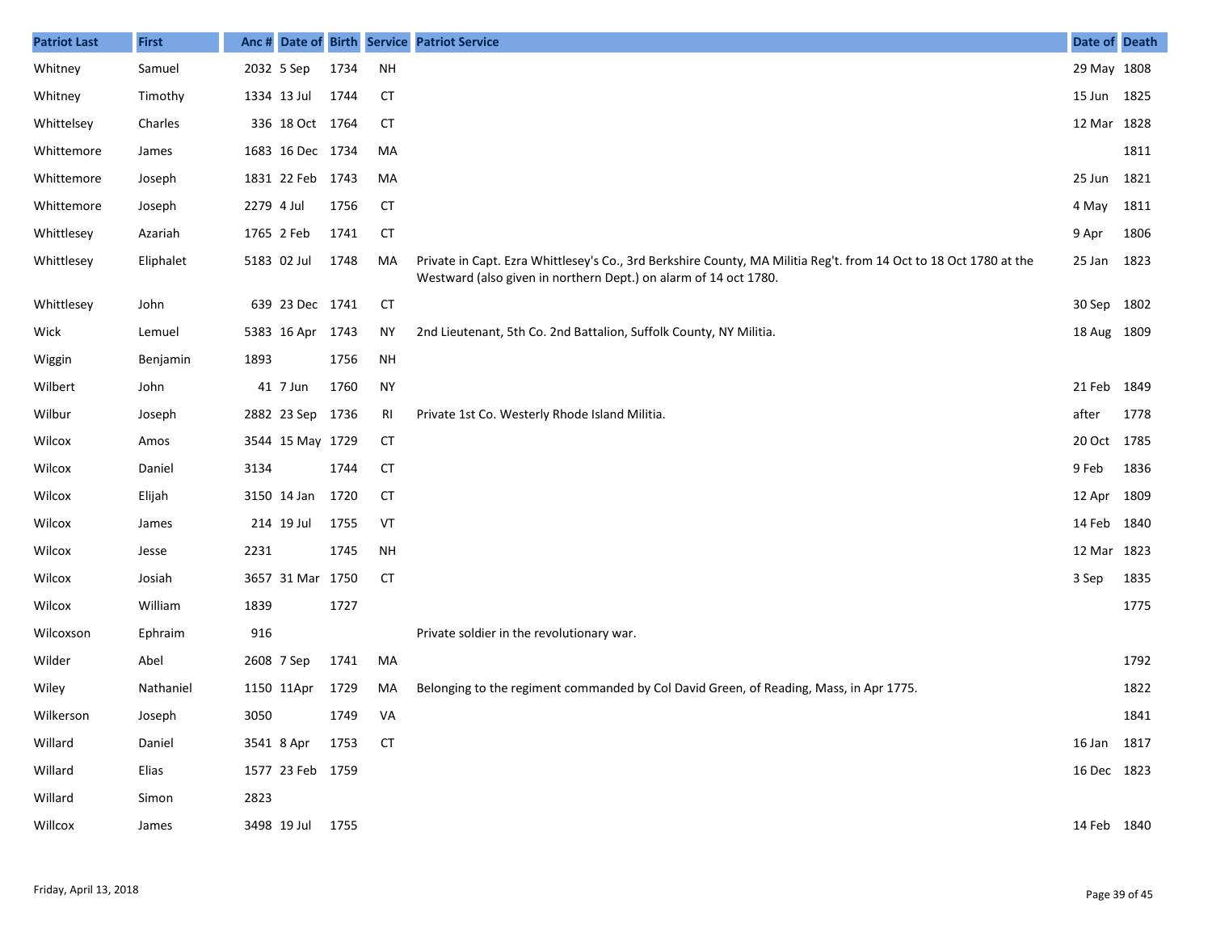| Patriot Last | First | Anc # | Date of | Birth | Service | Patriot Service | Date of | Death |
|---|---|---|---|---|---|---|---|---|
| Whitney | Samuel | 2032 | 5 Sep | 1734 | NH | | 29 May | 1808 |
| Whitney | Timothy | 1334 | 13 Jul | 1744 | CT | | 15 Jun | 1825 |
| Whittelsey | Charles | 336 | 18 Oct | 1764 | CT | | 12 Mar | 1828 |
| Whittemore | James | 1683 | 16 Dec | 1734 | MA | | | 1811 |
| Whittemore | Joseph | 1831 | 22 Feb | 1743 | MA | | 25 Jun | 1821 |
| Whittemore | Joseph | 2279 | 4 Jul | 1756 | CT | | 4 May | 1811 |
| Whittlesey | Azariah | 1765 | 2 Feb | 1741 | CT | | 9 Apr | 1806 |
| Whittlesey | Eliphalet | 5183 | 02 Jul | 1748 | MA | Private in Capt. Ezra Whittlesey's Co., 3rd Berkshire County, MA Militia Reg't. from 14 Oct to 18 Oct 1780 at the Westward (also given in northern Dept.) on alarm of 14 oct 1780. | 25 Jan | 1823 |
| Whittlesey | John | 639 | 23 Dec | 1741 | CT | | 30 Sep | 1802 |
| Wick | Lemuel | 5383 | 16 Apr | 1743 | NY | 2nd Lieutenant, 5th Co. 2nd Battalion, Suffolk County, NY Militia. | 18 Aug | 1809 |
| Wiggin | Benjamin | 1893 | | 1756 | NH | | | |
| Wilbert | John | 41 | 7 Jun | 1760 | NY | | 21 Feb | 1849 |
| Wilbur | Joseph | 2882 | 23 Sep | 1736 | RI | Private 1st Co. Westerly Rhode Island Militia. | after | 1778 |
| Wilcox | Amos | 3544 | 15 May | 1729 | CT | | 20 Oct | 1785 |
| Wilcox | Daniel | 3134 | | 1744 | CT | | 9 Feb | 1836 |
| Wilcox | Elijah | 3150 | 14 Jan | 1720 | CT | | 12 Apr | 1809 |
| Wilcox | James | 214 | 19 Jul | 1755 | VT | | 14 Feb | 1840 |
| Wilcox | Jesse | 2231 | | 1745 | NH | | 12 Mar | 1823 |
| Wilcox | Josiah | 3657 | 31 Mar | 1750 | CT | | 3 Sep | 1835 |
| Wilcox | William | 1839 | | 1727 | | | | 1775 |
| Wilcoxson | Ephraim | 916 | | | | Private soldier in the revolutionary war. | | |
| Wilder | Abel | 2608 | 7 Sep | 1741 | MA | | | 1792 |
| Wiley | Nathaniel | 1150 | 11Apr | 1729 | MA | Belonging to the regiment commanded by Col David Green, of Reading, Mass, in Apr 1775. | | 1822 |
| Wilkerson | Joseph | 3050 | | 1749 | VA | | | 1841 |
| Willard | Daniel | 3541 | 8 Apr | 1753 | CT | | 16 Jan | 1817 |
| Willard | Elias | 1577 | 23 Feb | 1759 | | | 16 Dec | 1823 |
| Willard | Simon | 2823 | | | | | | |
| Willcox | James | 3498 | 19 Jul | 1755 | | | 14 Feb | 1840 |

Friday, April 13, 2018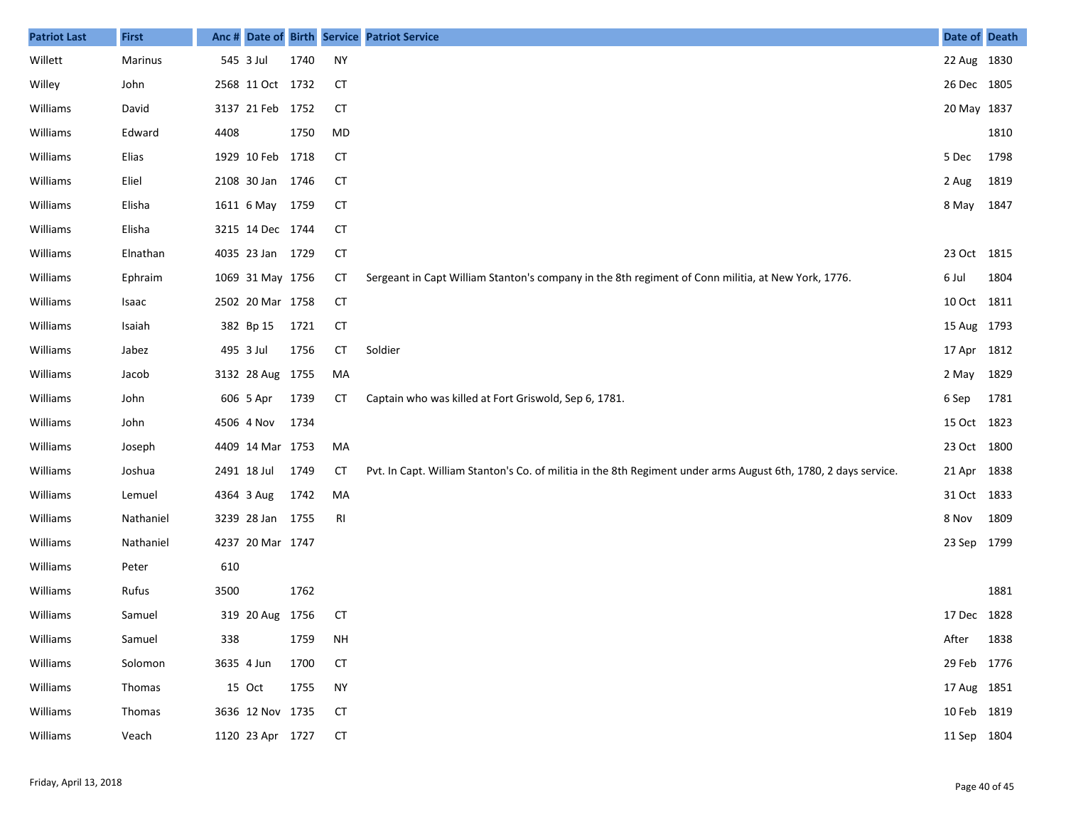| Patriot Last | First | Anc # | Date of | Birth | Service | Patriot Service | Date of | Death |
|---|---|---|---|---|---|---|---|---|
| Willett | Marinus | 545 | 3 Jul | 1740 | NY | | 22 Aug | 1830 |
| Willey | John | 2568 | 11 Oct | 1732 | CT | | 26 Dec | 1805 |
| Williams | David | 3137 | 21 Feb | 1752 | CT | | 20 May | 1837 |
| Williams | Edward | 4408 | | 1750 | MD | | | 1810 |
| Williams | Elias | 1929 | 10 Feb | 1718 | CT | | 5 Dec | 1798 |
| Williams | Eliel | 2108 | 30 Jan | 1746 | CT | | 2 Aug | 1819 |
| Williams | Elisha | 1611 | 6 May | 1759 | CT | | 8 May | 1847 |
| Williams | Elisha | 3215 | 14 Dec | 1744 | CT | | | |
| Williams | Elnathan | 4035 | 23 Jan | 1729 | CT | | 23 Oct | 1815 |
| Williams | Ephraim | 1069 | 31 May | 1756 | CT | Sergeant in Capt William Stanton's company in the 8th regiment of Conn militia, at New York, 1776. | 6 Jul | 1804 |
| Williams | Isaac | 2502 | 20 Mar | 1758 | CT | | 10 Oct | 1811 |
| Williams | Isaiah | 382 | Bp 15 | 1721 | CT | | 15 Aug | 1793 |
| Williams | Jabez | 495 | 3 Jul | 1756 | CT | Soldier | 17 Apr | 1812 |
| Williams | Jacob | 3132 | 28 Aug | 1755 | MA | | 2 May | 1829 |
| Williams | John | 606 | 5 Apr | 1739 | CT | Captain who was killed at Fort Griswold, Sep 6, 1781. | 6 Sep | 1781 |
| Williams | John | 4506 | 4 Nov | 1734 | | | 15 Oct | 1823 |
| Williams | Joseph | 4409 | 14 Mar | 1753 | MA | | 23 Oct | 1800 |
| Williams | Joshua | 2491 | 18 Jul | 1749 | CT | Pvt. In Capt. William Stanton's Co. of militia in the 8th Regiment under arms August 6th, 1780, 2 days service. | 21 Apr | 1838 |
| Williams | Lemuel | 4364 | 3 Aug | 1742 | MA | | 31 Oct | 1833 |
| Williams | Nathaniel | 3239 | 28 Jan | 1755 | RI | | 8 Nov | 1809 |
| Williams | Nathaniel | 4237 | 20 Mar | 1747 | | | 23 Sep | 1799 |
| Williams | Peter | 610 | | | | | | |
| Williams | Rufus | 3500 | | 1762 | | | | 1881 |
| Williams | Samuel | 319 | 20 Aug | 1756 | CT | | 17 Dec | 1828 |
| Williams | Samuel | 338 | | 1759 | NH | | After | 1838 |
| Williams | Solomon | 3635 | 4 Jun | 1700 | CT | | 29 Feb | 1776 |
| Williams | Thomas | 15 | Oct | 1755 | NY | | 17 Aug | 1851 |
| Williams | Thomas | 3636 | 12 Nov | 1735 | CT | | 10 Feb | 1819 |
| Williams | Veach | 1120 | 23 Apr | 1727 | CT | | 11 Sep | 1804 |

Friday, April 13, 2018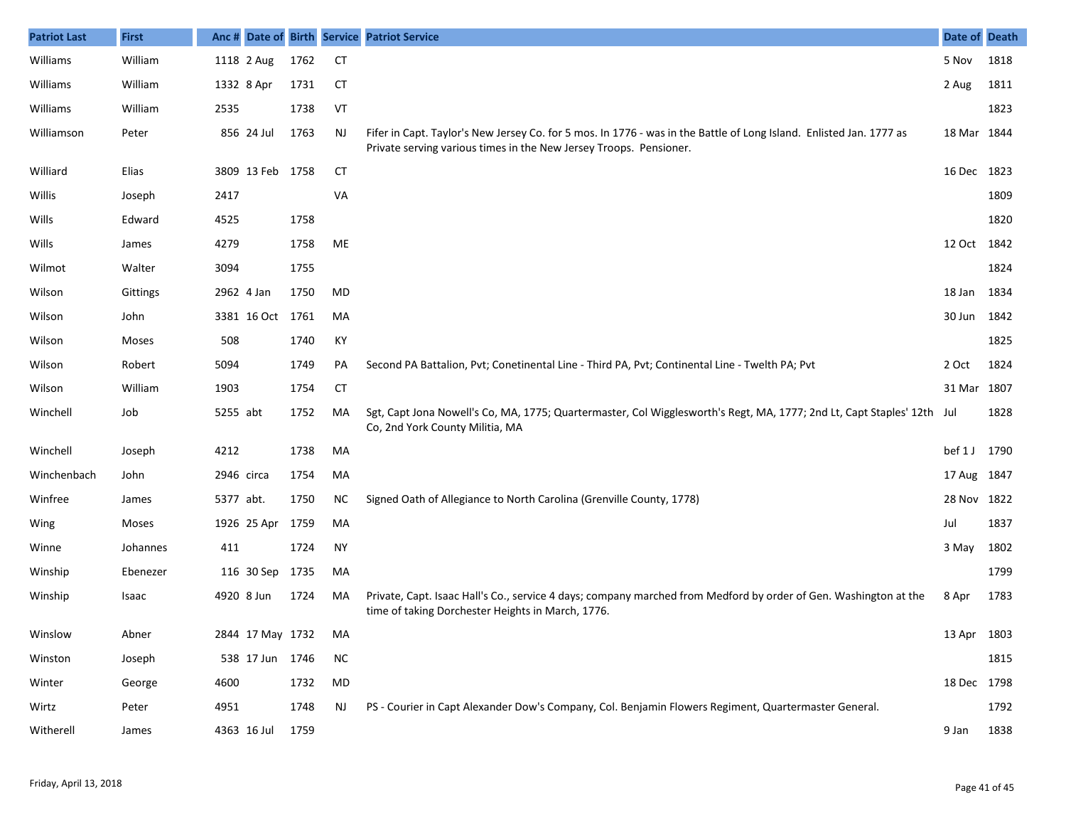| Patriot Last | First | Anc # | Date of | Birth | Service | Patriot Service | Date of | Death |
|---|---|---|---|---|---|---|---|---|
| Williams | William | 1118 | 2 Aug | 1762 | CT | | 5 Nov | 1818 |
| Williams | William | 1332 | 8 Apr | 1731 | CT | | 2 Aug | 1811 |
| Williams | William | 2535 | | 1738 | VT | | | 1823 |
| Williamson | Peter | 856 | 24 Jul | 1763 | NJ | Fifer in Capt. Taylor's New Jersey Co. for 5 mos. In 1776 - was in the Battle of Long Island. Enlisted Jan. 1777 as Private serving various times in the New Jersey Troops. Pensioner. | 18 Mar | 1844 |
| Williard | Elias | 3809 | 13 Feb | 1758 | CT | | 16 Dec | 1823 |
| Willis | Joseph | 2417 | | | VA | | | 1809 |
| Wills | Edward | 4525 | | 1758 | | | | 1820 |
| Wills | James | 4279 | | 1758 | ME | | 12 Oct | 1842 |
| Wilmot | Walter | 3094 | | 1755 | | | | 1824 |
| Wilson | Gittings | 2962 | 4 Jan | 1750 | MD | | 18 Jan | 1834 |
| Wilson | John | 3381 | 16 Oct | 1761 | MA | | 30 Jun | 1842 |
| Wilson | Moses | 508 | | 1740 | KY | | | 1825 |
| Wilson | Robert | 5094 | | 1749 | PA | Second PA Battalion, Pvt; Conetinental Line - Third PA, Pvt; Continental Line - Twelth PA; Pvt | 2 Oct | 1824 |
| Wilson | William | 1903 | | 1754 | CT | | 31 Mar | 1807 |
| Winchell | Job | 5255 | abt | 1752 | MA | Sgt, Capt Jona Nowell's Co, MA, 1775; Quartermaster, Col Wigglesworth's Regt, MA, 1777; 2nd Lt, Capt Staples' 12th Co, 2nd York County Militia, MA | Jul | 1828 |
| Winchell | Joseph | 4212 | | 1738 | MA | | bef 1 J | 1790 |
| Winchenbach | John | 2946 | circa | 1754 | MA | | 17 Aug | 1847 |
| Winfree | James | 5377 | abt. | 1750 | NC | Signed Oath of Allegiance to North Carolina (Grenville County, 1778) | 28 Nov | 1822 |
| Wing | Moses | 1926 | 25 Apr | 1759 | MA | | Jul | 1837 |
| Winne | Johannes | 411 | | 1724 | NY | | 3 May | 1802 |
| Winship | Ebenezer | 116 | 30 Sep | 1735 | MA | | | 1799 |
| Winship | Isaac | 4920 | 8 Jun | 1724 | MA | Private, Capt. Isaac Hall's Co., service 4 days; company marched from Medford by order of Gen. Washington at the time of taking Dorchester Heights in March, 1776. | 8 Apr | 1783 |
| Winslow | Abner | 2844 | 17 May | 1732 | MA | | 13 Apr | 1803 |
| Winston | Joseph | 538 | 17 Jun | 1746 | NC | | | 1815 |
| Winter | George | 4600 | | 1732 | MD | | 18 Dec | 1798 |
| Wirtz | Peter | 4951 | | 1748 | NJ | PS - Courier in Capt Alexander Dow's Company, Col. Benjamin Flowers Regiment, Quartermaster General. | | 1792 |
| Witherell | James | 4363 | 16 Jul | 1759 | | | 9 Jan | 1838 |

Friday, April 13, 2018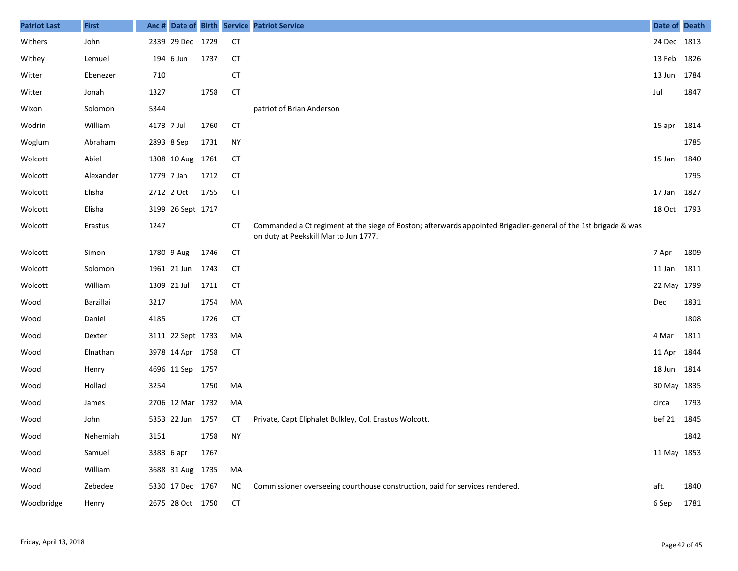| Patriot Last | First | Anc # | Date of | Birth | Service | Patriot Service | Date of | Death |
|---|---|---|---|---|---|---|---|---|
| Withers | John | 2339 | 29 Dec | 1729 | CT | | 24 Dec | 1813 |
| Withey | Lemuel | 194 | 6 Jun | 1737 | CT | | 13 Feb | 1826 |
| Witter | Ebenezer | 710 | | | CT | | 13 Jun | 1784 |
| Witter | Jonah | 1327 | | 1758 | CT | | Jul | 1847 |
| Wixon | Solomon | 5344 | | | | patriot of Brian Anderson | | |
| Wodrin | William | 4173 | 7 Jul | 1760 | CT | | 15 apr | 1814 |
| Woglum | Abraham | 2893 | 8 Sep | 1731 | NY | | | 1785 |
| Wolcott | Abiel | 1308 | 10 Aug | 1761 | CT | | 15 Jan | 1840 |
| Wolcott | Alexander | 1779 | 7 Jan | 1712 | CT | | | 1795 |
| Wolcott | Elisha | 2712 | 2 Oct | 1755 | CT | | 17 Jan | 1827 |
| Wolcott | Elisha | 3199 | 26 Sept | 1717 | | | 18 Oct | 1793 |
| Wolcott | Erastus | 1247 | | | CT | Commanded a Ct regiment at the siege of Boston; afterwards appointed Brigadier-general of the 1st brigade & was on duty at Peekskill Mar to Jun 1777. | | |
| Wolcott | Simon | 1780 | 9 Aug | 1746 | CT | | 7 Apr | 1809 |
| Wolcott | Solomon | 1961 | 21 Jun | 1743 | CT | | 11 Jan | 1811 |
| Wolcott | William | 1309 | 21 Jul | 1711 | CT | | 22 May | 1799 |
| Wood | Barzillai | 3217 | | 1754 | MA | | Dec | 1831 |
| Wood | Daniel | 4185 | | 1726 | CT | | | 1808 |
| Wood | Dexter | 3111 | 22 Sept | 1733 | MA | | 4 Mar | 1811 |
| Wood | Elnathan | 3978 | 14 Apr | 1758 | CT | | 11 Apr | 1844 |
| Wood | Henry | 4696 | 11 Sep | 1757 | | | 18 Jun | 1814 |
| Wood | Hollad | 3254 | | 1750 | MA | | 30 May | 1835 |
| Wood | James | 2706 | 12 Mar | 1732 | MA | | circa | 1793 |
| Wood | John | 5353 | 22 Jun | 1757 | CT | Private, Capt Eliphalet Bulkley, Col. Erastus Wolcott. | bef 21 | 1845 |
| Wood | Nehemiah | 3151 | | 1758 | NY | | | 1842 |
| Wood | Samuel | 3383 | 6 apr | 1767 | | | 11 May | 1853 |
| Wood | William | 3688 | 31 Aug | 1735 | MA | | | |
| Wood | Zebedee | 5330 | 17 Dec | 1767 | NC | Commissioner overseeing courthouse construction, paid for services rendered. | aft. | 1840 |
| Woodbridge | Henry | 2675 | 28 Oct | 1750 | CT | | 6 Sep | 1781 |

Friday, April 13, 2018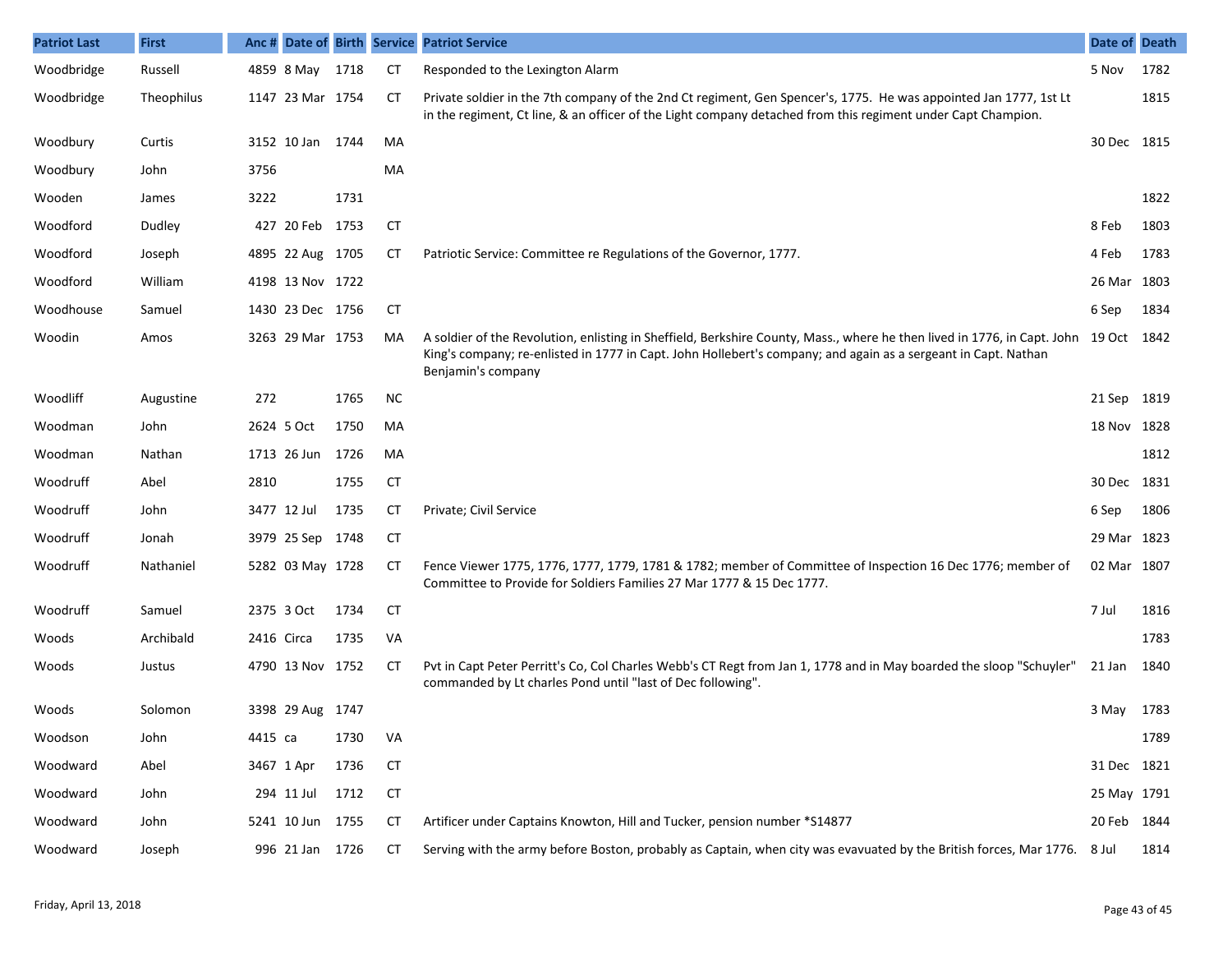| Patriot Last | First | Anc # | Date of | Birth | Service | Patriot Service | Date of | Death |
|---|---|---|---|---|---|---|---|---|
| Woodbridge | Russell | 4859 | 8 May | 1718 | CT | Responded to the Lexington Alarm | 5 Nov | 1782 |
| Woodbridge | Theophilus | 1147 | 23 Mar | 1754 | CT | Private soldier in the 7th company of the 2nd Ct regiment, Gen Spencer's, 1775. He was appointed Jan 1777, 1st Lt in the regiment, Ct line, & an officer of the Light company detached from this regiment under Capt Champion. | | 1815 |
| Woodbury | Curtis | 3152 | 10 Jan | 1744 | MA | | 30 Dec | 1815 |
| Woodbury | John | 3756 | | | MA | | | |
| Wooden | James | 3222 | | 1731 | | | | 1822 |
| Woodford | Dudley | 427 | 20 Feb | 1753 | CT | | 8 Feb | 1803 |
| Woodford | Joseph | 4895 | 22 Aug | 1705 | CT | Patriotic Service: Committee re Regulations of the Governor, 1777. | 4 Feb | 1783 |
| Woodford | William | 4198 | 13 Nov | 1722 | | | 26 Mar | 1803 |
| Woodhouse | Samuel | 1430 | 23 Dec | 1756 | CT | | 6 Sep | 1834 |
| Woodin | Amos | 3263 | 29 Mar | 1753 | MA | A soldier of the Revolution, enlisting in Sheffield, Berkshire County, Mass., where he then lived in 1776, in Capt. John King's company; re-enlisted in 1777 in Capt. John Hollebert's company; and again as a sergeant in Capt. Nathan Benjamin's company | 19 Oct | 1842 |
| Woodliff | Augustine | 272 | | 1765 | NC | | 21 Sep | 1819 |
| Woodman | John | 2624 | 5 Oct | 1750 | MA | | 18 Nov | 1828 |
| Woodman | Nathan | 1713 | 26 Jun | 1726 | MA | | | 1812 |
| Woodruff | Abel | 2810 | | 1755 | CT | | 30 Dec | 1831 |
| Woodruff | John | 3477 | 12 Jul | 1735 | CT | Private; Civil Service | 6 Sep | 1806 |
| Woodruff | Jonah | 3979 | 25 Sep | 1748 | CT | | 29 Mar | 1823 |
| Woodruff | Nathaniel | 5282 | 03 May | 1728 | CT | Fence Viewer 1775, 1776, 1777, 1779, 1781 & 1782; member of Committee of Inspection 16 Dec 1776; member of Committee to Provide for Soldiers Families 27 Mar 1777 & 15 Dec 1777. | 02 Mar | 1807 |
| Woodruff | Samuel | 2375 | 3 Oct | 1734 | CT | | 7 Jul | 1816 |
| Woods | Archibald | 2416 | Circa | 1735 | VA | | | 1783 |
| Woods | Justus | 4790 | 13 Nov | 1752 | CT | Pvt in Capt Peter Perritt's Co, Col Charles Webb's CT Regt from Jan 1, 1778 and in May boarded the sloop "Schuyler" commanded by Lt charles Pond until "last of Dec following". | 21 Jan | 1840 |
| Woods | Solomon | 3398 | 29 Aug | 1747 | | | 3 May | 1783 |
| Woodson | John | 4415 | ca | 1730 | VA | | | 1789 |
| Woodward | Abel | 3467 | 1 Apr | 1736 | CT | | 31 Dec | 1821 |
| Woodward | John | 294 | 11 Jul | 1712 | CT | | 25 May | 1791 |
| Woodward | John | 5241 | 10 Jun | 1755 | CT | Artificer under Captains Knowton, Hill and Tucker, pension number *S14877 | 20 Feb | 1844 |
| Woodward | Joseph | 996 | 21 Jan | 1726 | CT | Serving with the army before Boston, probably as Captain, when city was evavuated by the British forces, Mar 1776. | 8 Jul | 1814 |

Friday, April 13, 2018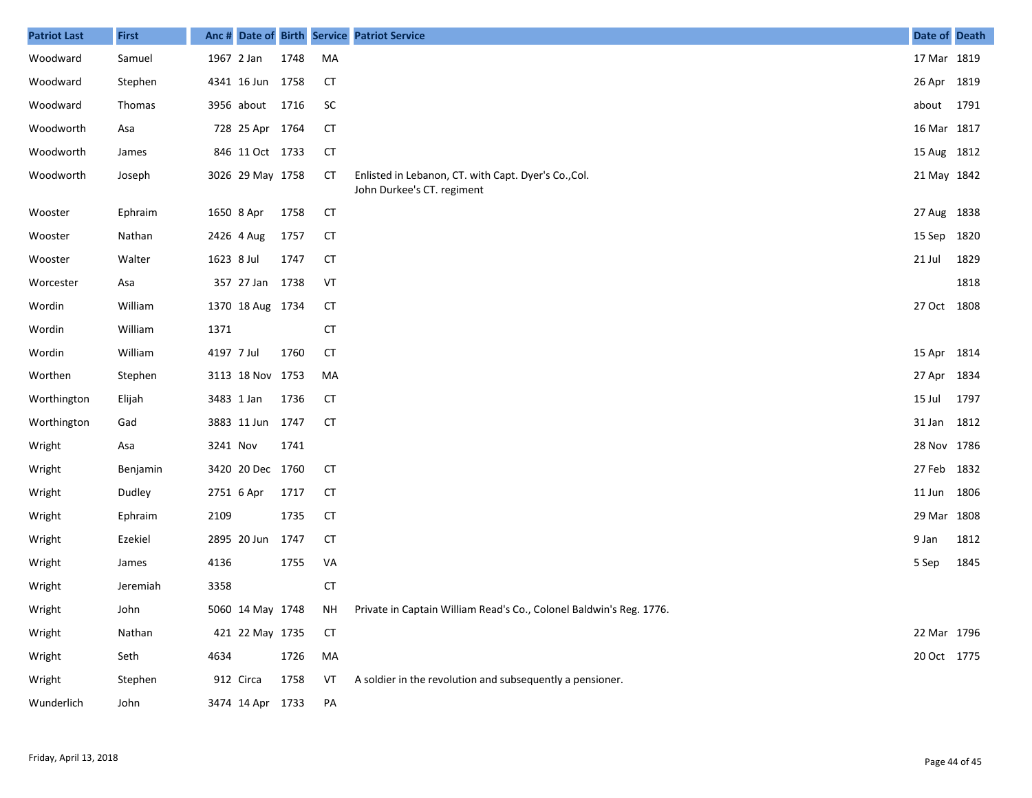| Patriot Last | First | Anc # | Date of | Birth | Service | Patriot Service | Date of | Death |
|---|---|---|---|---|---|---|---|---|
| Woodward | Samuel | 1967 | 2 Jan | 1748 | MA | | 17 Mar | 1819 |
| Woodward | Stephen | 4341 | 16 Jun | 1758 | CT | | 26 Apr | 1819 |
| Woodward | Thomas | 3956 | about | 1716 | SC | | about | 1791 |
| Woodworth | Asa | 728 | 25 Apr | 1764 | CT | | 16 Mar | 1817 |
| Woodworth | James | 846 | 11 Oct | 1733 | CT | | 15 Aug | 1812 |
| Woodworth | Joseph | 3026 | 29 May | 1758 | CT | Enlisted in Lebanon, CT. with Capt. Dyer's Co.,Col. John Durkee's CT. regiment | 21 May | 1842 |
| Wooster | Ephraim | 1650 | 8 Apr | 1758 | CT | | 27 Aug | 1838 |
| Wooster | Nathan | 2426 | 4 Aug | 1757 | CT | | 15 Sep | 1820 |
| Wooster | Walter | 1623 | 8 Jul | 1747 | CT | | 21 Jul | 1829 |
| Worcester | Asa | 357 | 27 Jan | 1738 | VT | | | 1818 |
| Wordin | William | 1370 | 18 Aug | 1734 | CT | | 27 Oct | 1808 |
| Wordin | William | 1371 | | | CT | | | |
| Wordin | William | 4197 | 7 Jul | 1760 | CT | | 15 Apr | 1814 |
| Worthen | Stephen | 3113 | 18 Nov | 1753 | MA | | 27 Apr | 1834 |
| Worthington | Elijah | 3483 | 1 Jan | 1736 | CT | | 15 Jul | 1797 |
| Worthington | Gad | 3883 | 11 Jun | 1747 | CT | | 31 Jan | 1812 |
| Wright | Asa | 3241 | Nov | 1741 | | | 28 Nov | 1786 |
| Wright | Benjamin | 3420 | 20 Dec | 1760 | CT | | 27 Feb | 1832 |
| Wright | Dudley | 2751 | 6 Apr | 1717 | CT | | 11 Jun | 1806 |
| Wright | Ephraim | 2109 | | 1735 | CT | | 29 Mar | 1808 |
| Wright | Ezekiel | 2895 | 20 Jun | 1747 | CT | | 9 Jan | 1812 |
| Wright | James | 4136 | | 1755 | VA | | 5 Sep | 1845 |
| Wright | Jeremiah | 3358 | | | CT | | | |
| Wright | John | 5060 | 14 May | 1748 | NH | Private in Captain William Read's Co., Colonel Baldwin's Reg. 1776. | | |
| Wright | Nathan | 421 | 22 May | 1735 | CT | | 22 Mar | 1796 |
| Wright | Seth | 4634 | | 1726 | MA | | 20 Oct | 1775 |
| Wright | Stephen | 912 | Circa | 1758 | VT | A soldier in the revolution and subsequently a pensioner. | | |
| Wunderlich | John | 3474 | 14 Apr | 1733 | PA | | | |

Friday, April 13, 2018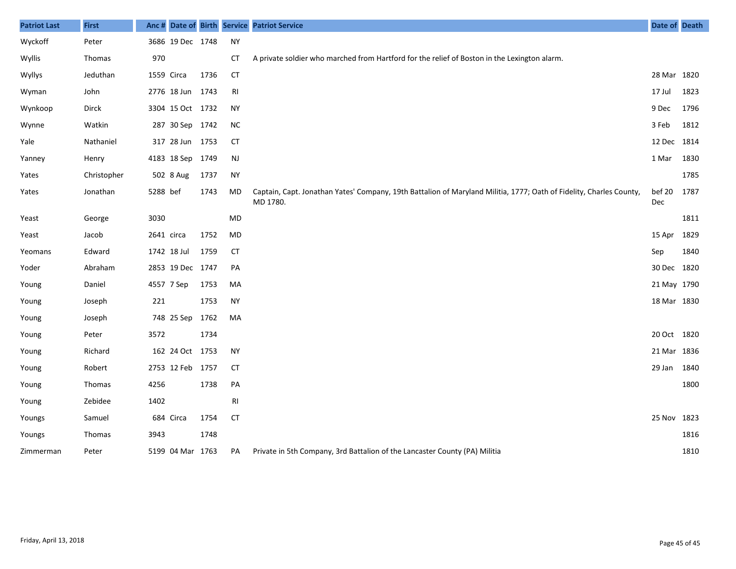| Patriot Last | First | Anc # | Date of | Birth | Service | Patriot Service | Date of | Death |
|---|---|---|---|---|---|---|---|---|
| Wyckoff | Peter | 3686 | 19 Dec | 1748 | NY | | | |
| Wyllis | Thomas | 970 | | | CT | A private soldier who marched from Hartford for the relief of Boston in the Lexington alarm. | | |
| Wyllys | Jeduthan | 1559 | Circa | 1736 | CT | | 28 Mar | 1820 |
| Wyman | John | 2776 | 18 Jun | 1743 | RI | | 17 Jul | 1823 |
| Wynkoop | Dirck | 3304 | 15 Oct | 1732 | NY | | 9 Dec | 1796 |
| Wynne | Watkin | 287 | 30 Sep | 1742 | NC | | 3 Feb | 1812 |
| Yale | Nathaniel | 317 | 28 Jun | 1753 | CT | | 12 Dec | 1814 |
| Yanney | Henry | 4183 | 18 Sep | 1749 | NJ | | 1 Mar | 1830 |
| Yates | Christopher | 502 | 8 Aug | 1737 | NY | | | 1785 |
| Yates | Jonathan | 5288 | bef | 1743 | MD | Captain, Capt. Jonathan Yates' Company, 19th Battalion of Maryland Militia, 1777; Oath of Fidelity, Charles County, MD 1780. | bef 20 Dec | 1787 |
| Yeast | George | 3030 | | | MD | | | 1811 |
| Yeast | Jacob | 2641 | circa | 1752 | MD | | 15 Apr | 1829 |
| Yeomans | Edward | 1742 | 18 Jul | 1759 | CT | | Sep | 1840 |
| Yoder | Abraham | 2853 | 19 Dec | 1747 | PA | | 30 Dec | 1820 |
| Young | Daniel | 4557 | 7 Sep | 1753 | MA | | 21 May | 1790 |
| Young | Joseph | 221 | | 1753 | NY | | 18 Mar | 1830 |
| Young | Joseph | 748 | 25 Sep | 1762 | MA | | | |
| Young | Peter | 3572 | | 1734 | | | 20 Oct | 1820 |
| Young | Richard | 162 | 24 Oct | 1753 | NY | | 21 Mar | 1836 |
| Young | Robert | 2753 | 12 Feb | 1757 | CT | | 29 Jan | 1840 |
| Young | Thomas | 4256 | | 1738 | PA | | | 1800 |
| Young | Zebidee | 1402 | | | RI | | | |
| Youngs | Samuel | 684 | Circa | 1754 | CT | | 25 Nov | 1823 |
| Youngs | Thomas | 3943 | | 1748 | | | | 1816 |
| Zimmerman | Peter | 5199 | 04 Mar | 1763 | PA | Private in 5th Company, 3rd Battalion of the Lancaster County (PA) Militia | | 1810 |

Friday, April 13, 2018